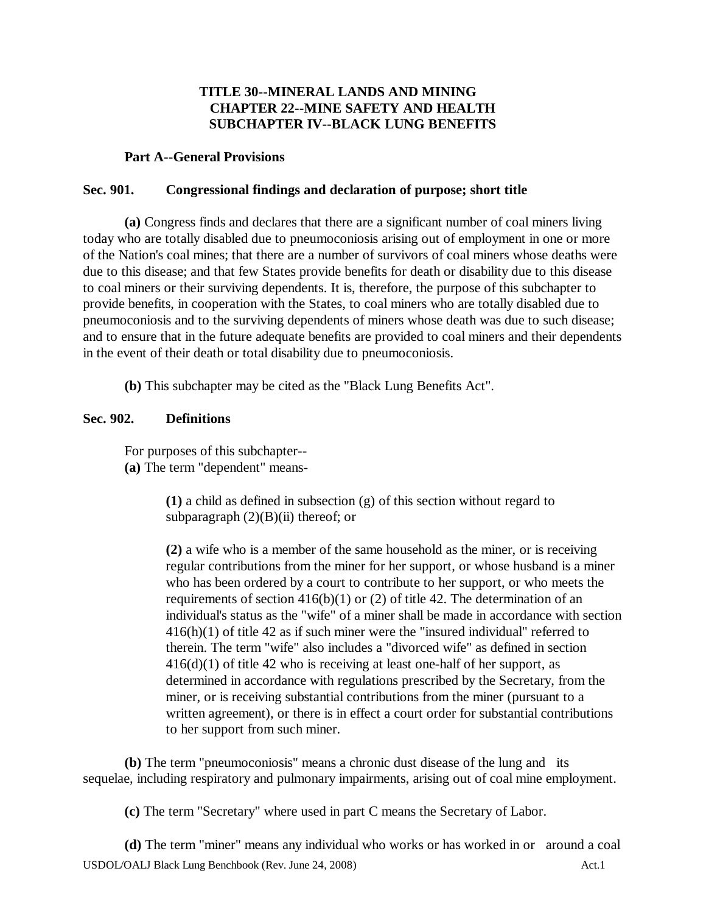# TITLE 30--MINERAL LANDS AND MINING
## CHAPTER 22--MINE SAFETY AND HEALTH
## SUBCHAPTER IV--BLACK LUNG BENEFITS

### Part A--General Provisions

### Sec. 901. Congressional findings and declaration of purpose; short title

**(a)** Congress finds and declares that there are a significant number of coal miners living today who are totally disabled due to pneumoconiosis arising out of employment in one or more of the Nation's coal mines; that there are a number of survivors of coal miners whose deaths were due to this disease; and that few States provide benefits for death or disability due to this disease to coal miners or their surviving dependents. It is, therefore, the purpose of this subchapter to provide benefits, in cooperation with the States, to coal miners who are totally disabled due to pneumoconiosis and to the surviving dependents of miners whose death was due to such disease; and to ensure that in the future adequate benefits are provided to coal miners and their dependents in the event of their death or total disability due to pneumoconiosis.

**(b)** This subchapter may be cited as the "Black Lung Benefits Act".

### Sec. 902. Definitions

For purposes of this subchapter--

**(a)** The term "dependent" means-

> **(1)** a child as defined in subsection (g) of this section without regard to subparagraph (2)(B)(ii) thereof; or
>
> **(2)** a wife who is a member of the same household as the miner, or is receiving regular contributions from the miner for her support, or whose husband is a miner who has been ordered by a court to contribute to her support, or who meets the requirements of section 416(b)(1) or (2) of title 42. The determination of an individual's status as the "wife" of a miner shall be made in accordance with section 416(h)(1) of title 42 as if such miner were the "insured individual" referred to therein. The term "wife" also includes a "divorced wife" as defined in section 416(d)(1) of title 42 who is receiving at least one-half of her support, as determined in accordance with regulations prescribed by the Secretary, from the miner, or is receiving substantial contributions from the miner (pursuant to a written agreement), or there is in effect a court order for substantial contributions to her support from such miner.

**(b)** The term "pneumoconiosis" means a chronic dust disease of the lung and its sequelae, including respiratory and pulmonary impairments, arising out of coal mine employment.

**(c)** The term "Secretary" where used in part C means the Secretary of Labor.

**(d)** The term "miner" means any individual who works or has worked in or around a coal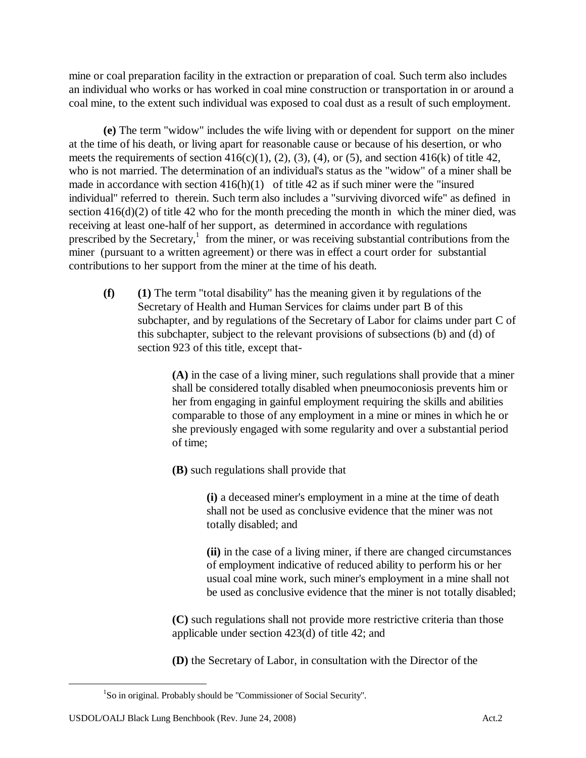mine or coal preparation facility in the extraction or preparation of coal. Such term also includes an individual who works or has worked in coal mine construction or transportation in or around a coal mine, to the extent such individual was exposed to coal dust as a result of such employment.

**(e)** The term "widow" includes the wife living with or dependent for support on the miner at the time of his death, or living apart for reasonable cause or because of his desertion, or who meets the requirements of section 416(c)(1), (2), (3), (4), or (5), and section 416(k) of title 42, who is not married. The determination of an individual's status as the "widow" of a miner shall be made in accordance with section 416(h)(1) of title 42 as if such miner were the "insured individual" referred to therein. Such term also includes a "surviving divorced wife" as defined in section 416(d)(2) of title 42 who for the month preceding the month in which the miner died, was receiving at least one-half of her support, as determined in accordance with regulations prescribed by the Secretary,[1] from the miner, or was receiving substantial contributions from the miner (pursuant to a written agreement) or there was in effect a court order for substantial contributions to her support from the miner at the time of his death.

**(f)** **(1)** The term "total disability" has the meaning given it by regulations of the Secretary of Health and Human Services for claims under part B of this subchapter, and by regulations of the Secretary of Labor for claims under part C of this subchapter, subject to the relevant provisions of subsections (b) and (d) of section 923 of this title, except that-

**(A)** in the case of a living miner, such regulations shall provide that a miner shall be considered totally disabled when pneumoconiosis prevents him or her from engaging in gainful employment requiring the skills and abilities comparable to those of any employment in a mine or mines in which he or she previously engaged with some regularity and over a substantial period of time;

**(B)** such regulations shall provide that

**(i)** a deceased miner's employment in a mine at the time of death shall not be used as conclusive evidence that the miner was not totally disabled; and

**(ii)** in the case of a living miner, if there are changed circumstances of employment indicative of reduced ability to perform his or her usual coal mine work, such miner's employment in a mine shall not be used as conclusive evidence that the miner is not totally disabled;

**(C)** such regulations shall not provide more restrictive criteria than those applicable under section 423(d) of title 42; and

**(D)** the Secretary of Labor, in consultation with the Director of the

[1] So in original. Probably should be "Commissioner of Social Security".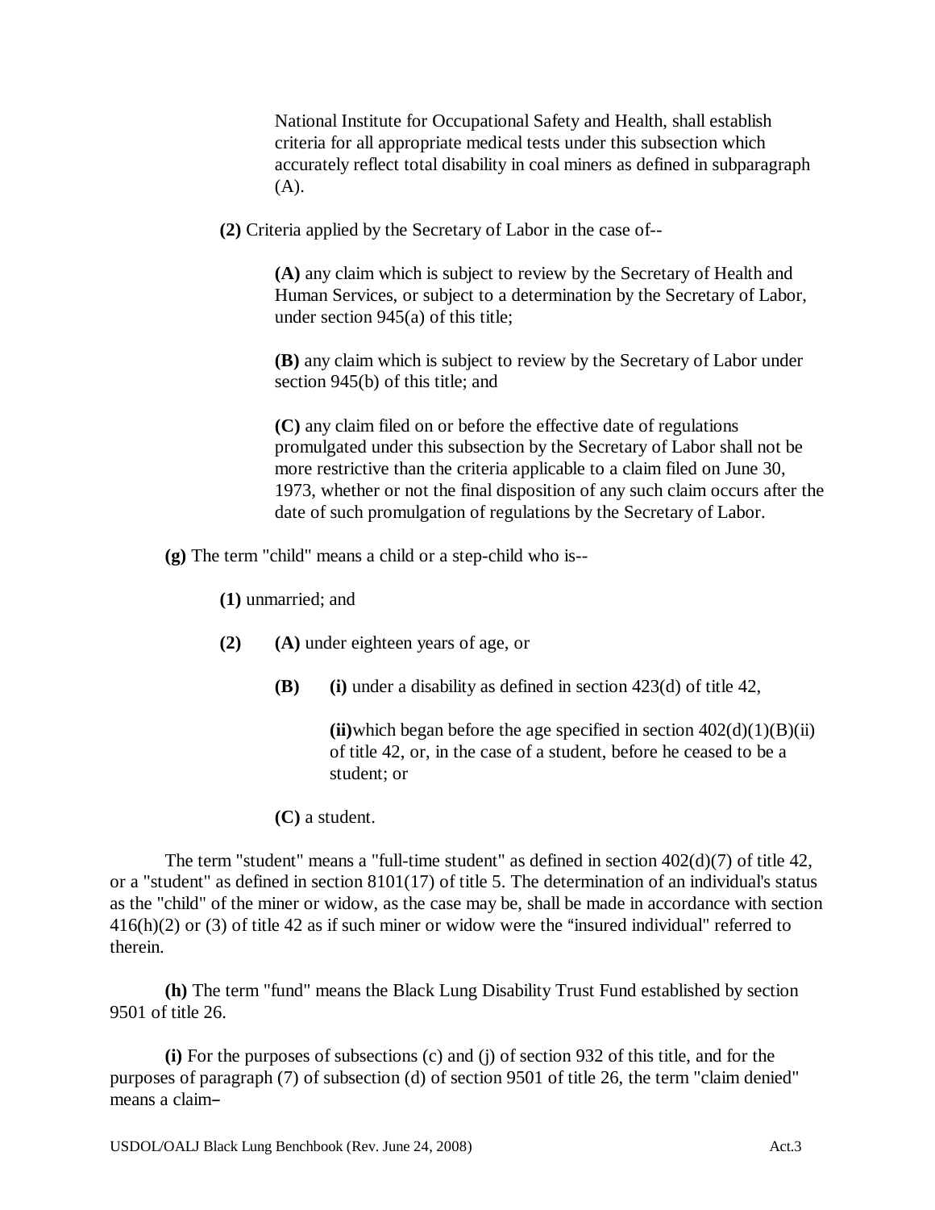National Institute for Occupational Safety and Health, shall establish criteria for all appropriate medical tests under this subsection which accurately reflect total disability in coal miners as defined in subparagraph (A).

**(2)** Criteria applied by the Secretary of Labor in the case of--

**(A)** any claim which is subject to review by the Secretary of Health and Human Services, or subject to a determination by the Secretary of Labor, under section 945(a) of this title;

**(B)** any claim which is subject to review by the Secretary of Labor under section 945(b) of this title; and

**(C)** any claim filed on or before the effective date of regulations promulgated under this subsection by the Secretary of Labor shall not be more restrictive than the criteria applicable to a claim filed on June 30, 1973, whether or not the final disposition of any such claim occurs after the date of such promulgation of regulations by the Secretary of Labor.

**(g)** The term "child" means a child or a step-child who is--

**(1)** unmarried; and

**(2)** **(A)** under eighteen years of age, or

**(B)** **(i)** under a disability as defined in section 423(d) of title 42,

**(ii)**which began before the age specified in section 402(d)(1)(B)(ii) of title 42, or, in the case of a student, before he ceased to be a student; or

**(C)** a student.

The term "student" means a "full-time student" as defined in section 402(d)(7) of title 42, or a "student" as defined in section 8101(17) of title 5. The determination of an individual's status as the "child" of the miner or widow, as the case may be, shall be made in accordance with section 416(h)(2) or (3) of title 42 as if such miner or widow were the "insured individual" referred to therein.

**(h)** The term "fund" means the Black Lung Disability Trust Fund established by section 9501 of title 26.

**(i)** For the purposes of subsections (c) and (j) of section 932 of this title, and for the purposes of paragraph (7) of subsection (d) of section 9501 of title 26, the term "claim denied" means a claim–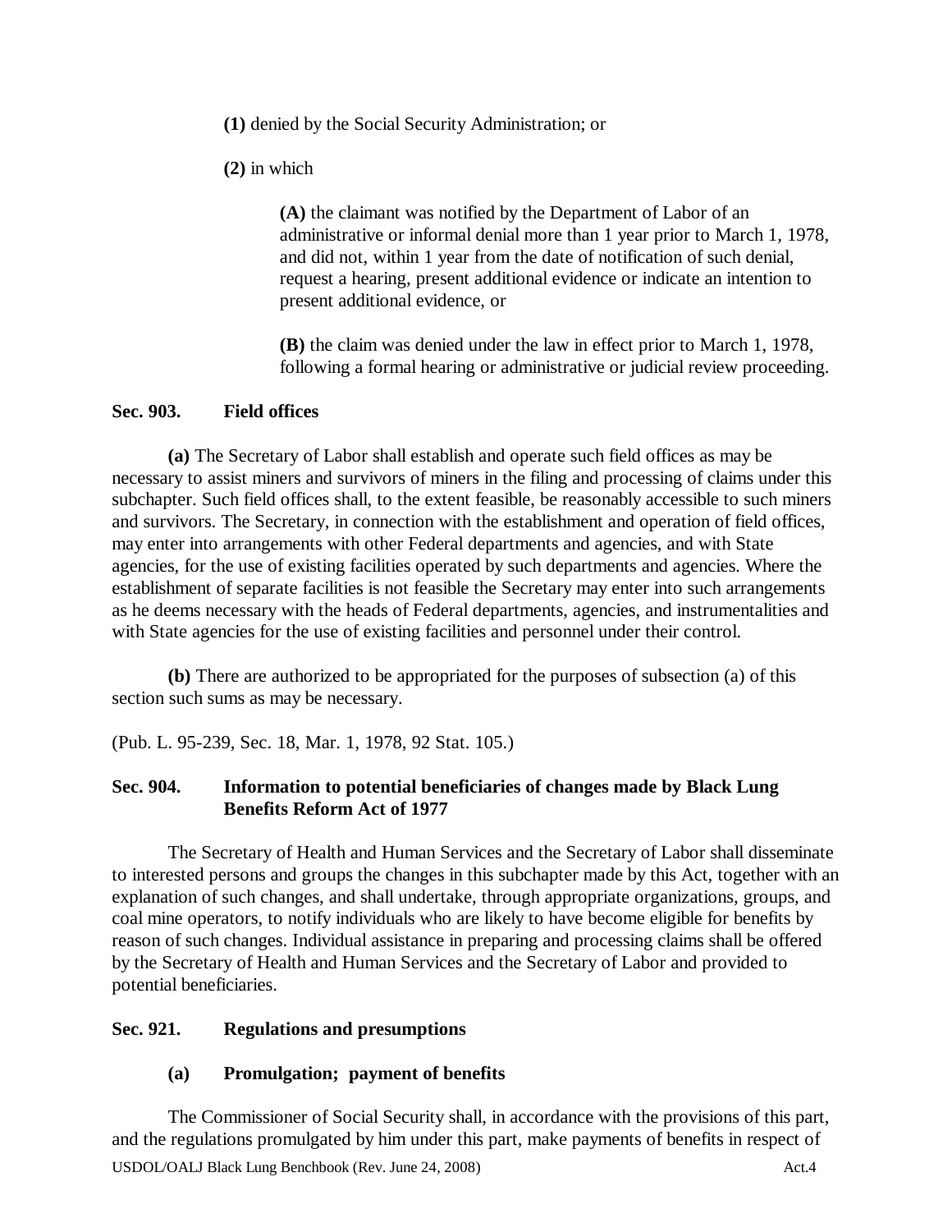(**1**) denied by the Social Security Administration; or

(**2**) in which

(**A**) the claimant was notified by the Department of Labor of an administrative or informal denial more than 1 year prior to March 1, 1978, and did not, within 1 year from the date of notification of such denial, request a hearing, present additional evidence or indicate an intention to present additional evidence, or

(**B**) the claim was denied under the law in effect prior to March 1, 1978, following a formal hearing or administrative or judicial review proceeding.

### Sec. 903. Field offices

**(a)** The Secretary of Labor shall establish and operate such field offices as may be necessary to assist miners and survivors of miners in the filing and processing of claims under this subchapter. Such field offices shall, to the extent feasible, be reasonably accessible to such miners and survivors. The Secretary, in connection with the establishment and operation of field offices, may enter into arrangements with other Federal departments and agencies, and with State agencies, for the use of existing facilities operated by such departments and agencies. Where the establishment of separate facilities is not feasible the Secretary may enter into such arrangements as he deems necessary with the heads of Federal departments, agencies, and instrumentalities and with State agencies for the use of existing facilities and personnel under their control.

**(b)** There are authorized to be appropriated for the purposes of subsection (a) of this section such sums as may be necessary.

(Pub. L. 95-239, Sec. 18, Mar. 1, 1978, 92 Stat. 105.)

### Sec. 904. Information to potential beneficiaries of changes made by Black Lung Benefits Reform Act of 1977

The Secretary of Health and Human Services and the Secretary of Labor shall disseminate to interested persons and groups the changes in this subchapter made by this Act, together with an explanation of such changes, and shall undertake, through appropriate organizations, groups, and coal mine operators, to notify individuals who are likely to have become eligible for benefits by reason of such changes. Individual assistance in preparing and processing claims shall be offered by the Secretary of Health and Human Services and the Secretary of Labor and provided to potential beneficiaries.

### Sec. 921. Regulations and presumptions

#### (a) Promulgation; payment of benefits

The Commissioner of Social Security shall, in accordance with the provisions of this part, and the regulations promulgated by him under this part, make payments of benefits in respect of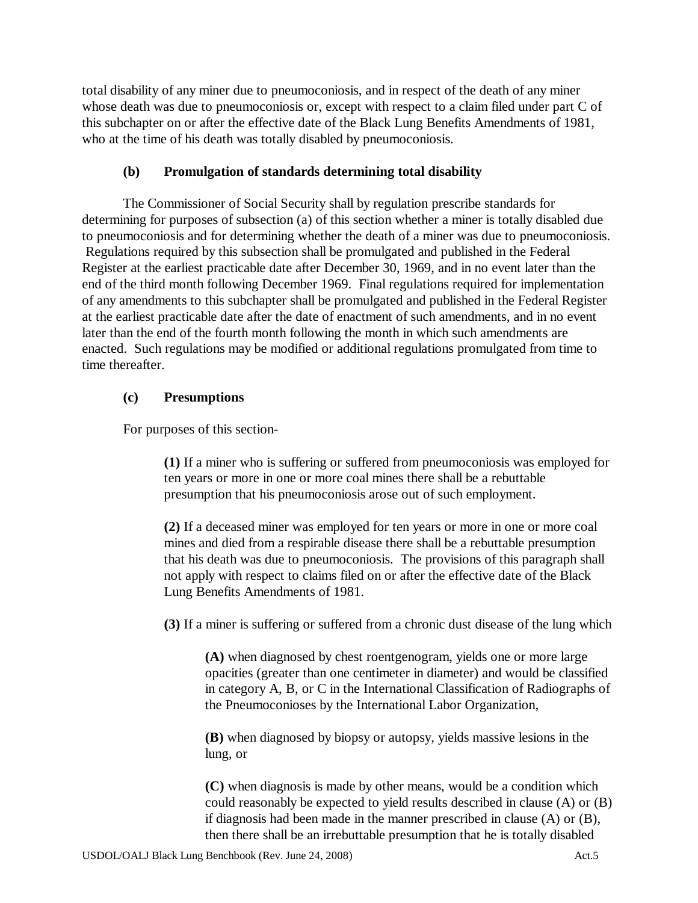total disability of any miner due to pneumoconiosis, and in respect of the death of any miner whose death was due to pneumoconiosis or, except with respect to a claim filed under part C of this subchapter on or after the effective date of the Black Lung Benefits Amendments of 1981, who at the time of his death was totally disabled by pneumoconiosis.

**(b) Promulgation of standards determining total disability**

The Commissioner of Social Security shall by regulation prescribe standards for determining for purposes of subsection (a) of this section whether a miner is totally disabled due to pneumoconiosis and for determining whether the death of a miner was due to pneumoconiosis. Regulations required by this subsection shall be promulgated and published in the Federal Register at the earliest practicable date after December 30, 1969, and in no event later than the end of the third month following December 1969. Final regulations required for implementation of any amendments to this subchapter shall be promulgated and published in the Federal Register at the earliest practicable date after the date of enactment of such amendments, and in no event later than the end of the fourth month following the month in which such amendments are enacted. Such regulations may be modified or additional regulations promulgated from time to time thereafter.

**(c) Presumptions**

For purposes of this section-

> **(1)** If a miner who is suffering or suffered from pneumoconiosis was employed for ten years or more in one or more coal mines there shall be a rebuttable presumption that his pneumoconiosis arose out of such employment.
>
> **(2)** If a deceased miner was employed for ten years or more in one or more coal mines and died from a respirable disease there shall be a rebuttable presumption that his death was due to pneumoconiosis. The provisions of this paragraph shall not apply with respect to claims filed on or after the effective date of the Black Lung Benefits Amendments of 1981.
>
> **(3)** If a miner is suffering or suffered from a chronic dust disease of the lung which
>
> > **(A)** when diagnosed by chest roentgenogram, yields one or more large opacities (greater than one centimeter in diameter) and would be classified in category A, B, or C in the International Classification of Radiographs of the Pneumoconioses by the International Labor Organization,
> >
> > **(B)** when diagnosed by biopsy or autopsy, yields massive lesions in the lung, or
> >
> > **(C)** when diagnosis is made by other means, would be a condition which could reasonably be expected to yield results described in clause (A) or (B) if diagnosis had been made in the manner prescribed in clause (A) or (B), then there shall be an irrebuttable presumption that he is totally disabled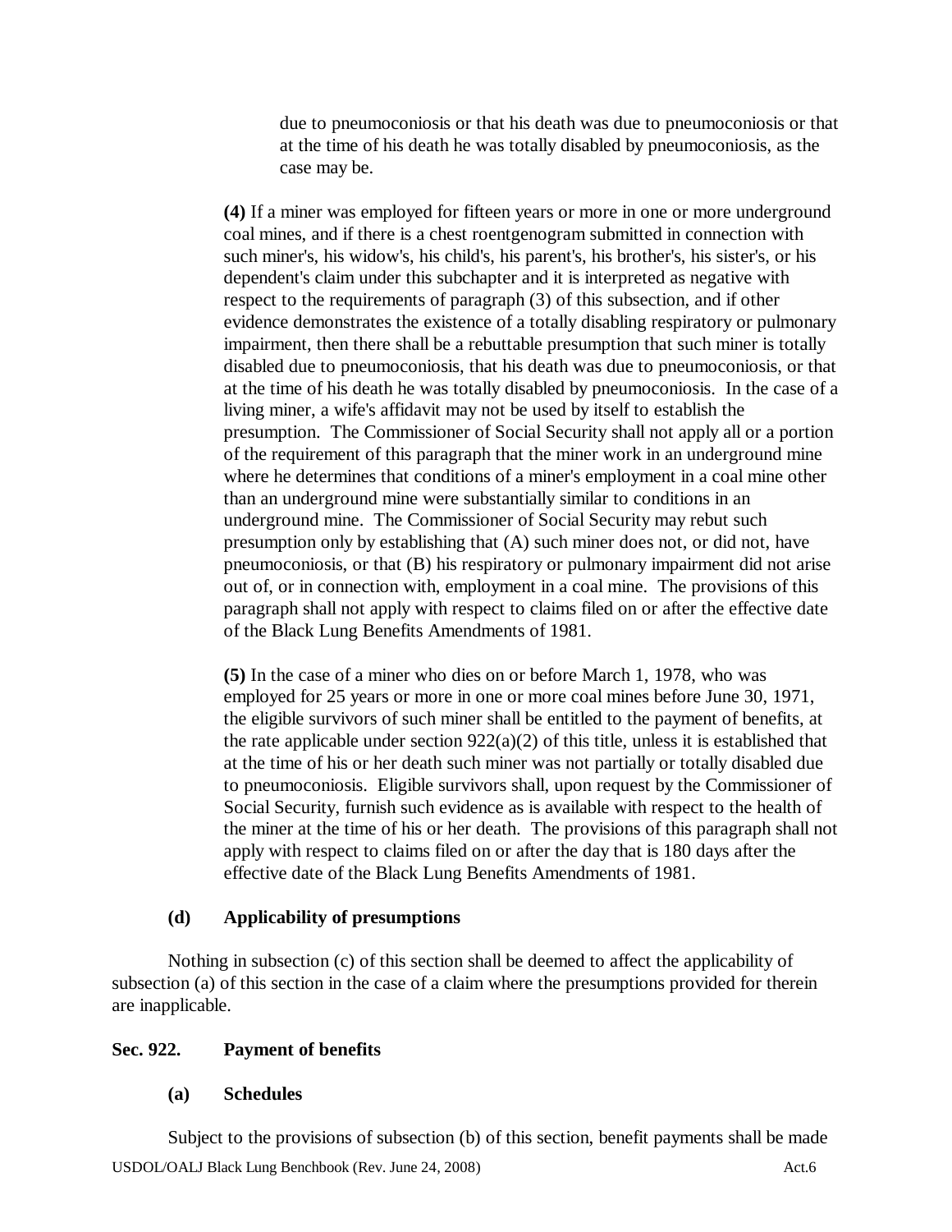due to pneumoconiosis or that his death was due to pneumoconiosis or that at the time of his death he was totally disabled by pneumoconiosis, as the case may be.

**(4)** If a miner was employed for fifteen years or more in one or more underground coal mines, and if there is a chest roentgenogram submitted in connection with such miner's, his widow's, his child's, his parent's, his brother's, his sister's, or his dependent's claim under this subchapter and it is interpreted as negative with respect to the requirements of paragraph (3) of this subsection, and if other evidence demonstrates the existence of a totally disabling respiratory or pulmonary impairment, then there shall be a rebuttable presumption that such miner is totally disabled due to pneumoconiosis, that his death was due to pneumoconiosis, or that at the time of his death he was totally disabled by pneumoconiosis. In the case of a living miner, a wife's affidavit may not be used by itself to establish the presumption. The Commissioner of Social Security shall not apply all or a portion of the requirement of this paragraph that the miner work in an underground mine where he determines that conditions of a miner's employment in a coal mine other than an underground mine were substantially similar to conditions in an underground mine. The Commissioner of Social Security may rebut such presumption only by establishing that (A) such miner does not, or did not, have pneumoconiosis, or that (B) his respiratory or pulmonary impairment did not arise out of, or in connection with, employment in a coal mine. The provisions of this paragraph shall not apply with respect to claims filed on or after the effective date of the Black Lung Benefits Amendments of 1981.

**(5)** In the case of a miner who dies on or before March 1, 1978, who was employed for 25 years or more in one or more coal mines before June 30, 1971, the eligible survivors of such miner shall be entitled to the payment of benefits, at the rate applicable under section 922(a)(2) of this title, unless it is established that at the time of his or her death such miner was not partially or totally disabled due to pneumoconiosis. Eligible survivors shall, upon request by the Commissioner of Social Security, furnish such evidence as is available with respect to the health of the miner at the time of his or her death. The provisions of this paragraph shall not apply with respect to claims filed on or after the day that is 180 days after the effective date of the Black Lung Benefits Amendments of 1981.

**(d) Applicability of presumptions**

Nothing in subsection (c) of this section shall be deemed to affect the applicability of subsection (a) of this section in the case of a claim where the presumptions provided for therein are inapplicable.

## Sec. 922. Payment of benefits

**(a) Schedules**

Subject to the provisions of subsection (b) of this section, benefit payments shall be made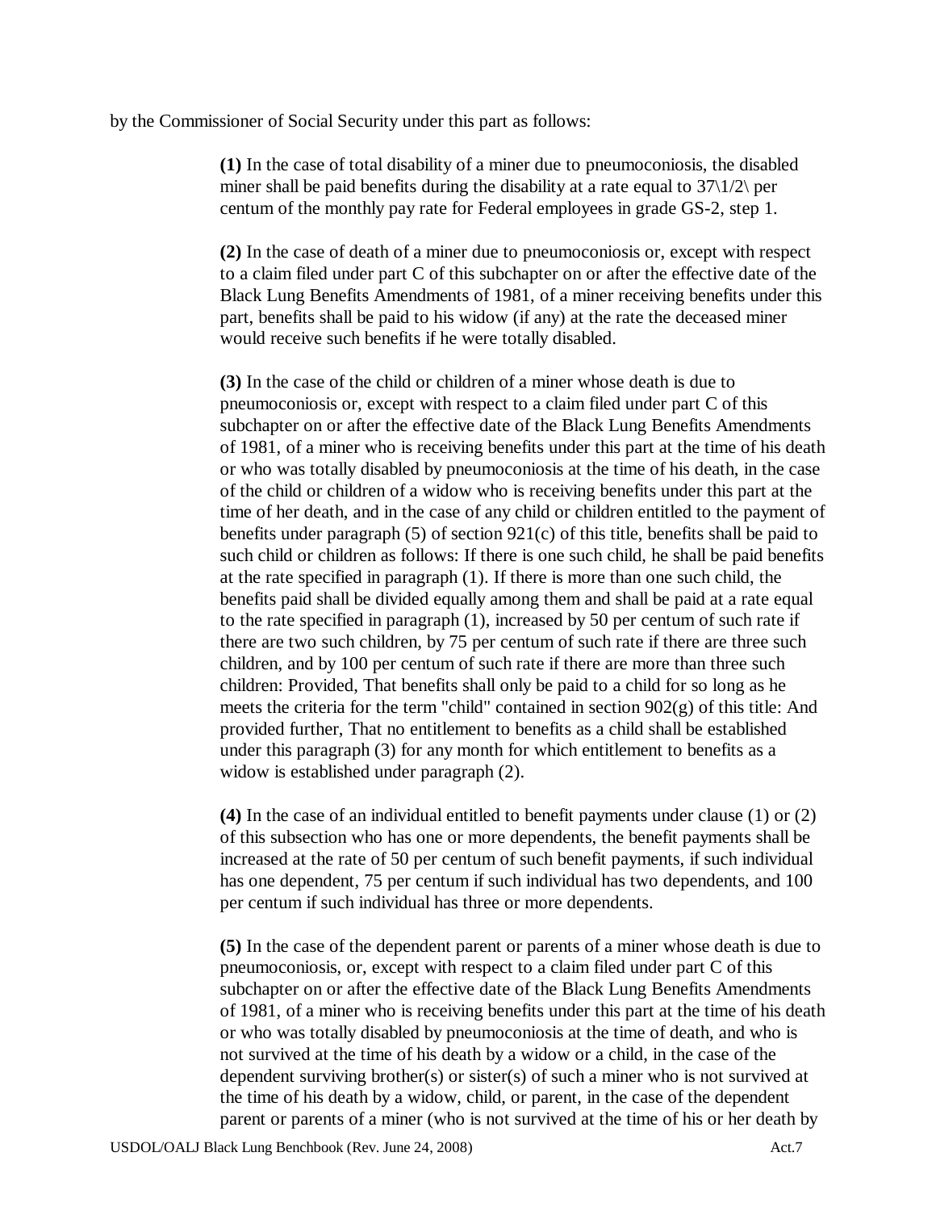by the Commissioner of Social Security under this part as follows:

**(1)** In the case of total disability of a miner due to pneumoconiosis, the disabled miner shall be paid benefits during the disability at a rate equal to 37\1/2\ per centum of the monthly pay rate for Federal employees in grade GS-2, step 1.

**(2)** In the case of death of a miner due to pneumoconiosis or, except with respect to a claim filed under part C of this subchapter on or after the effective date of the Black Lung Benefits Amendments of 1981, of a miner receiving benefits under this part, benefits shall be paid to his widow (if any) at the rate the deceased miner would receive such benefits if he were totally disabled.

**(3)** In the case of the child or children of a miner whose death is due to pneumoconiosis or, except with respect to a claim filed under part C of this subchapter on or after the effective date of the Black Lung Benefits Amendments of 1981, of a miner who is receiving benefits under this part at the time of his death or who was totally disabled by pneumoconiosis at the time of his death, in the case of the child or children of a widow who is receiving benefits under this part at the time of her death, and in the case of any child or children entitled to the payment of benefits under paragraph (5) of section 921(c) of this title, benefits shall be paid to such child or children as follows: If there is one such child, he shall be paid benefits at the rate specified in paragraph (1). If there is more than one such child, the benefits paid shall be divided equally among them and shall be paid at a rate equal to the rate specified in paragraph (1), increased by 50 per centum of such rate if there are two such children, by 75 per centum of such rate if there are three such children, and by 100 per centum of such rate if there are more than three such children: Provided, That benefits shall only be paid to a child for so long as he meets the criteria for the term "child" contained in section 902(g) of this title: And provided further, That no entitlement to benefits as a child shall be established under this paragraph (3) for any month for which entitlement to benefits as a widow is established under paragraph (2).

**(4)** In the case of an individual entitled to benefit payments under clause (1) or (2) of this subsection who has one or more dependents, the benefit payments shall be increased at the rate of 50 per centum of such benefit payments, if such individual has one dependent, 75 per centum if such individual has two dependents, and 100 per centum if such individual has three or more dependents.

**(5)** In the case of the dependent parent or parents of a miner whose death is due to pneumoconiosis, or, except with respect to a claim filed under part C of this subchapter on or after the effective date of the Black Lung Benefits Amendments of 1981, of a miner who is receiving benefits under this part at the time of his death or who was totally disabled by pneumoconiosis at the time of death, and who is not survived at the time of his death by a widow or a child, in the case of the dependent surviving brother(s) or sister(s) of such a miner who is not survived at the time of his death by a widow, child, or parent, in the case of the dependent parent or parents of a miner (who is not survived at the time of his or her death by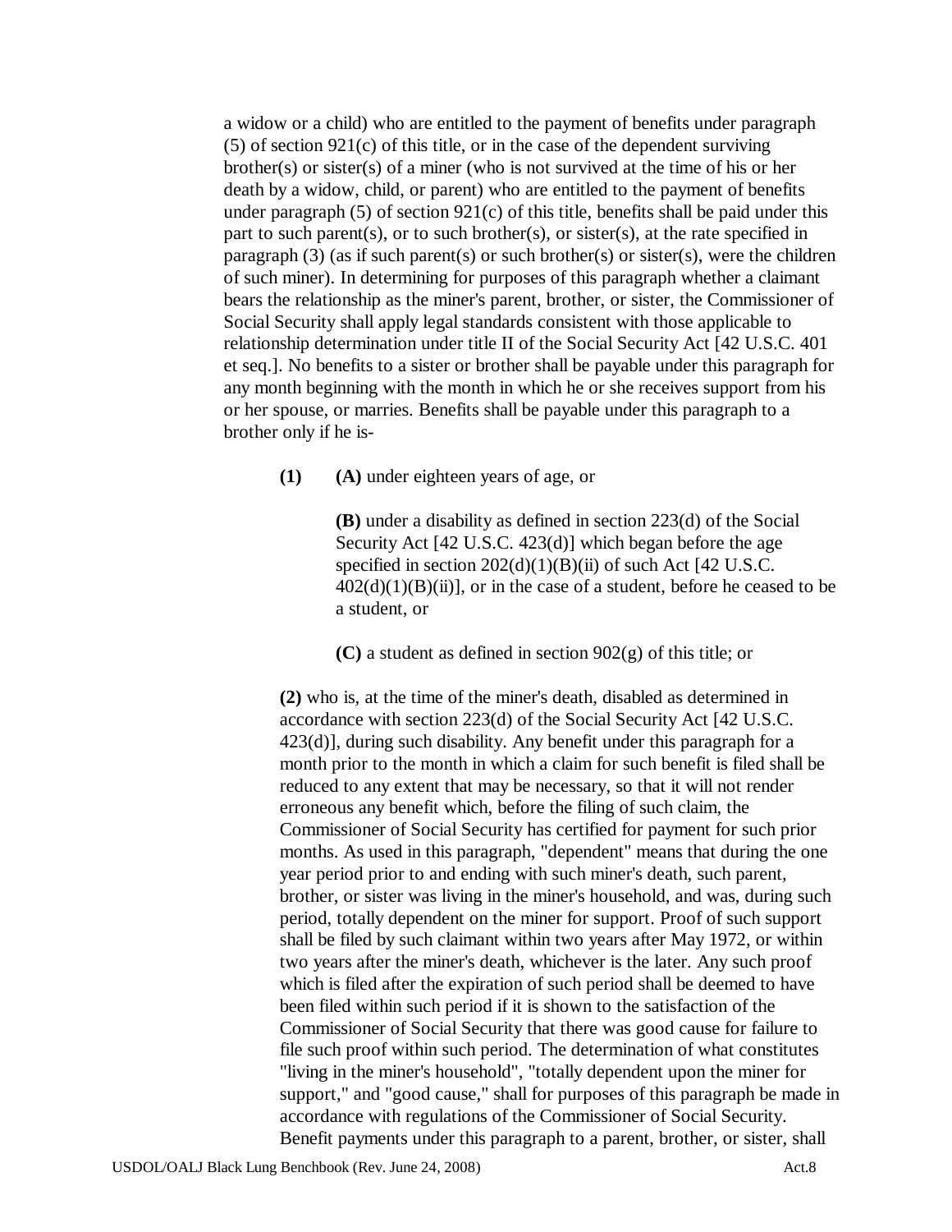a widow or a child) who are entitled to the payment of benefits under paragraph (5) of section 921(c) of this title, or in the case of the dependent surviving brother(s) or sister(s) of a miner (who is not survived at the time of his or her death by a widow, child, or parent) who are entitled to the payment of benefits under paragraph (5) of section 921(c) of this title, benefits shall be paid under this part to such parent(s), or to such brother(s), or sister(s), at the rate specified in paragraph (3) (as if such parent(s) or such brother(s) or sister(s), were the children of such miner). In determining for purposes of this paragraph whether a claimant bears the relationship as the miner's parent, brother, or sister, the Commissioner of Social Security shall apply legal standards consistent with those applicable to relationship determination under title II of the Social Security Act [42 U.S.C. 401 et seq.]. No benefits to a sister or brother shall be payable under this paragraph for any month beginning with the month in which he or she receives support from his or her spouse, or marries. Benefits shall be payable under this paragraph to a brother only if he is-

> **(1)** **(A)** under eighteen years of age, or
>
> **(B)** under a disability as defined in section 223(d) of the Social Security Act [42 U.S.C. 423(d)] which began before the age specified in section 202(d)(1)(B)(ii) of such Act [42 U.S.C. 402(d)(1)(B)(ii)], or in the case of a student, before he ceased to be a student, or
>
> **(C)** a student as defined in section 902(g) of this title; or
>
> **(2)** who is, at the time of the miner's death, disabled as determined in accordance with section 223(d) of the Social Security Act [42 U.S.C. 423(d)], during such disability. Any benefit under this paragraph for a month prior to the month in which a claim for such benefit is filed shall be reduced to any extent that may be necessary, so that it will not render erroneous any benefit which, before the filing of such claim, the Commissioner of Social Security has certified for payment for such prior months. As used in this paragraph, "dependent" means that during the one year period prior to and ending with such miner's death, such parent, brother, or sister was living in the miner's household, and was, during such period, totally dependent on the miner for support. Proof of such support shall be filed by such claimant within two years after May 1972, or within two years after the miner's death, whichever is the later. Any such proof which is filed after the expiration of such period shall be deemed to have been filed within such period if it is shown to the satisfaction of the Commissioner of Social Security that there was good cause for failure to file such proof within such period. The determination of what constitutes "living in the miner's household", "totally dependent upon the miner for support," and "good cause," shall for purposes of this paragraph be made in accordance with regulations of the Commissioner of Social Security. Benefit payments under this paragraph to a parent, brother, or sister, shall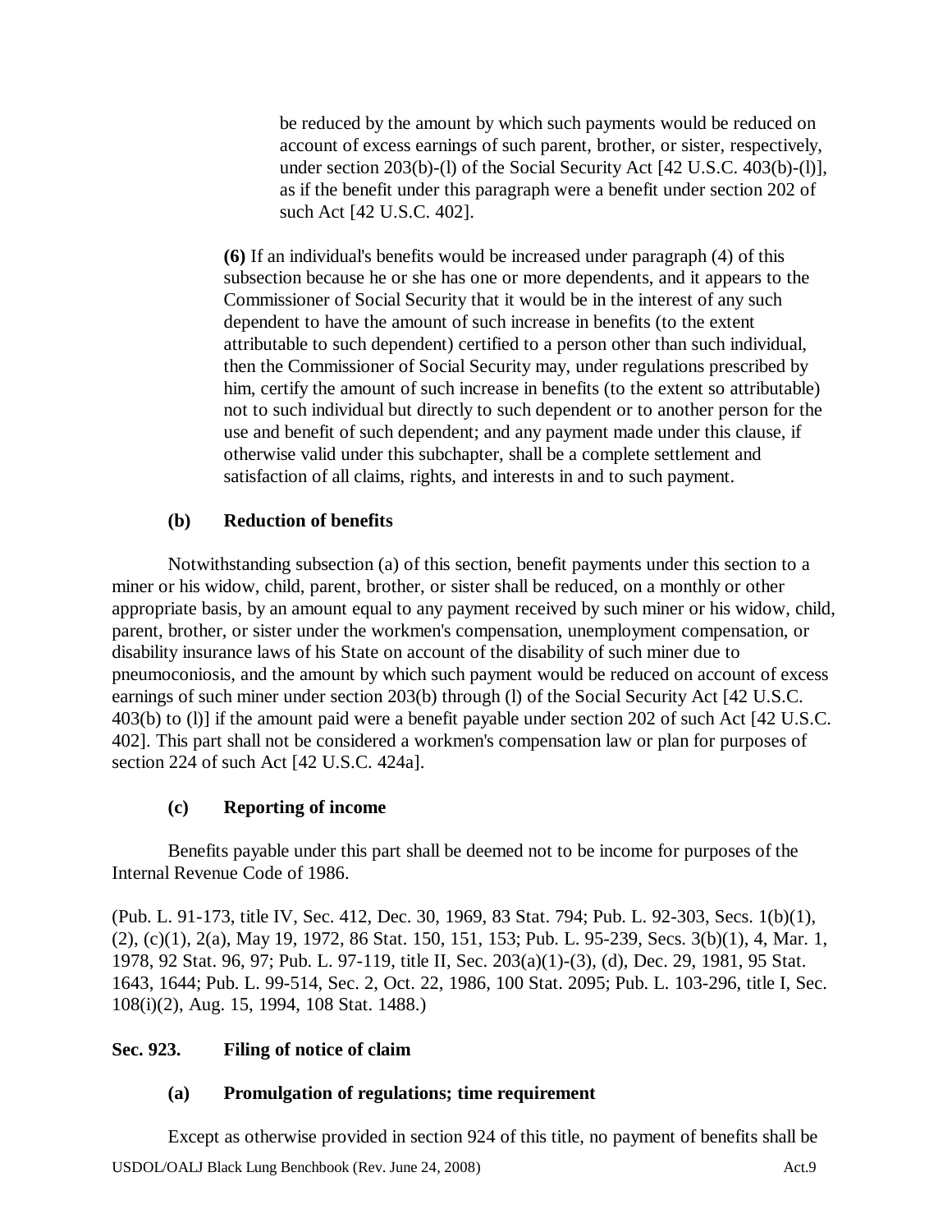be reduced by the amount by which such payments would be reduced on account of excess earnings of such parent, brother, or sister, respectively, under section 203(b)-(l) of the Social Security Act [42 U.S.C. 403(b)-(l)], as if the benefit under this paragraph were a benefit under section 202 of such Act [42 U.S.C. 402].

**(6)** If an individual's benefits would be increased under paragraph (4) of this subsection because he or she has one or more dependents, and it appears to the Commissioner of Social Security that it would be in the interest of any such dependent to have the amount of such increase in benefits (to the extent attributable to such dependent) certified to a person other than such individual, then the Commissioner of Social Security may, under regulations prescribed by him, certify the amount of such increase in benefits (to the extent so attributable) not to such individual but directly to such dependent or to another person for the use and benefit of such dependent; and any payment made under this clause, if otherwise valid under this subchapter, shall be a complete settlement and satisfaction of all claims, rights, and interests in and to such payment.

### (b) Reduction of benefits

Notwithstanding subsection (a) of this section, benefit payments under this section to a miner or his widow, child, parent, brother, or sister shall be reduced, on a monthly or other appropriate basis, by an amount equal to any payment received by such miner or his widow, child, parent, brother, or sister under the workmen's compensation, unemployment compensation, or disability insurance laws of his State on account of the disability of such miner due to pneumoconiosis, and the amount by which such payment would be reduced on account of excess earnings of such miner under section 203(b) through (l) of the Social Security Act [42 U.S.C. 403(b) to (l)] if the amount paid were a benefit payable under section 202 of such Act [42 U.S.C. 402]. This part shall not be considered a workmen's compensation law or plan for purposes of section 224 of such Act [42 U.S.C. 424a].

### (c) Reporting of income

Benefits payable under this part shall be deemed not to be income for purposes of the Internal Revenue Code of 1986.

(Pub. L. 91-173, title IV, Sec. 412, Dec. 30, 1969, 83 Stat. 794; Pub. L. 92-303, Secs. 1(b)(1), (2), (c)(1), 2(a), May 19, 1972, 86 Stat. 150, 151, 153; Pub. L. 95-239, Secs. 3(b)(1), 4, Mar. 1, 1978, 92 Stat. 96, 97; Pub. L. 97-119, title II, Sec. 203(a)(1)-(3), (d), Dec. 29, 1981, 95 Stat. 1643, 1644; Pub. L. 99-514, Sec. 2, Oct. 22, 1986, 100 Stat. 2095; Pub. L. 103-296, title I, Sec. 108(i)(2), Aug. 15, 1994, 108 Stat. 1488.)

## Sec. 923. Filing of notice of claim

### (a) Promulgation of regulations; time requirement

Except as otherwise provided in section 924 of this title, no payment of benefits shall be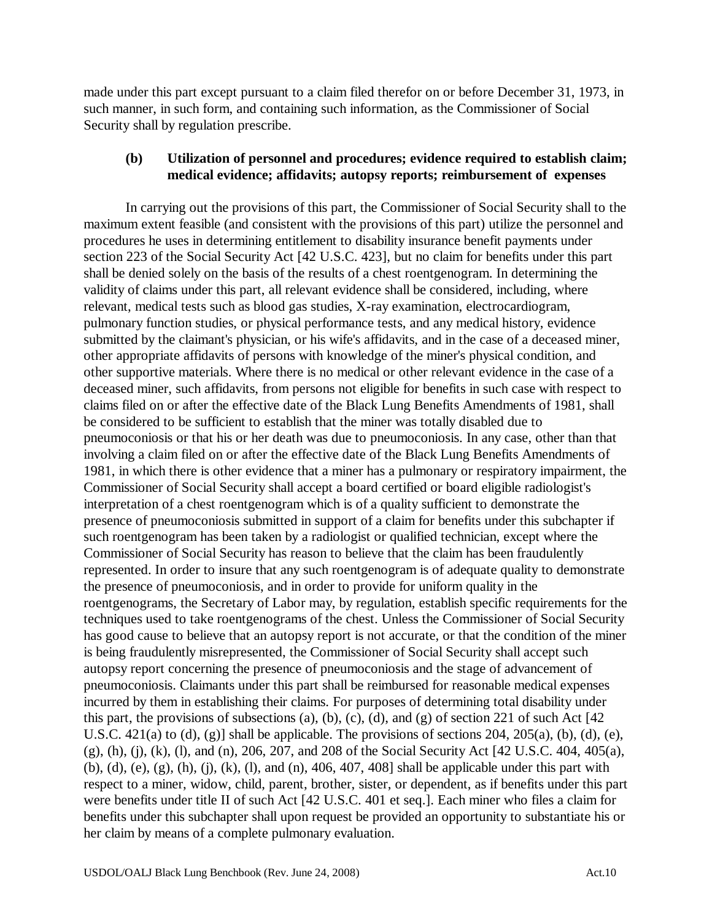made under this part except pursuant to a claim filed therefor on or before December 31, 1973, in such manner, in such form, and containing such information, as the Commissioner of Social Security shall by regulation prescribe.

**(b) Utilization of personnel and procedures; evidence required to establish claim; medical evidence; affidavits; autopsy reports; reimbursement of expenses**

In carrying out the provisions of this part, the Commissioner of Social Security shall to the maximum extent feasible (and consistent with the provisions of this part) utilize the personnel and procedures he uses in determining entitlement to disability insurance benefit payments under section 223 of the Social Security Act [42 U.S.C. 423], but no claim for benefits under this part shall be denied solely on the basis of the results of a chest roentgenogram. In determining the validity of claims under this part, all relevant evidence shall be considered, including, where relevant, medical tests such as blood gas studies, X-ray examination, electrocardiogram, pulmonary function studies, or physical performance tests, and any medical history, evidence submitted by the claimant's physician, or his wife's affidavits, and in the case of a deceased miner, other appropriate affidavits of persons with knowledge of the miner's physical condition, and other supportive materials. Where there is no medical or other relevant evidence in the case of a deceased miner, such affidavits, from persons not eligible for benefits in such case with respect to claims filed on or after the effective date of the Black Lung Benefits Amendments of 1981, shall be considered to be sufficient to establish that the miner was totally disabled due to pneumoconiosis or that his or her death was due to pneumoconiosis. In any case, other than that involving a claim filed on or after the effective date of the Black Lung Benefits Amendments of 1981, in which there is other evidence that a miner has a pulmonary or respiratory impairment, the Commissioner of Social Security shall accept a board certified or board eligible radiologist's interpretation of a chest roentgenogram which is of a quality sufficient to demonstrate the presence of pneumoconiosis submitted in support of a claim for benefits under this subchapter if such roentgenogram has been taken by a radiologist or qualified technician, except where the Commissioner of Social Security has reason to believe that the claim has been fraudulently represented. In order to insure that any such roentgenogram is of adequate quality to demonstrate the presence of pneumoconiosis, and in order to provide for uniform quality in the roentgenograms, the Secretary of Labor may, by regulation, establish specific requirements for the techniques used to take roentgenograms of the chest. Unless the Commissioner of Social Security has good cause to believe that an autopsy report is not accurate, or that the condition of the miner is being fraudulently misrepresented, the Commissioner of Social Security shall accept such autopsy report concerning the presence of pneumoconiosis and the stage of advancement of pneumoconiosis. Claimants under this part shall be reimbursed for reasonable medical expenses incurred by them in establishing their claims. For purposes of determining total disability under this part, the provisions of subsections (a), (b), (c), (d), and (g) of section 221 of such Act [42 U.S.C. 421(a) to (d), (g)] shall be applicable. The provisions of sections 204, 205(a), (b), (d), (e), (g), (h), (j), (k), (l), and (n), 206, 207, and 208 of the Social Security Act [42 U.S.C. 404, 405(a), (b), (d), (e), (g), (h), (j), (k), (l), and (n), 406, 407, 408] shall be applicable under this part with respect to a miner, widow, child, parent, brother, sister, or dependent, as if benefits under this part were benefits under title II of such Act [42 U.S.C. 401 et seq.]. Each miner who files a claim for benefits under this subchapter shall upon request be provided an opportunity to substantiate his or her claim by means of a complete pulmonary evaluation.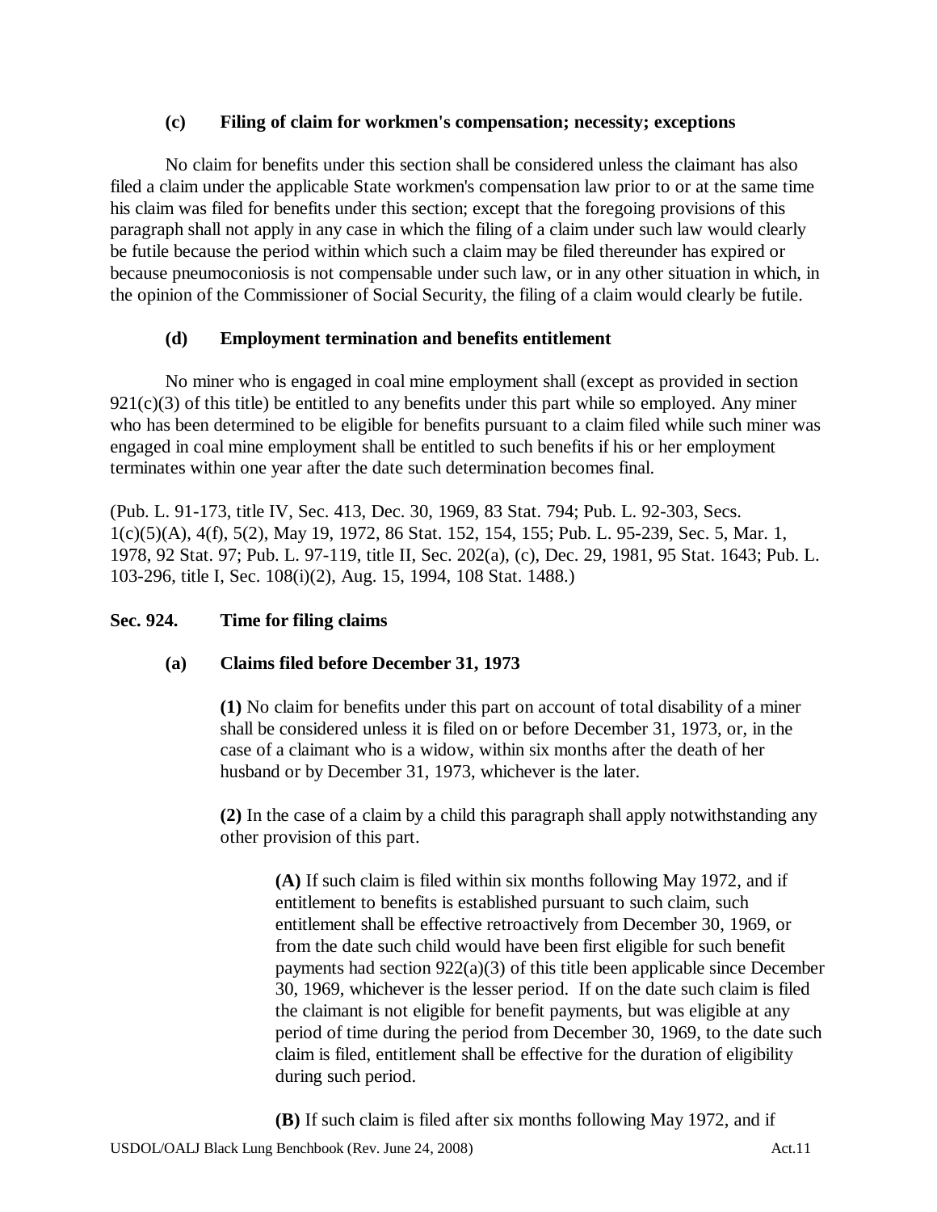### (c) Filing of claim for workmen's compensation; necessity; exceptions

No claim for benefits under this section shall be considered unless the claimant has also filed a claim under the applicable State workmen's compensation law prior to or at the same time his claim was filed for benefits under this section; except that the foregoing provisions of this paragraph shall not apply in any case in which the filing of a claim under such law would clearly be futile because the period within which such a claim may be filed thereunder has expired or because pneumoconiosis is not compensable under such law, or in any other situation in which, in the opinion of the Commissioner of Social Security, the filing of a claim would clearly be futile.

### (d) Employment termination and benefits entitlement

No miner who is engaged in coal mine employment shall (except as provided in section 921(c)(3) of this title) be entitled to any benefits under this part while so employed. Any miner who has been determined to be eligible for benefits pursuant to a claim filed while such miner was engaged in coal mine employment shall be entitled to such benefits if his or her employment terminates within one year after the date such determination becomes final.

(Pub. L. 91-173, title IV, Sec. 413, Dec. 30, 1969, 83 Stat. 794; Pub. L. 92-303, Secs. 1(c)(5)(A), 4(f), 5(2), May 19, 1972, 86 Stat. 152, 154, 155; Pub. L. 95-239, Sec. 5, Mar. 1, 1978, 92 Stat. 97; Pub. L. 97-119, title II, Sec. 202(a), (c), Dec. 29, 1981, 95 Stat. 1643; Pub. L. 103-296, title I, Sec. 108(i)(2), Aug. 15, 1994, 108 Stat. 1488.)

## Sec. 924. Time for filing claims

### (a) Claims filed before December 31, 1973

**(1)** No claim for benefits under this part on account of total disability of a miner shall be considered unless it is filed on or before December 31, 1973, or, in the case of a claimant who is a widow, within six months after the death of her husband or by December 31, 1973, whichever is the later.

**(2)** In the case of a claim by a child this paragraph shall apply notwithstanding any other provision of this part.

**(A)** If such claim is filed within six months following May 1972, and if entitlement to benefits is established pursuant to such claim, such entitlement shall be effective retroactively from December 30, 1969, or from the date such child would have been first eligible for such benefit payments had section 922(a)(3) of this title been applicable since December 30, 1969, whichever is the lesser period. If on the date such claim is filed the claimant is not eligible for benefit payments, but was eligible at any period of time during the period from December 30, 1969, to the date such claim is filed, entitlement shall be effective for the duration of eligibility during such period.

**(B)** If such claim is filed after six months following May 1972, and if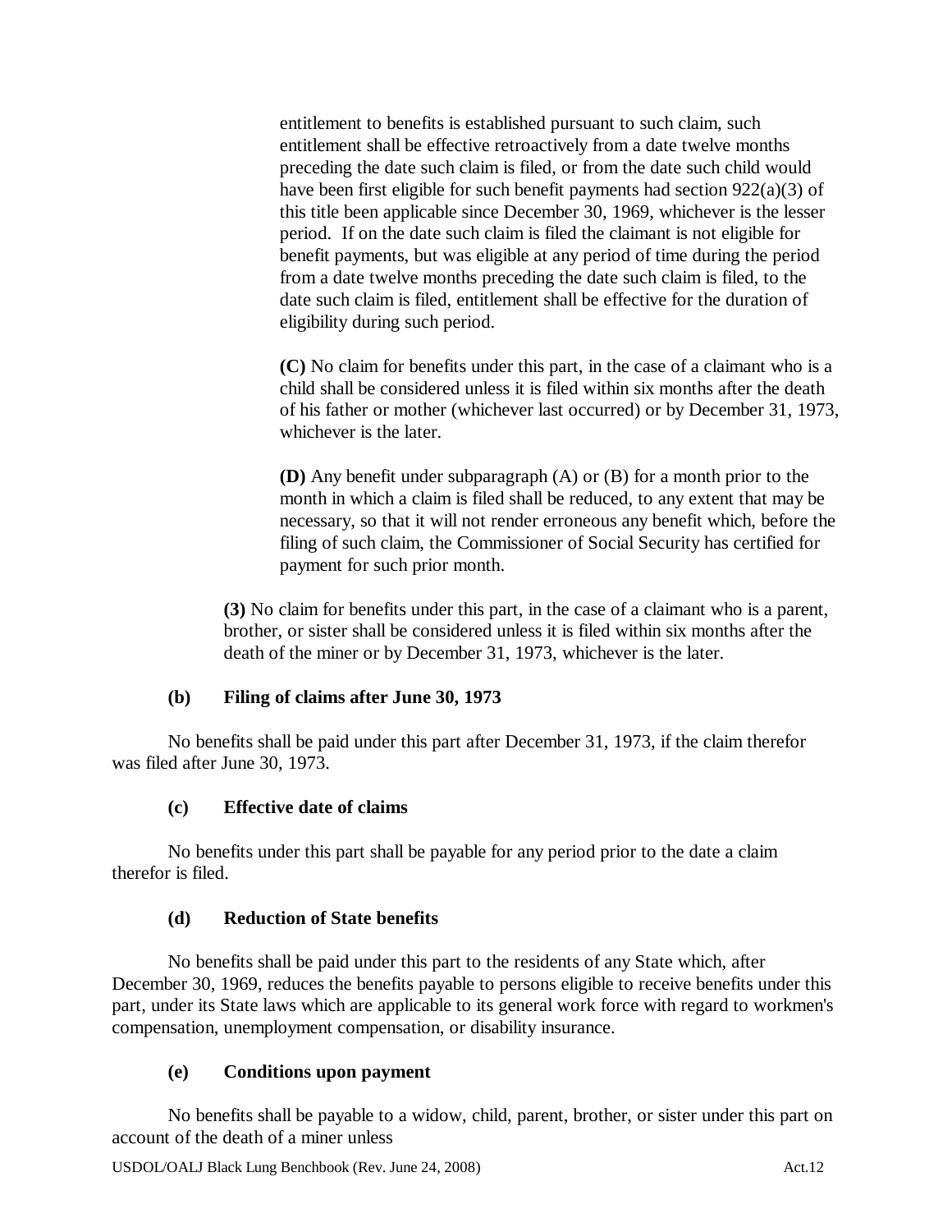entitlement to benefits is established pursuant to such claim, such entitlement shall be effective retroactively from a date twelve months preceding the date such claim is filed, or from the date such child would have been first eligible for such benefit payments had section 922(a)(3) of this title been applicable since December 30, 1969, whichever is the lesser period. If on the date such claim is filed the claimant is not eligible for benefit payments, but was eligible at any period of time during the period from a date twelve months preceding the date such claim is filed, to the date such claim is filed, entitlement shall be effective for the duration of eligibility during such period.

**(C)** No claim for benefits under this part, in the case of a claimant who is a child shall be considered unless it is filed within six months after the death of his father or mother (whichever last occurred) or by December 31, 1973, whichever is the later.

**(D)** Any benefit under subparagraph (A) or (B) for a month prior to the month in which a claim is filed shall be reduced, to any extent that may be necessary, so that it will not render erroneous any benefit which, before the filing of such claim, the Commissioner of Social Security has certified for payment for such prior month.

**(3)** No claim for benefits under this part, in the case of a claimant who is a parent, brother, or sister shall be considered unless it is filed within six months after the death of the miner or by December 31, 1973, whichever is the later.

### (b) Filing of claims after June 30, 1973

No benefits shall be paid under this part after December 31, 1973, if the claim therefor was filed after June 30, 1973.

### (c) Effective date of claims

No benefits under this part shall be payable for any period prior to the date a claim therefor is filed.

### (d) Reduction of State benefits

No benefits shall be paid under this part to the residents of any State which, after December 30, 1969, reduces the benefits payable to persons eligible to receive benefits under this part, under its State laws which are applicable to its general work force with regard to workmen's compensation, unemployment compensation, or disability insurance.

### (e) Conditions upon payment

No benefits shall be payable to a widow, child, parent, brother, or sister under this part on account of the death of a miner unless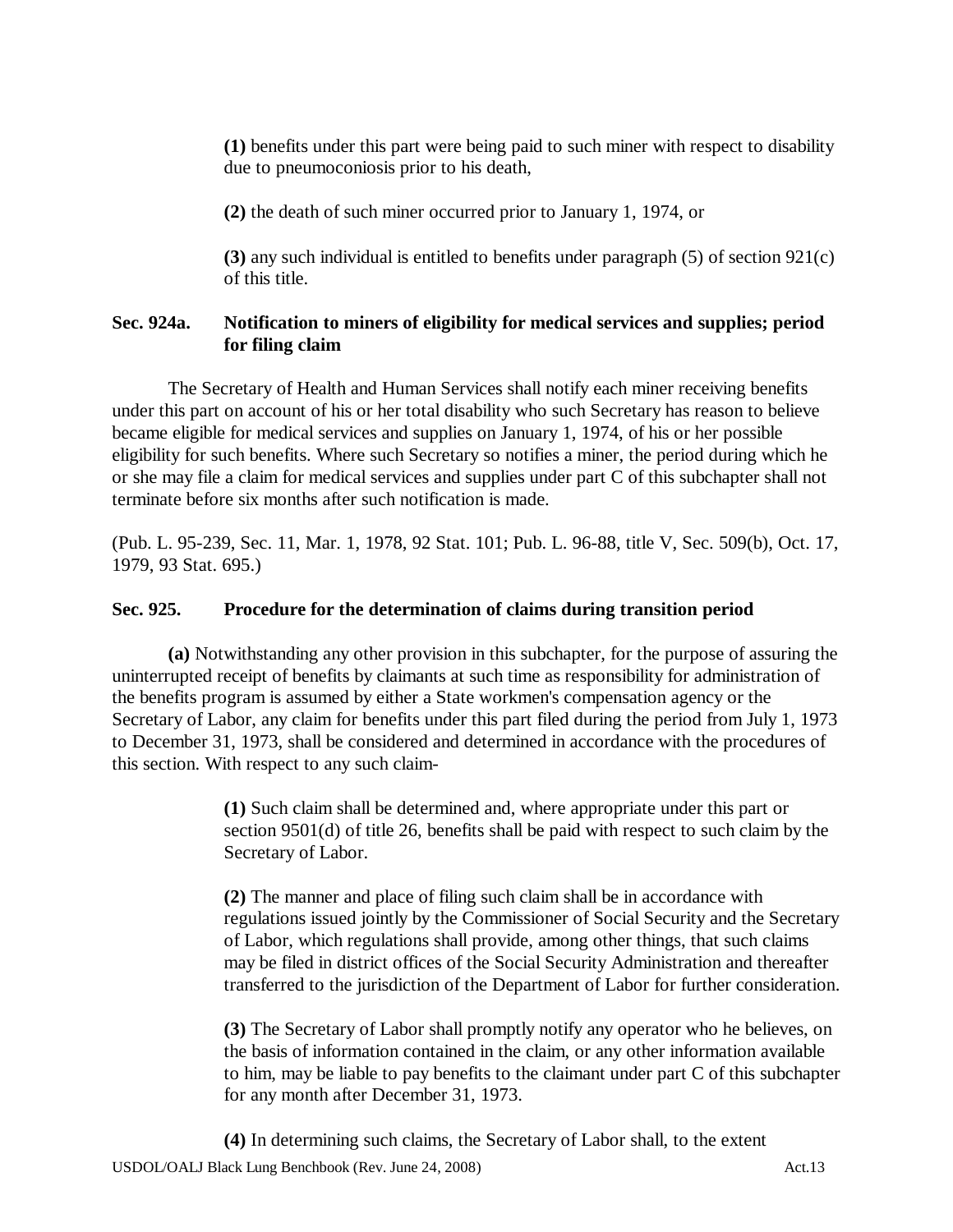**(1)** benefits under this part were being paid to such miner with respect to disability due to pneumoconiosis prior to his death,

**(2)** the death of such miner occurred prior to January 1, 1974, or

**(3)** any such individual is entitled to benefits under paragraph (5) of section 921(c) of this title.

### Sec. 924a. Notification to miners of eligibility for medical services and supplies; period for filing claim

The Secretary of Health and Human Services shall notify each miner receiving benefits under this part on account of his or her total disability who such Secretary has reason to believe became eligible for medical services and supplies on January 1, 1974, of his or her possible eligibility for such benefits. Where such Secretary so notifies a miner, the period during which he or she may file a claim for medical services and supplies under part C of this subchapter shall not terminate before six months after such notification is made.

(Pub. L. 95-239, Sec. 11, Mar. 1, 1978, 92 Stat. 101; Pub. L. 96-88, title V, Sec. 509(b), Oct. 17, 1979, 93 Stat. 695.)

### Sec. 925. Procedure for the determination of claims during transition period

**(a)** Notwithstanding any other provision in this subchapter, for the purpose of assuring the uninterrupted receipt of benefits by claimants at such time as responsibility for administration of the benefits program is assumed by either a State workmen's compensation agency or the Secretary of Labor, any claim for benefits under this part filed during the period from July 1, 1973 to December 31, 1973, shall be considered and determined in accordance with the procedures of this section. With respect to any such claim-

**(1)** Such claim shall be determined and, where appropriate under this part or section 9501(d) of title 26, benefits shall be paid with respect to such claim by the Secretary of Labor.

**(2)** The manner and place of filing such claim shall be in accordance with regulations issued jointly by the Commissioner of Social Security and the Secretary of Labor, which regulations shall provide, among other things, that such claims may be filed in district offices of the Social Security Administration and thereafter transferred to the jurisdiction of the Department of Labor for further consideration.

**(3)** The Secretary of Labor shall promptly notify any operator who he believes, on the basis of information contained in the claim, or any other information available to him, may be liable to pay benefits to the claimant under part C of this subchapter for any month after December 31, 1973.

**(4)** In determining such claims, the Secretary of Labor shall, to the extent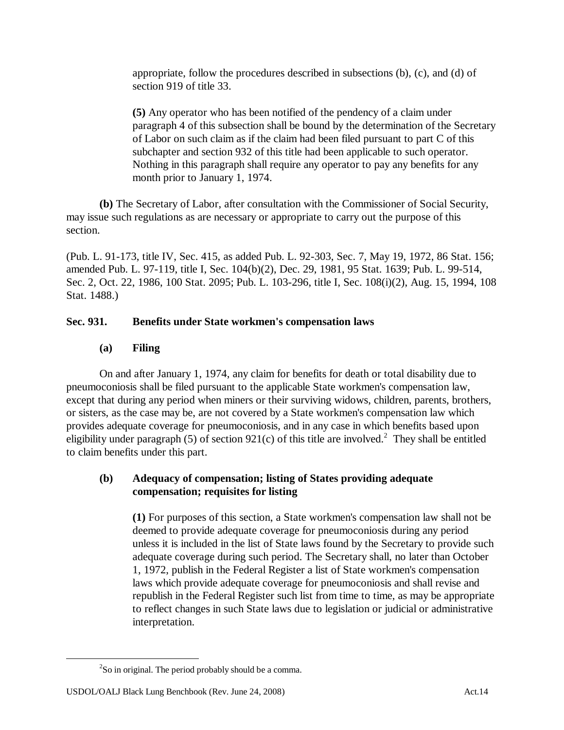appropriate, follow the procedures described in subsections (b), (c), and (d) of section 919 of title 33.

**(5)** Any operator who has been notified of the pendency of a claim under paragraph 4 of this subsection shall be bound by the determination of the Secretary of Labor on such claim as if the claim had been filed pursuant to part C of this subchapter and section 932 of this title had been applicable to such operator. Nothing in this paragraph shall require any operator to pay any benefits for any month prior to January 1, 1974.

**(b)** The Secretary of Labor, after consultation with the Commissioner of Social Security, may issue such regulations as are necessary or appropriate to carry out the purpose of this section.

(Pub. L. 91-173, title IV, Sec. 415, as added Pub. L. 92-303, Sec. 7, May 19, 1972, 86 Stat. 156; amended Pub. L. 97-119, title I, Sec. 104(b)(2), Dec. 29, 1981, 95 Stat. 1639; Pub. L. 99-514, Sec. 2, Oct. 22, 1986, 100 Stat. 2095; Pub. L. 103-296, title I, Sec. 108(i)(2), Aug. 15, 1994, 108 Stat. 1488.)

### Sec. 931. Benefits under State workmen's compensation laws

#### (a) Filing

On and after January 1, 1974, any claim for benefits for death or total disability due to pneumoconiosis shall be filed pursuant to the applicable State workmen's compensation law, except that during any period when miners or their surviving widows, children, parents, brothers, or sisters, as the case may be, are not covered by a State workmen's compensation law which provides adequate coverage for pneumoconiosis, and in any case in which benefits based upon eligibility under paragraph (5) of section 921(c) of this title are involved.[2] They shall be entitled to claim benefits under this part.

#### (b) Adequacy of compensation; listing of States providing adequate compensation; requisites for listing

**(1)** For purposes of this section, a State workmen's compensation law shall not be deemed to provide adequate coverage for pneumoconiosis during any period unless it is included in the list of State laws found by the Secretary to provide such adequate coverage during such period. The Secretary shall, no later than October 1, 1972, publish in the Federal Register a list of State workmen's compensation laws which provide adequate coverage for pneumoconiosis and shall revise and republish in the Federal Register such list from time to time, as may be appropriate to reflect changes in such State laws due to legislation or judicial or administrative interpretation.

[2] So in original. The period probably should be a comma.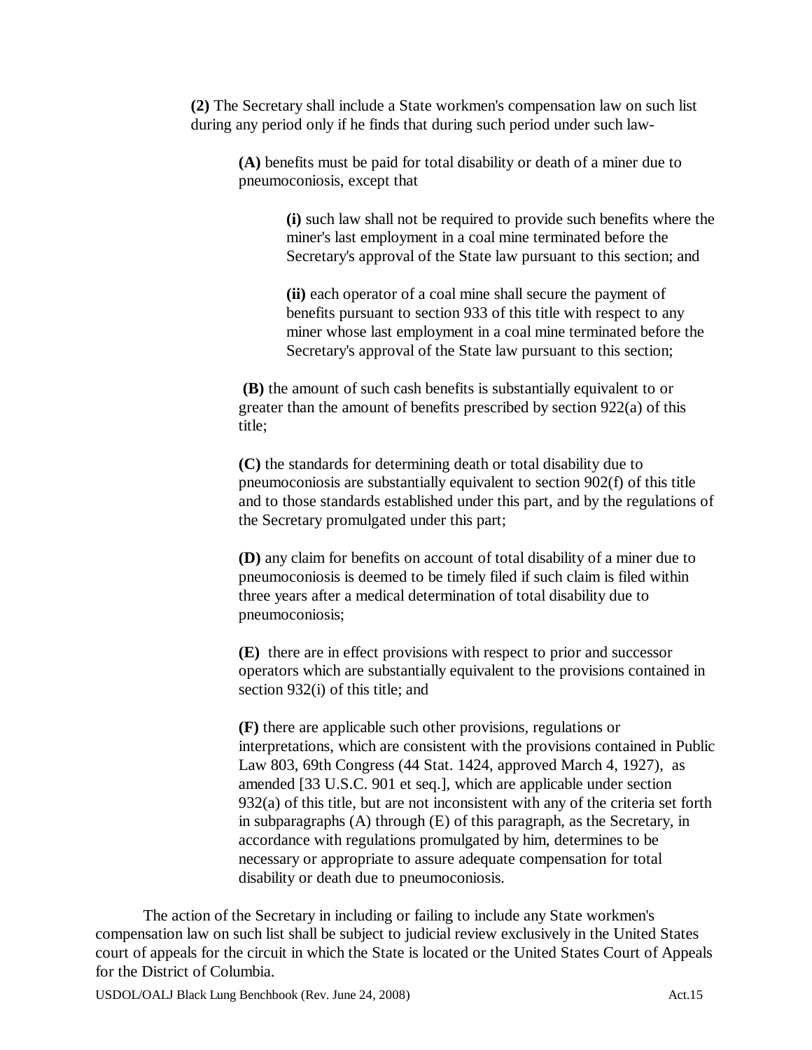**(2)** The Secretary shall include a State workmen's compensation law on such list during any period only if he finds that during such period under such law-

**(A)** benefits must be paid for total disability or death of a miner due to pneumoconiosis, except that

**(i)** such law shall not be required to provide such benefits where the miner's last employment in a coal mine terminated before the Secretary's approval of the State law pursuant to this section; and

**(ii)** each operator of a coal mine shall secure the payment of benefits pursuant to section 933 of this title with respect to any miner whose last employment in a coal mine terminated before the Secretary's approval of the State law pursuant to this section;

**(B)** the amount of such cash benefits is substantially equivalent to or greater than the amount of benefits prescribed by section 922(a) of this title;

**(C)** the standards for determining death or total disability due to pneumoconiosis are substantially equivalent to section 902(f) of this title and to those standards established under this part, and by the regulations of the Secretary promulgated under this part;

**(D)** any claim for benefits on account of total disability of a miner due to pneumoconiosis is deemed to be timely filed if such claim is filed within three years after a medical determination of total disability due to pneumoconiosis;

**(E)** there are in effect provisions with respect to prior and successor operators which are substantially equivalent to the provisions contained in section 932(i) of this title; and

**(F)** there are applicable such other provisions, regulations or interpretations, which are consistent with the provisions contained in Public Law 803, 69th Congress (44 Stat. 1424, approved March 4, 1927), as amended [33 U.S.C. 901 et seq.], which are applicable under section 932(a) of this title, but are not inconsistent with any of the criteria set forth in subparagraphs (A) through (E) of this paragraph, as the Secretary, in accordance with regulations promulgated by him, determines to be necessary or appropriate to assure adequate compensation for total disability or death due to pneumoconiosis.

The action of the Secretary in including or failing to include any State workmen's compensation law on such list shall be subject to judicial review exclusively in the United States court of appeals for the circuit in which the State is located or the United States Court of Appeals for the District of Columbia.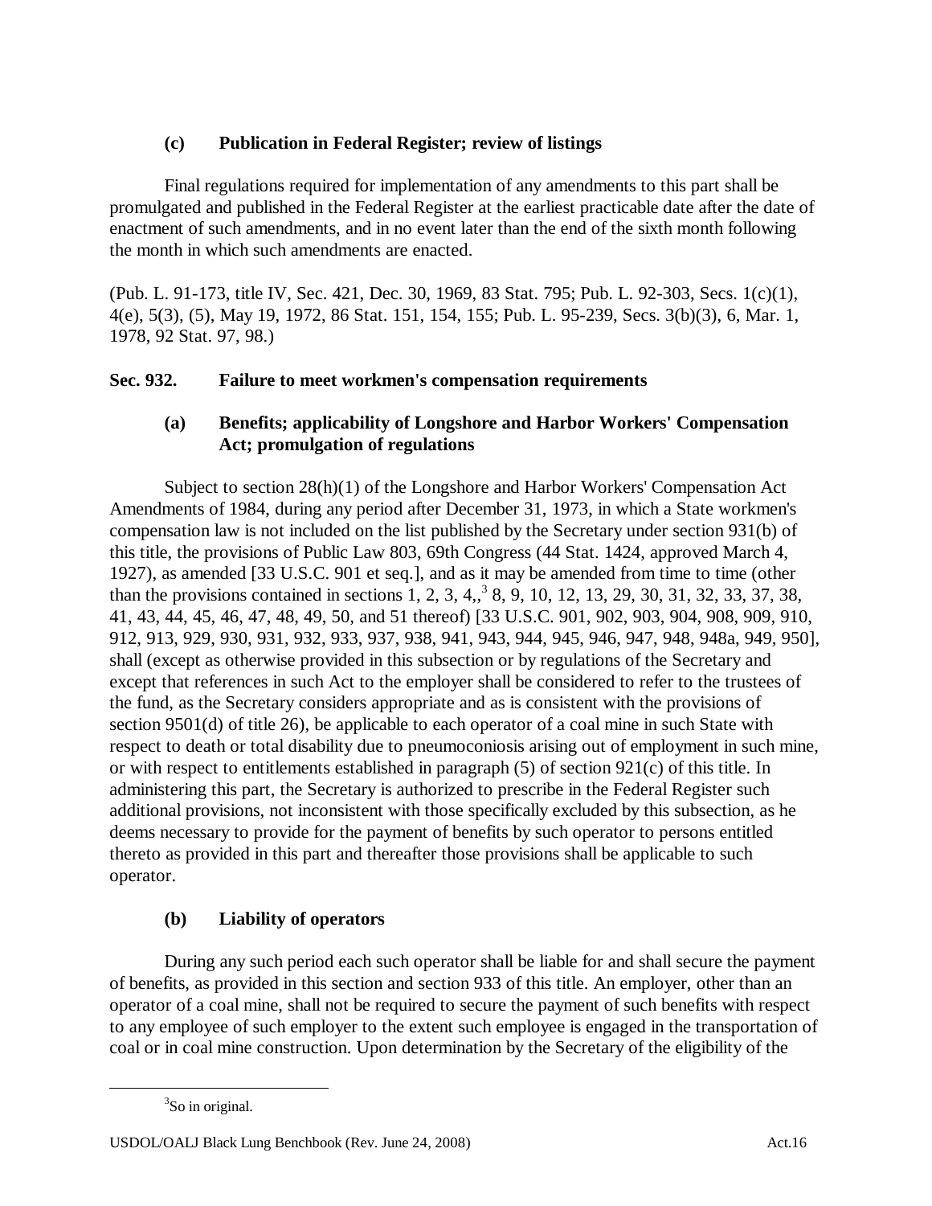### (c) Publication in Federal Register; review of listings

Final regulations required for implementation of any amendments to this part shall be promulgated and published in the Federal Register at the earliest practicable date after the date of enactment of such amendments, and in no event later than the end of the sixth month following the month in which such amendments are enacted.

(Pub. L. 91-173, title IV, Sec. 421, Dec. 30, 1969, 83 Stat. 795; Pub. L. 92-303, Secs. 1(c)(1), 4(e), 5(3), (5), May 19, 1972, 86 Stat. 151, 154, 155; Pub. L. 95-239, Secs. 3(b)(3), 6, Mar. 1, 1978, 92 Stat. 97, 98.)

## Sec. 932. Failure to meet workmen's compensation requirements

### (a) Benefits; applicability of Longshore and Harbor Workers' Compensation Act; promulgation of regulations

Subject to section 28(h)(1) of the Longshore and Harbor Workers' Compensation Act Amendments of 1984, during any period after December 31, 1973, in which a State workmen's compensation law is not included on the list published by the Secretary under section 931(b) of this title, the provisions of Public Law 803, 69th Congress (44 Stat. 1424, approved March 4, 1927), as amended [33 U.S.C. 901 et seq.], and as it may be amended from time to time (other than the provisions contained in sections 1, 2, 3, 4,,[3] 8, 9, 10, 12, 13, 29, 30, 31, 32, 33, 37, 38, 41, 43, 44, 45, 46, 47, 48, 49, 50, and 51 thereof) [33 U.S.C. 901, 902, 903, 904, 908, 909, 910, 912, 913, 929, 930, 931, 932, 933, 937, 938, 941, 943, 944, 945, 946, 947, 948, 948a, 949, 950], shall (except as otherwise provided in this subsection or by regulations of the Secretary and except that references in such Act to the employer shall be considered to refer to the trustees of the fund, as the Secretary considers appropriate and as is consistent with the provisions of section 9501(d) of title 26), be applicable to each operator of a coal mine in such State with respect to death or total disability due to pneumoconiosis arising out of employment in such mine, or with respect to entitlements established in paragraph (5) of section 921(c) of this title. In administering this part, the Secretary is authorized to prescribe in the Federal Register such additional provisions, not inconsistent with those specifically excluded by this subsection, as he deems necessary to provide for the payment of benefits by such operator to persons entitled thereto as provided in this part and thereafter those provisions shall be applicable to such operator.

### (b) Liability of operators

During any such period each such operator shall be liable for and shall secure the payment of benefits, as provided in this section and section 933 of this title. An employer, other than an operator of a coal mine, shall not be required to secure the payment of such benefits with respect to any employee of such employer to the extent such employee is engaged in the transportation of coal or in coal mine construction. Upon determination by the Secretary of the eligibility of the

[3] So in original.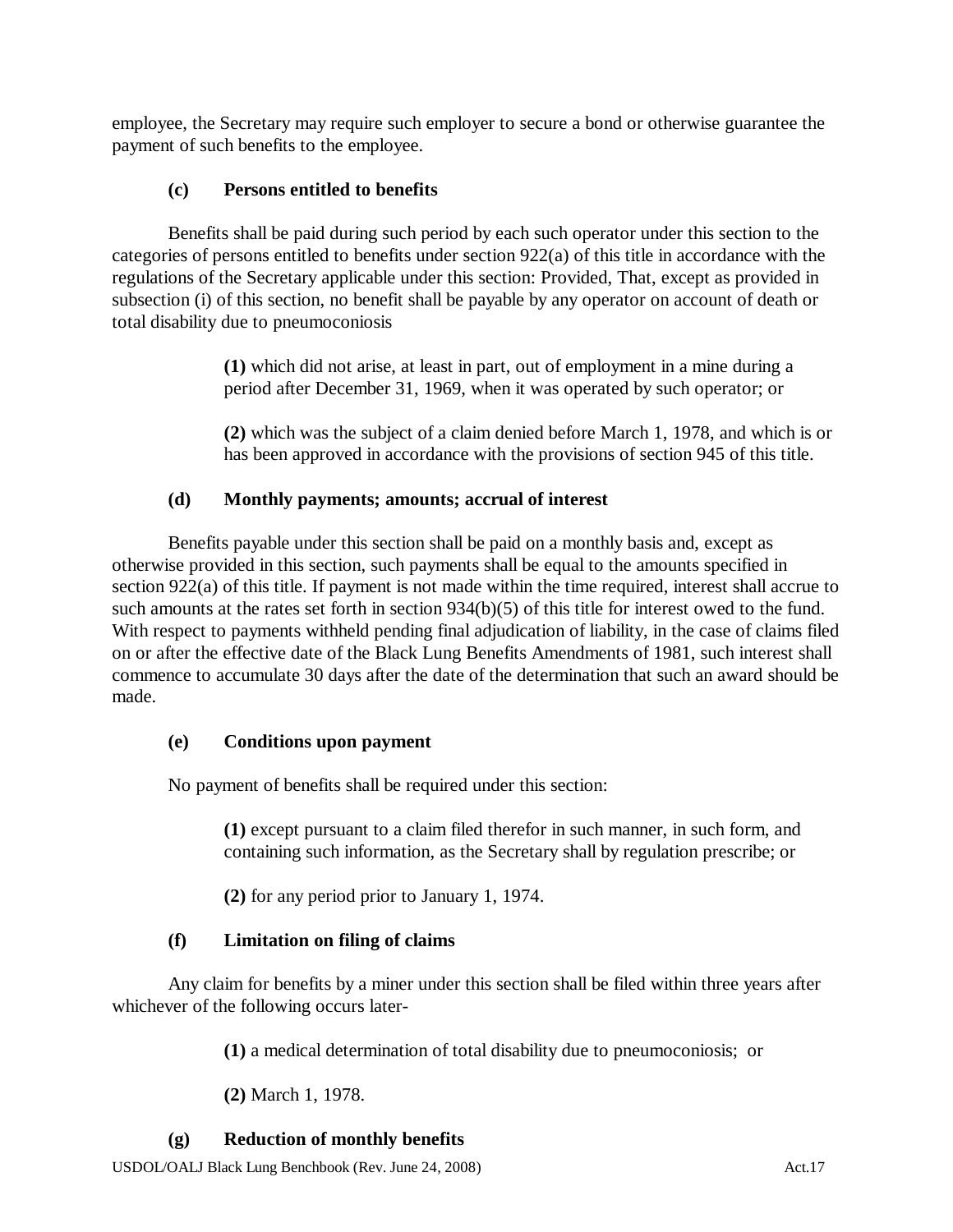employee, the Secretary may require such employer to secure a bond or otherwise guarantee the payment of such benefits to the employee.

**(c) Persons entitled to benefits**

Benefits shall be paid during such period by each such operator under this section to the categories of persons entitled to benefits under section 922(a) of this title in accordance with the regulations of the Secretary applicable under this section: Provided, That, except as provided in subsection (i) of this section, no benefit shall be payable by any operator on account of death or total disability due to pneumoconiosis

> **(1)** which did not arise, at least in part, out of employment in a mine during a period after December 31, 1969, when it was operated by such operator; or
>
> **(2)** which was the subject of a claim denied before March 1, 1978, and which is or has been approved in accordance with the provisions of section 945 of this title.

**(d) Monthly payments; amounts; accrual of interest**

Benefits payable under this section shall be paid on a monthly basis and, except as otherwise provided in this section, such payments shall be equal to the amounts specified in section 922(a) of this title. If payment is not made within the time required, interest shall accrue to such amounts at the rates set forth in section 934(b)(5) of this title for interest owed to the fund. With respect to payments withheld pending final adjudication of liability, in the case of claims filed on or after the effective date of the Black Lung Benefits Amendments of 1981, such interest shall commence to accumulate 30 days after the date of the determination that such an award should be made.

**(e) Conditions upon payment**

No payment of benefits shall be required under this section:

> **(1)** except pursuant to a claim filed therefor in such manner, in such form, and containing such information, as the Secretary shall by regulation prescribe; or
>
> **(2)** for any period prior to January 1, 1974.

**(f) Limitation on filing of claims**

Any claim for benefits by a miner under this section shall be filed within three years after whichever of the following occurs later-

> **(1)** a medical determination of total disability due to pneumoconiosis; or
>
> **(2)** March 1, 1978.

**(g) Reduction of monthly benefits**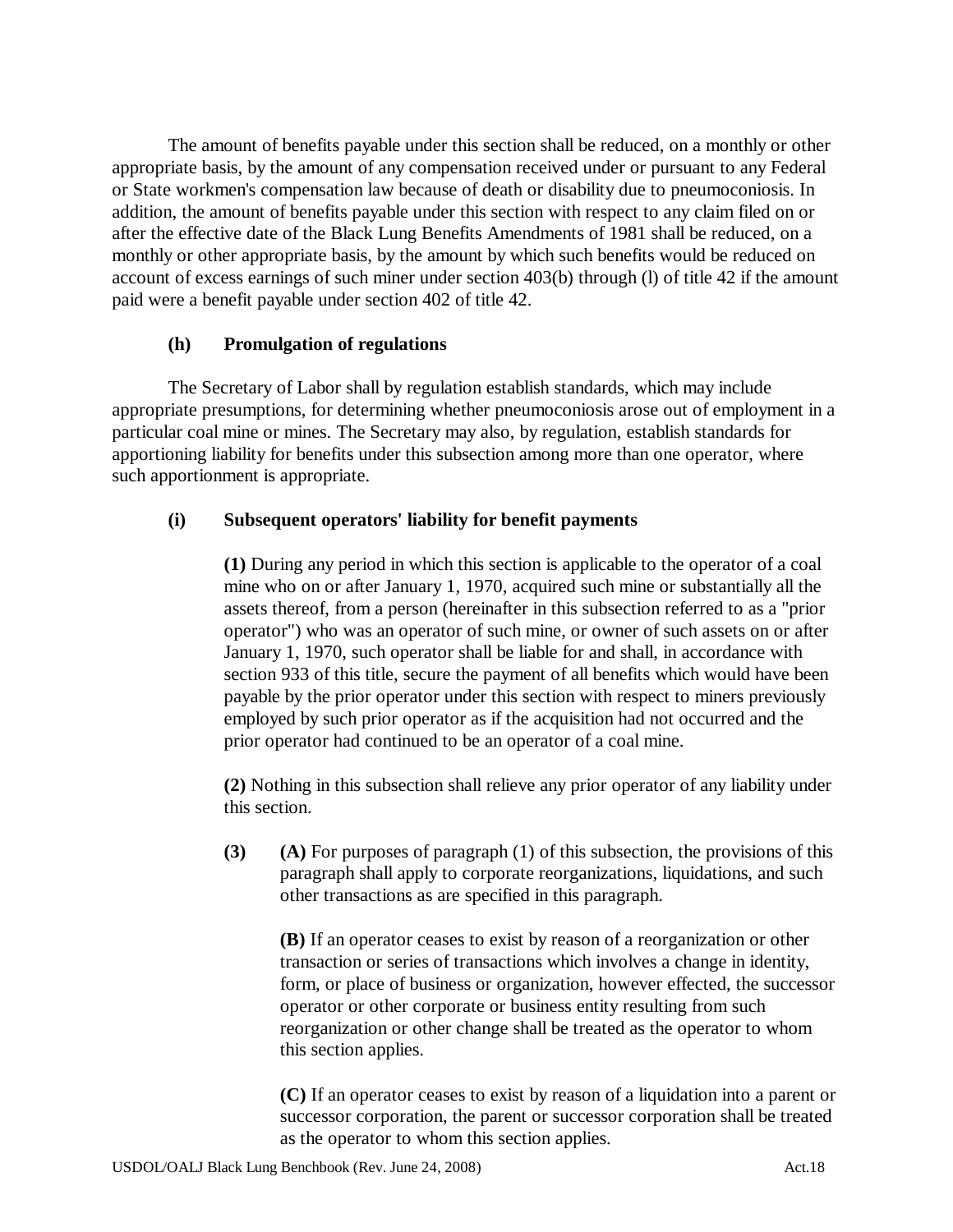The amount of benefits payable under this section shall be reduced, on a monthly or other appropriate basis, by the amount of any compensation received under or pursuant to any Federal or State workmen's compensation law because of death or disability due to pneumoconiosis. In addition, the amount of benefits payable under this section with respect to any claim filed on or after the effective date of the Black Lung Benefits Amendments of 1981 shall be reduced, on a monthly or other appropriate basis, by the amount by which such benefits would be reduced on account of excess earnings of such miner under section 403(b) through (l) of title 42 if the amount paid were a benefit payable under section 402 of title 42.

**(h) Promulgation of regulations**

The Secretary of Labor shall by regulation establish standards, which may include appropriate presumptions, for determining whether pneumoconiosis arose out of employment in a particular coal mine or mines. The Secretary may also, by regulation, establish standards for apportioning liability for benefits under this subsection among more than one operator, where such apportionment is appropriate.

**(i) Subsequent operators' liability for benefit payments**

> **(1)** During any period in which this section is applicable to the operator of a coal mine who on or after January 1, 1970, acquired such mine or substantially all the assets thereof, from a person (hereinafter in this subsection referred to as a "prior operator") who was an operator of such mine, or owner of such assets on or after January 1, 1970, such operator shall be liable for and shall, in accordance with section 933 of this title, secure the payment of all benefits which would have been payable by the prior operator under this section with respect to miners previously employed by such prior operator as if the acquisition had not occurred and the prior operator had continued to be an operator of a coal mine.
>
> **(2)** Nothing in this subsection shall relieve any prior operator of any liability under this section.
>
> **(3)** **(A)** For purposes of paragraph (1) of this subsection, the provisions of this paragraph shall apply to corporate reorganizations, liquidations, and such other transactions as are specified in this paragraph.
>
> > **(B)** If an operator ceases to exist by reason of a reorganization or other transaction or series of transactions which involves a change in identity, form, or place of business or organization, however effected, the successor operator or other corporate or business entity resulting from such reorganization or other change shall be treated as the operator to whom this section applies.
> >
> > **(C)** If an operator ceases to exist by reason of a liquidation into a parent or successor corporation, the parent or successor corporation shall be treated as the operator to whom this section applies.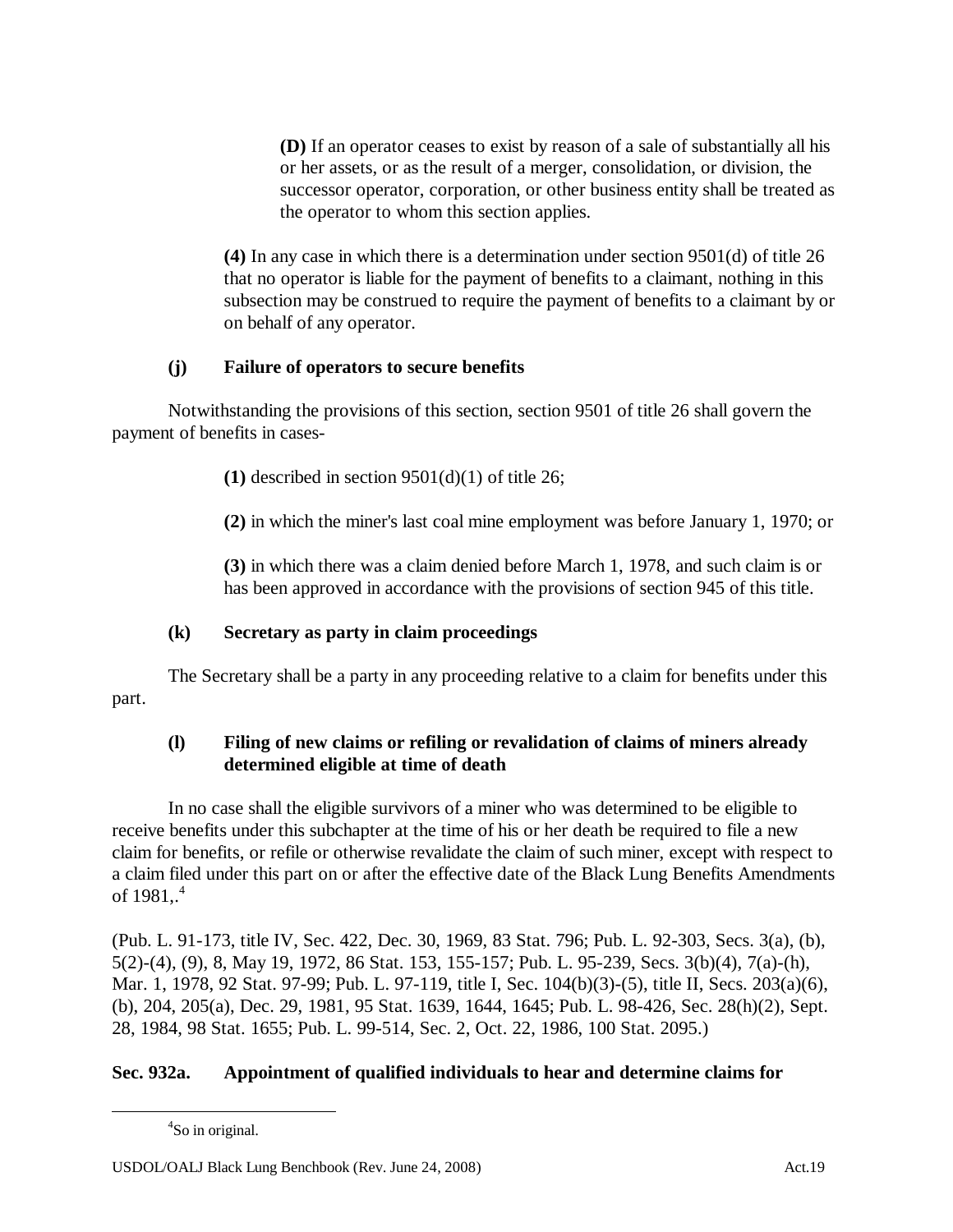**(D)** If an operator ceases to exist by reason of a sale of substantially all his or her assets, or as the result of a merger, consolidation, or division, the successor operator, corporation, or other business entity shall be treated as the operator to whom this section applies.

**(4)** In any case in which there is a determination under section 9501(d) of title 26 that no operator is liable for the payment of benefits to a claimant, nothing in this subsection may be construed to require the payment of benefits to a claimant by or on behalf of any operator.

**(j) Failure of operators to secure benefits**

Notwithstanding the provisions of this section, section 9501 of title 26 shall govern the payment of benefits in cases-

**(1)** described in section 9501(d)(1) of title 26;

**(2)** in which the miner's last coal mine employment was before January 1, 1970; or

**(3)** in which there was a claim denied before March 1, 1978, and such claim is or has been approved in accordance with the provisions of section 945 of this title.

**(k) Secretary as party in claim proceedings**

The Secretary shall be a party in any proceeding relative to a claim for benefits under this part.

**(l) Filing of new claims or refiling or revalidation of claims of miners already determined eligible at time of death**

In no case shall the eligible survivors of a miner who was determined to be eligible to receive benefits under this subchapter at the time of his or her death be required to file a new claim for benefits, or refile or otherwise revalidate the claim of such miner, except with respect to a claim filed under this part on or after the effective date of the Black Lung Benefits Amendments of 1981,.[4]

(Pub. L. 91-173, title IV, Sec. 422, Dec. 30, 1969, 83 Stat. 796; Pub. L. 92-303, Secs. 3(a), (b), 5(2)-(4), (9), 8, May 19, 1972, 86 Stat. 153, 155-157; Pub. L. 95-239, Secs. 3(b)(4), 7(a)-(h), Mar. 1, 1978, 92 Stat. 97-99; Pub. L. 97-119, title I, Sec. 104(b)(3)-(5), title II, Secs. 203(a)(6), (b), 204, 205(a), Dec. 29, 1981, 95 Stat. 1639, 1644, 1645; Pub. L. 98-426, Sec. 28(h)(2), Sept. 28, 1984, 98 Stat. 1655; Pub. L. 99-514, Sec. 2, Oct. 22, 1986, 100 Stat. 2095.)

**Sec. 932a. Appointment of qualified individuals to hear and determine claims for**

[4] So in original.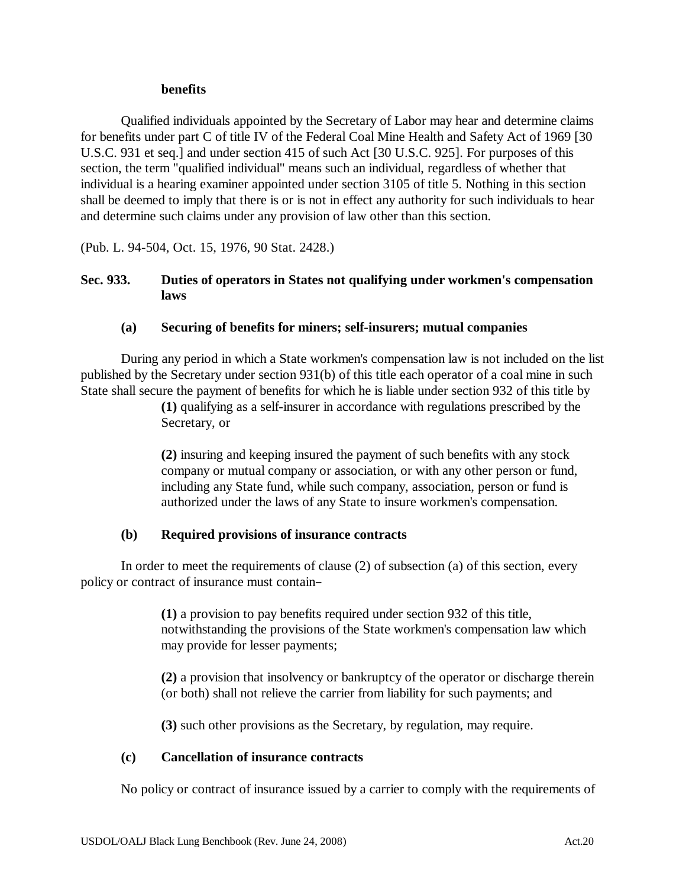**benefits**

Qualified individuals appointed by the Secretary of Labor may hear and determine claims for benefits under part C of title IV of the Federal Coal Mine Health and Safety Act of 1969 [30 U.S.C. 931 et seq.] and under section 415 of such Act [30 U.S.C. 925]. For purposes of this section, the term "qualified individual" means such an individual, regardless of whether that individual is a hearing examiner appointed under section 3105 of title 5. Nothing in this section shall be deemed to imply that there is or is not in effect any authority for such individuals to hear and determine such claims under any provision of law other than this section.

(Pub. L. 94-504, Oct. 15, 1976, 90 Stat. 2428.)

## Sec. 933. Duties of operators in States not qualifying under workmen's compensation laws

### (a) Securing of benefits for miners; self-insurers; mutual companies

During any period in which a State workmen's compensation law is not included on the list published by the Secretary under section 931(b) of this title each operator of a coal mine in such State shall secure the payment of benefits for which he is liable under section 932 of this title by

**(1)** qualifying as a self-insurer in accordance with regulations prescribed by the Secretary, or

**(2)** insuring and keeping insured the payment of such benefits with any stock company or mutual company or association, or with any other person or fund, including any State fund, while such company, association, person or fund is authorized under the laws of any State to insure workmen's compensation.

### (b) Required provisions of insurance contracts

In order to meet the requirements of clause (2) of subsection (a) of this section, every policy or contract of insurance must contain–

**(1)** a provision to pay benefits required under section 932 of this title, notwithstanding the provisions of the State workmen's compensation law which may provide for lesser payments;

**(2)** a provision that insolvency or bankruptcy of the operator or discharge therein (or both) shall not relieve the carrier from liability for such payments; and

**(3)** such other provisions as the Secretary, by regulation, may require.

### (c) Cancellation of insurance contracts

No policy or contract of insurance issued by a carrier to comply with the requirements of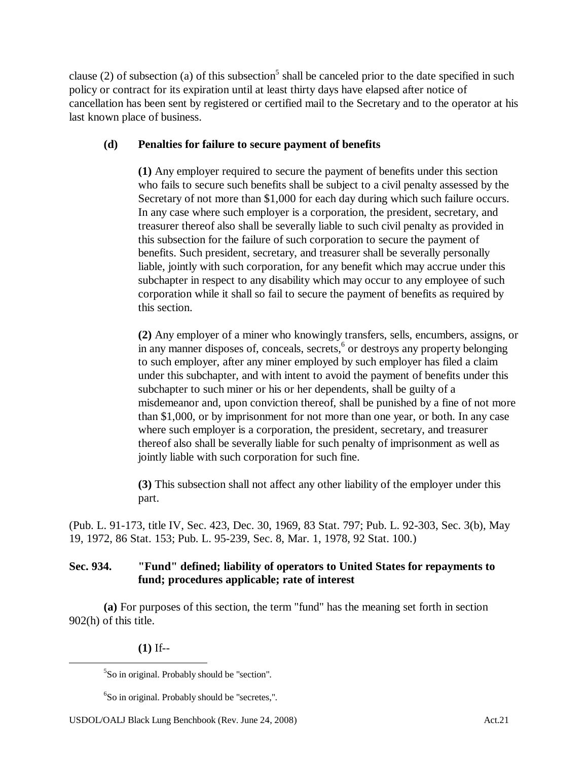clause (2) of subsection (a) of this subsection[5] shall be canceled prior to the date specified in such policy or contract for its expiration until at least thirty days have elapsed after notice of cancellation has been sent by registered or certified mail to the Secretary and to the operator at his last known place of business.

**(d) Penalties for failure to secure payment of benefits**

**(1)** Any employer required to secure the payment of benefits under this section who fails to secure such benefits shall be subject to a civil penalty assessed by the Secretary of not more than $1,000 for each day during which such failure occurs. In any case where such employer is a corporation, the president, secretary, and treasurer thereof also shall be severally liable to such civil penalty as provided in this subsection for the failure of such corporation to secure the payment of benefits. Such president, secretary, and treasurer shall be severally personally liable, jointly with such corporation, for any benefit which may accrue under this subchapter in respect to any disability which may occur to any employee of such corporation while it shall so fail to secure the payment of benefits as required by this section.

**(2)** Any employer of a miner who knowingly transfers, sells, encumbers, assigns, or in any manner disposes of, conceals, secrets,[6] or destroys any property belonging to such employer, after any miner employed by such employer has filed a claim under this subchapter, and with intent to avoid the payment of benefits under this subchapter to such miner or his or her dependents, shall be guilty of a misdemeanor and, upon conviction thereof, shall be punished by a fine of not more than $1,000, or by imprisonment for not more than one year, or both. In any case where such employer is a corporation, the president, secretary, and treasurer thereof also shall be severally liable for such penalty of imprisonment as well as jointly liable with such corporation for such fine.

**(3)** This subsection shall not affect any other liability of the employer under this part.

(Pub. L. 91-173, title IV, Sec. 423, Dec. 30, 1969, 83 Stat. 797; Pub. L. 92-303, Sec. 3(b), May 19, 1972, 86 Stat. 153; Pub. L. 95-239, Sec. 8, Mar. 1, 1978, 92 Stat. 100.)

### Sec. 934. "Fund" defined; liability of operators to United States for repayments to fund; procedures applicable; rate of interest

**(a)** For purposes of this section, the term "fund" has the meaning set forth in section 902(h) of this title.

**(1)** If--

---

[5] So in original. Probably should be "section".

[6] So in original. Probably should be "secretes,".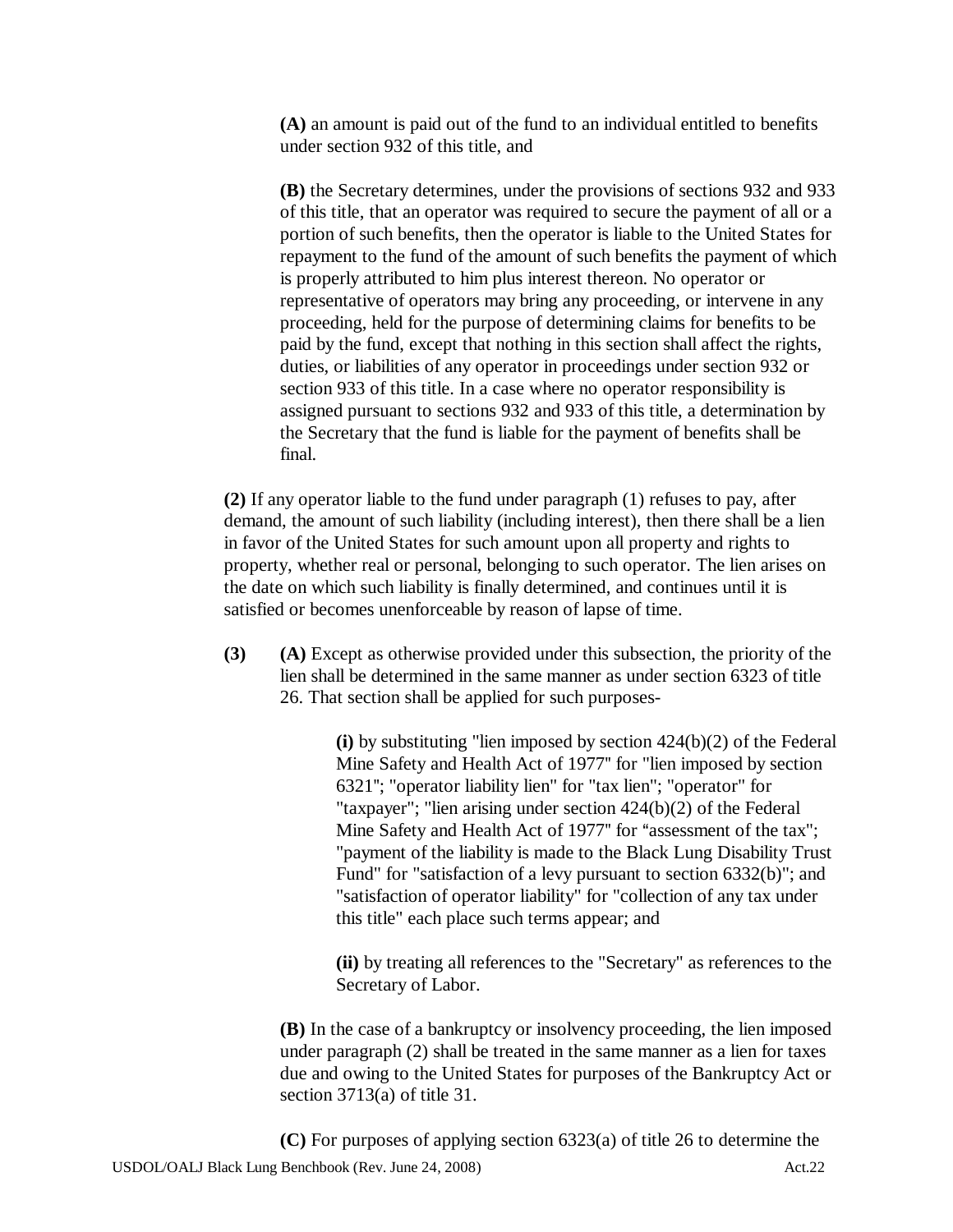**(A)** an amount is paid out of the fund to an individual entitled to benefits under section 932 of this title, and

**(B)** the Secretary determines, under the provisions of sections 932 and 933 of this title, that an operator was required to secure the payment of all or a portion of such benefits, then the operator is liable to the United States for repayment to the fund of the amount of such benefits the payment of which is properly attributed to him plus interest thereon. No operator or representative of operators may bring any proceeding, or intervene in any proceeding, held for the purpose of determining claims for benefits to be paid by the fund, except that nothing in this section shall affect the rights, duties, or liabilities of any operator in proceedings under section 932 or section 933 of this title. In a case where no operator responsibility is assigned pursuant to sections 932 and 933 of this title, a determination by the Secretary that the fund is liable for the payment of benefits shall be final.

**(2)** If any operator liable to the fund under paragraph (1) refuses to pay, after demand, the amount of such liability (including interest), then there shall be a lien in favor of the United States for such amount upon all property and rights to property, whether real or personal, belonging to such operator. The lien arises on the date on which such liability is finally determined, and continues until it is satisfied or becomes unenforceable by reason of lapse of time.

**(3)** **(A)** Except as otherwise provided under this subsection, the priority of the lien shall be determined in the same manner as under section 6323 of title 26. That section shall be applied for such purposes-

**(i)** by substituting "lien imposed by section 424(b)(2) of the Federal Mine Safety and Health Act of 1977" for "lien imposed by section 6321"; "operator liability lien" for "tax lien"; "operator" for "taxpayer"; "lien arising under section 424(b)(2) of the Federal Mine Safety and Health Act of 1977" for "assessment of the tax"; "payment of the liability is made to the Black Lung Disability Trust Fund" for "satisfaction of a levy pursuant to section 6332(b)"; and "satisfaction of operator liability" for "collection of any tax under this title" each place such terms appear; and

**(ii)** by treating all references to the "Secretary" as references to the Secretary of Labor.

**(B)** In the case of a bankruptcy or insolvency proceeding, the lien imposed under paragraph (2) shall be treated in the same manner as a lien for taxes due and owing to the United States for purposes of the Bankruptcy Act or section 3713(a) of title 31.

**(C)** For purposes of applying section 6323(a) of title 26 to determine the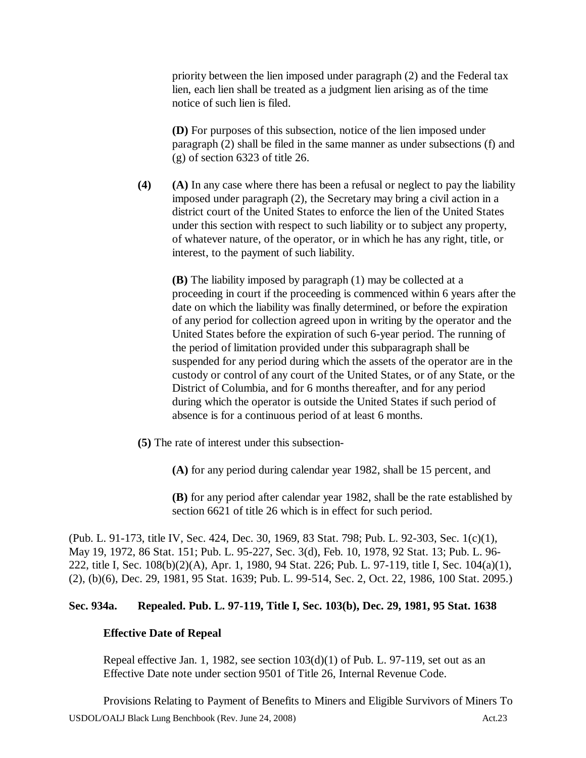priority between the lien imposed under paragraph (2) and the Federal tax lien, each lien shall be treated as a judgment lien arising as of the time notice of such lien is filed.

**(D)** For purposes of this subsection, notice of the lien imposed under paragraph (2) shall be filed in the same manner as under subsections (f) and (g) of section 6323 of title 26.

**(4)** **(A)** In any case where there has been a refusal or neglect to pay the liability imposed under paragraph (2), the Secretary may bring a civil action in a district court of the United States to enforce the lien of the United States under this section with respect to such liability or to subject any property, of whatever nature, of the operator, or in which he has any right, title, or interest, to the payment of such liability.

**(B)** The liability imposed by paragraph (1) may be collected at a proceeding in court if the proceeding is commenced within 6 years after the date on which the liability was finally determined, or before the expiration of any period for collection agreed upon in writing by the operator and the United States before the expiration of such 6-year period. The running of the period of limitation provided under this subparagraph shall be suspended for any period during which the assets of the operator are in the custody or control of any court of the United States, or of any State, or the District of Columbia, and for 6 months thereafter, and for any period during which the operator is outside the United States if such period of absence is for a continuous period of at least 6 months.

**(5)** The rate of interest under this subsection-

**(A)** for any period during calendar year 1982, shall be 15 percent, and

**(B)** for any period after calendar year 1982, shall be the rate established by section 6621 of title 26 which is in effect for such period.

(Pub. L. 91-173, title IV, Sec. 424, Dec. 30, 1969, 83 Stat. 798; Pub. L. 92-303, Sec. 1(c)(1), May 19, 1972, 86 Stat. 151; Pub. L. 95-227, Sec. 3(d), Feb. 10, 1978, 92 Stat. 13; Pub. L. 96-222, title I, Sec. 108(b)(2)(A), Apr. 1, 1980, 94 Stat. 226; Pub. L. 97-119, title I, Sec. 104(a)(1), (2), (b)(6), Dec. 29, 1981, 95 Stat. 1639; Pub. L. 99-514, Sec. 2, Oct. 22, 1986, 100 Stat. 2095.)

**Sec. 934a. Repealed. Pub. L. 97-119, Title I, Sec. 103(b), Dec. 29, 1981, 95 Stat. 1638**

**Effective Date of Repeal**

Repeal effective Jan. 1, 1982, see section 103(d)(1) of Pub. L. 97-119, set out as an Effective Date note under section 9501 of Title 26, Internal Revenue Code.

Provisions Relating to Payment of Benefits to Miners and Eligible Survivors of Miners To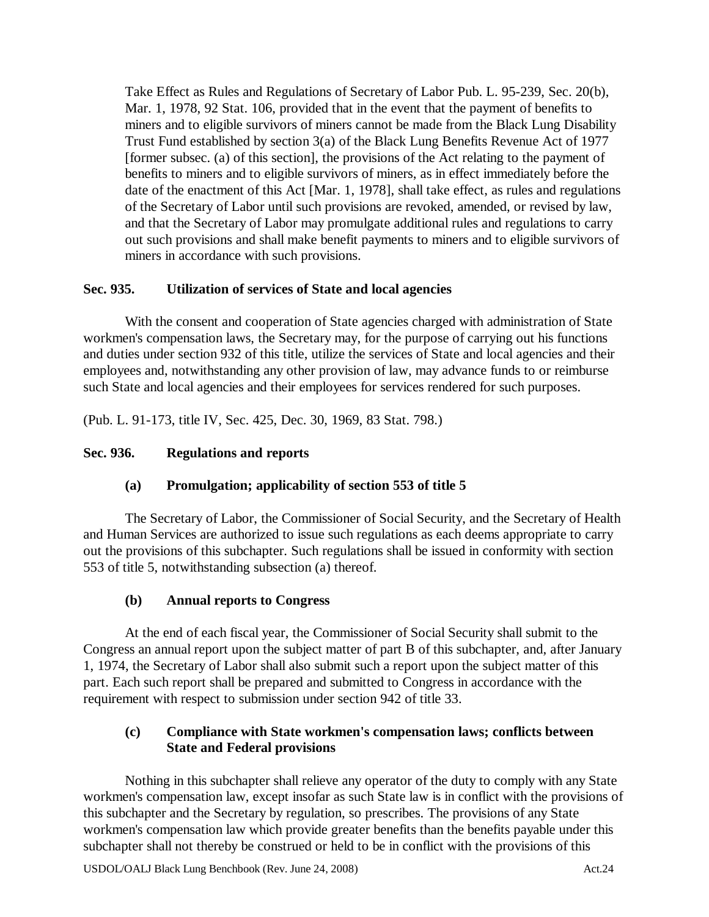Take Effect as Rules and Regulations of Secretary of Labor Pub. L. 95-239, Sec. 20(b), Mar. 1, 1978, 92 Stat. 106, provided that in the event that the payment of benefits to miners and to eligible survivors of miners cannot be made from the Black Lung Disability Trust Fund established by section 3(a) of the Black Lung Benefits Revenue Act of 1977 [former subsec. (a) of this section], the provisions of the Act relating to the payment of benefits to miners and to eligible survivors of miners, as in effect immediately before the date of the enactment of this Act [Mar. 1, 1978], shall take effect, as rules and regulations of the Secretary of Labor until such provisions are revoked, amended, or revised by law, and that the Secretary of Labor may promulgate additional rules and regulations to carry out such provisions and shall make benefit payments to miners and to eligible survivors of miners in accordance with such provisions.

### Sec. 935. Utilization of services of State and local agencies

With the consent and cooperation of State agencies charged with administration of State workmen's compensation laws, the Secretary may, for the purpose of carrying out his functions and duties under section 932 of this title, utilize the services of State and local agencies and their employees and, notwithstanding any other provision of law, may advance funds to or reimburse such State and local agencies and their employees for services rendered for such purposes.

(Pub. L. 91-173, title IV, Sec. 425, Dec. 30, 1969, 83 Stat. 798.)

### Sec. 936. Regulations and reports

#### (a) Promulgation; applicability of section 553 of title 5

The Secretary of Labor, the Commissioner of Social Security, and the Secretary of Health and Human Services are authorized to issue such regulations as each deems appropriate to carry out the provisions of this subchapter. Such regulations shall be issued in conformity with section 553 of title 5, notwithstanding subsection (a) thereof.

#### (b) Annual reports to Congress

At the end of each fiscal year, the Commissioner of Social Security shall submit to the Congress an annual report upon the subject matter of part B of this subchapter, and, after January 1, 1974, the Secretary of Labor shall also submit such a report upon the subject matter of this part. Each such report shall be prepared and submitted to Congress in accordance with the requirement with respect to submission under section 942 of title 33.

#### (c) Compliance with State workmen's compensation laws; conflicts between State and Federal provisions

Nothing in this subchapter shall relieve any operator of the duty to comply with any State workmen's compensation law, except insofar as such State law is in conflict with the provisions of this subchapter and the Secretary by regulation, so prescribes. The provisions of any State workmen's compensation law which provide greater benefits than the benefits payable under this subchapter shall not thereby be construed or held to be in conflict with the provisions of this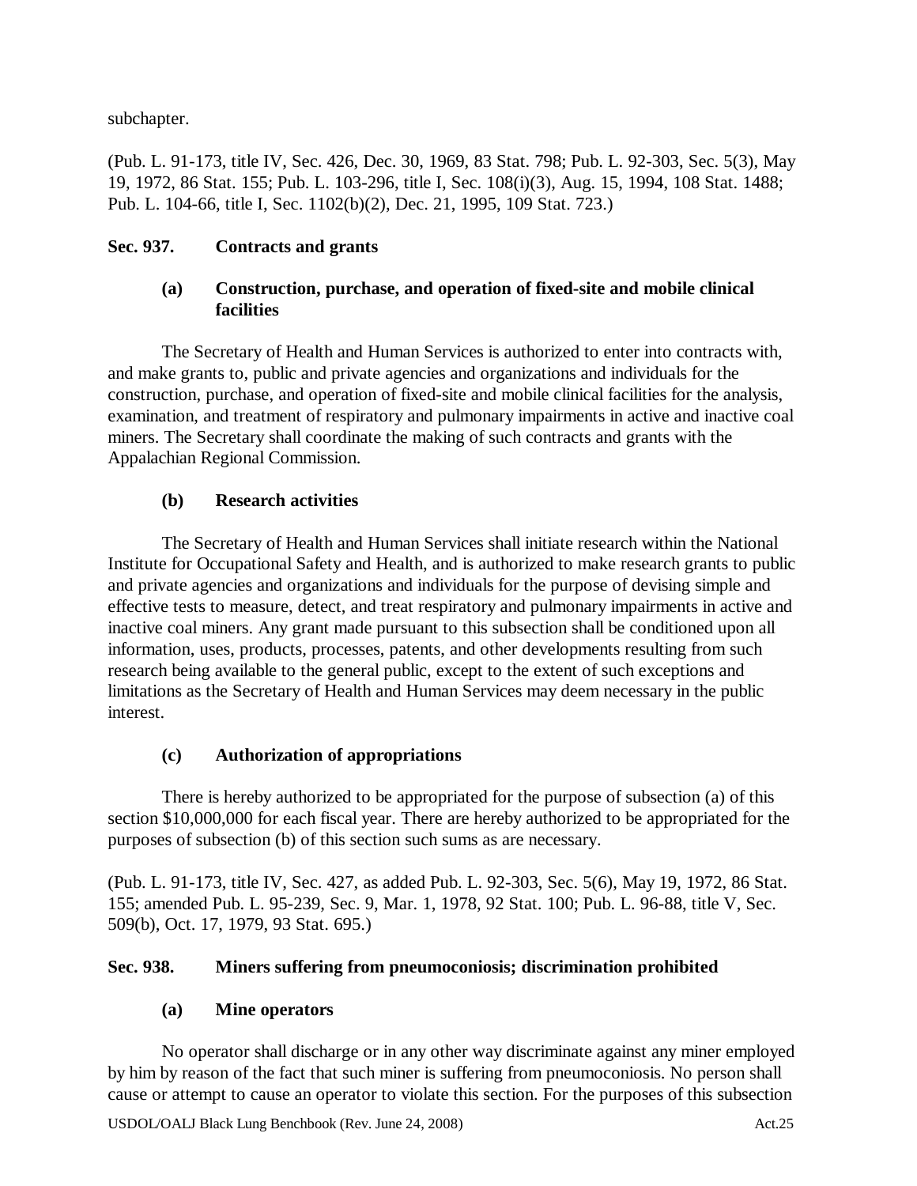subchapter.

(Pub. L. 91-173, title IV, Sec. 426, Dec. 30, 1969, 83 Stat. 798; Pub. L. 92-303, Sec. 5(3), May 19, 1972, 86 Stat. 155; Pub. L. 103-296, title I, Sec. 108(i)(3), Aug. 15, 1994, 108 Stat. 1488; Pub. L. 104-66, title I, Sec. 1102(b)(2), Dec. 21, 1995, 109 Stat. 723.)

### Sec. 937. Contracts and grants

#### (a) Construction, purchase, and operation of fixed-site and mobile clinical facilities

The Secretary of Health and Human Services is authorized to enter into contracts with, and make grants to, public and private agencies and organizations and individuals for the construction, purchase, and operation of fixed-site and mobile clinical facilities for the analysis, examination, and treatment of respiratory and pulmonary impairments in active and inactive coal miners. The Secretary shall coordinate the making of such contracts and grants with the Appalachian Regional Commission.

#### (b) Research activities

The Secretary of Health and Human Services shall initiate research within the National Institute for Occupational Safety and Health, and is authorized to make research grants to public and private agencies and organizations and individuals for the purpose of devising simple and effective tests to measure, detect, and treat respiratory and pulmonary impairments in active and inactive coal miners. Any grant made pursuant to this subsection shall be conditioned upon all information, uses, products, processes, patents, and other developments resulting from such research being available to the general public, except to the extent of such exceptions and limitations as the Secretary of Health and Human Services may deem necessary in the public interest.

#### (c) Authorization of appropriations

There is hereby authorized to be appropriated for the purpose of subsection (a) of this section $10,000,000 for each fiscal year. There are hereby authorized to be appropriated for the purposes of subsection (b) of this section such sums as are necessary.

(Pub. L. 91-173, title IV, Sec. 427, as added Pub. L. 92-303, Sec. 5(6), May 19, 1972, 86 Stat. 155; amended Pub. L. 95-239, Sec. 9, Mar. 1, 1978, 92 Stat. 100; Pub. L. 96-88, title V, Sec. 509(b), Oct. 17, 1979, 93 Stat. 695.)

### Sec. 938. Miners suffering from pneumoconiosis; discrimination prohibited

#### (a) Mine operators

No operator shall discharge or in any other way discriminate against any miner employed by him by reason of the fact that such miner is suffering from pneumoconiosis. No person shall cause or attempt to cause an operator to violate this section. For the purposes of this subsection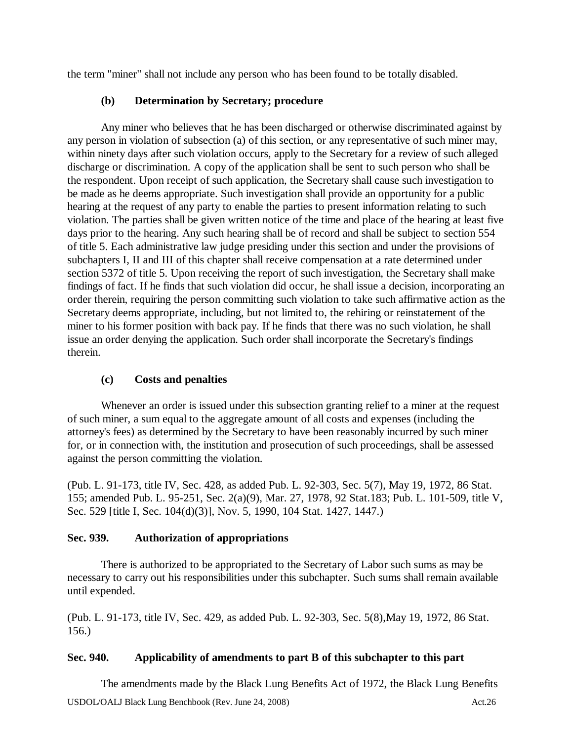the term "miner" shall not include any person who has been found to be totally disabled.

**(b) Determination by Secretary; procedure**

Any miner who believes that he has been discharged or otherwise discriminated against by any person in violation of subsection (a) of this section, or any representative of such miner may, within ninety days after such violation occurs, apply to the Secretary for a review of such alleged discharge or discrimination. A copy of the application shall be sent to such person who shall be the respondent. Upon receipt of such application, the Secretary shall cause such investigation to be made as he deems appropriate. Such investigation shall provide an opportunity for a public hearing at the request of any party to enable the parties to present information relating to such violation. The parties shall be given written notice of the time and place of the hearing at least five days prior to the hearing. Any such hearing shall be of record and shall be subject to section 554 of title 5. Each administrative law judge presiding under this section and under the provisions of subchapters I, II and III of this chapter shall receive compensation at a rate determined under section 5372 of title 5. Upon receiving the report of such investigation, the Secretary shall make findings of fact. If he finds that such violation did occur, he shall issue a decision, incorporating an order therein, requiring the person committing such violation to take such affirmative action as the Secretary deems appropriate, including, but not limited to, the rehiring or reinstatement of the miner to his former position with back pay. If he finds that there was no such violation, he shall issue an order denying the application. Such order shall incorporate the Secretary's findings therein.

**(c) Costs and penalties**

Whenever an order is issued under this subsection granting relief to a miner at the request of such miner, a sum equal to the aggregate amount of all costs and expenses (including the attorney's fees) as determined by the Secretary to have been reasonably incurred by such miner for, or in connection with, the institution and prosecution of such proceedings, shall be assessed against the person committing the violation.

(Pub. L. 91-173, title IV, Sec. 428, as added Pub. L. 92-303, Sec. 5(7), May 19, 1972, 86 Stat. 155; amended Pub. L. 95-251, Sec. 2(a)(9), Mar. 27, 1978, 92 Stat.183; Pub. L. 101-509, title V, Sec. 529 [title I, Sec. 104(d)(3)], Nov. 5, 1990, 104 Stat. 1427, 1447.)

**Sec. 939. Authorization of appropriations**

There is authorized to be appropriated to the Secretary of Labor such sums as may be necessary to carry out his responsibilities under this subchapter. Such sums shall remain available until expended.

(Pub. L. 91-173, title IV, Sec. 429, as added Pub. L. 92-303, Sec. 5(8),May 19, 1972, 86 Stat. 156.)

**Sec. 940. Applicability of amendments to part B of this subchapter to this part**

The amendments made by the Black Lung Benefits Act of 1972, the Black Lung Benefits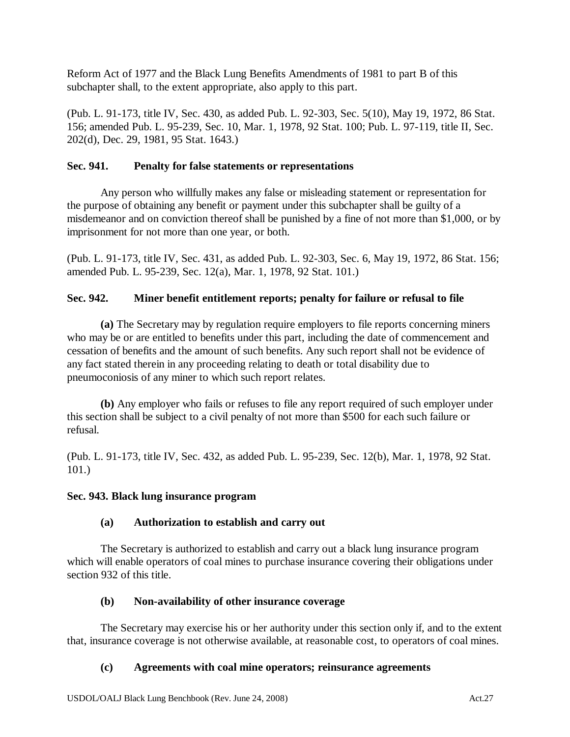Reform Act of 1977 and the Black Lung Benefits Amendments of 1981 to part B of this subchapter shall, to the extent appropriate, also apply to this part.

(Pub. L. 91-173, title IV, Sec. 430, as added Pub. L. 92-303, Sec. 5(10), May 19, 1972, 86 Stat. 156; amended Pub. L. 95-239, Sec. 10, Mar. 1, 1978, 92 Stat. 100; Pub. L. 97-119, title II, Sec. 202(d), Dec. 29, 1981, 95 Stat. 1643.)

### Sec. 941. Penalty for false statements or representations

Any person who willfully makes any false or misleading statement or representation for the purpose of obtaining any benefit or payment under this subchapter shall be guilty of a misdemeanor and on conviction thereof shall be punished by a fine of not more than $1,000, or by imprisonment for not more than one year, or both.

(Pub. L. 91-173, title IV, Sec. 431, as added Pub. L. 92-303, Sec. 6, May 19, 1972, 86 Stat. 156; amended Pub. L. 95-239, Sec. 12(a), Mar. 1, 1978, 92 Stat. 101.)

### Sec. 942. Miner benefit entitlement reports; penalty for failure or refusal to file

**(a)** The Secretary may by regulation require employers to file reports concerning miners who may be or are entitled to benefits under this part, including the date of commencement and cessation of benefits and the amount of such benefits. Any such report shall not be evidence of any fact stated therein in any proceeding relating to death or total disability due to pneumoconiosis of any miner to which such report relates.

**(b)** Any employer who fails or refuses to file any report required of such employer under this section shall be subject to a civil penalty of not more than $500 for each such failure or refusal.

(Pub. L. 91-173, title IV, Sec. 432, as added Pub. L. 95-239, Sec. 12(b), Mar. 1, 1978, 92 Stat. 101.)

### Sec. 943. Black lung insurance program

**(a) Authorization to establish and carry out**

The Secretary is authorized to establish and carry out a black lung insurance program which will enable operators of coal mines to purchase insurance covering their obligations under section 932 of this title.

**(b) Non-availability of other insurance coverage**

The Secretary may exercise his or her authority under this section only if, and to the extent that, insurance coverage is not otherwise available, at reasonable cost, to operators of coal mines.

**(c) Agreements with coal mine operators; reinsurance agreements**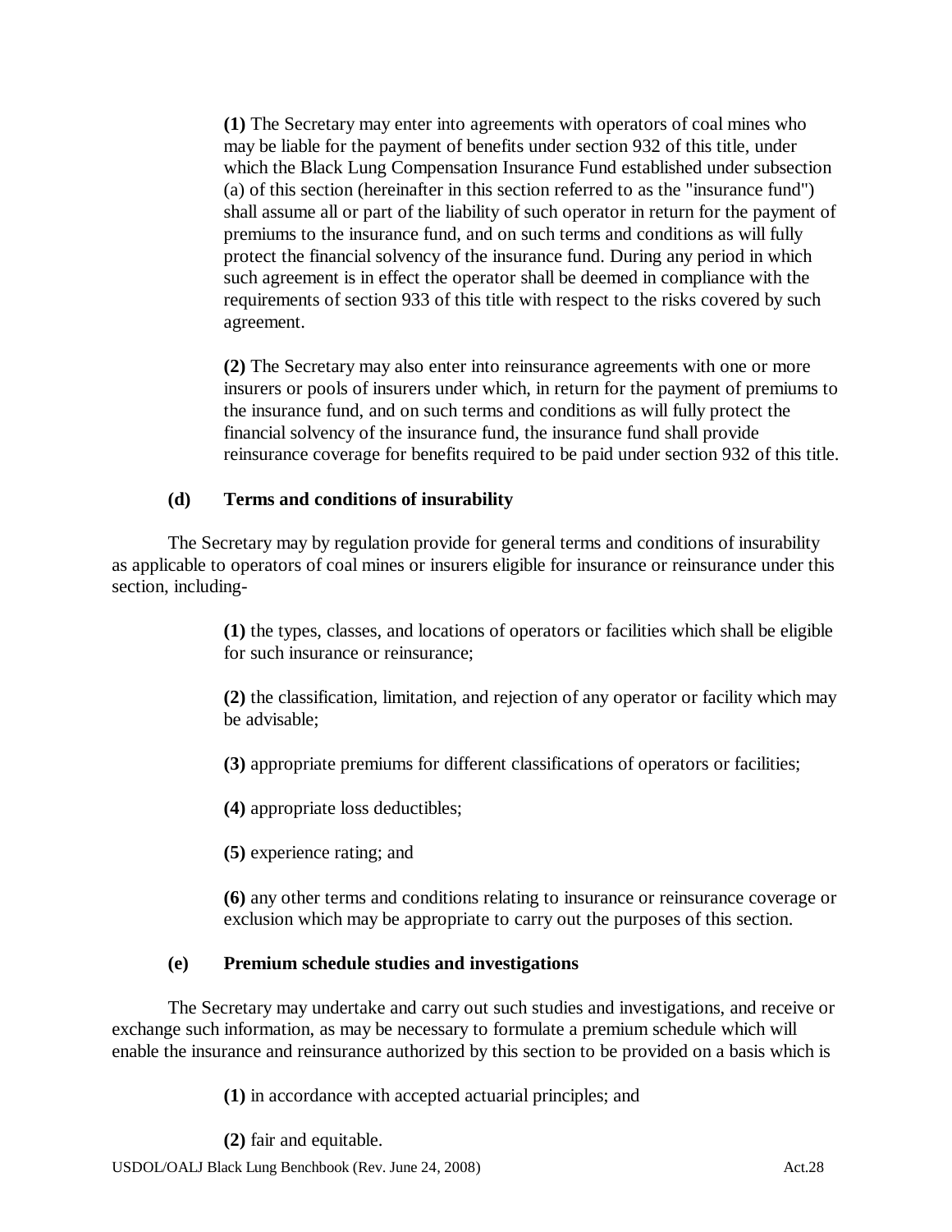**(1)** The Secretary may enter into agreements with operators of coal mines who may be liable for the payment of benefits under section 932 of this title, under which the Black Lung Compensation Insurance Fund established under subsection (a) of this section (hereinafter in this section referred to as the "insurance fund") shall assume all or part of the liability of such operator in return for the payment of premiums to the insurance fund, and on such terms and conditions as will fully protect the financial solvency of the insurance fund. During any period in which such agreement is in effect the operator shall be deemed in compliance with the requirements of section 933 of this title with respect to the risks covered by such agreement.

**(2)** The Secretary may also enter into reinsurance agreements with one or more insurers or pools of insurers under which, in return for the payment of premiums to the insurance fund, and on such terms and conditions as will fully protect the financial solvency of the insurance fund, the insurance fund shall provide reinsurance coverage for benefits required to be paid under section 932 of this title.

**(d) Terms and conditions of insurability**

The Secretary may by regulation provide for general terms and conditions of insurability as applicable to operators of coal mines or insurers eligible for insurance or reinsurance under this section, including-

**(1)** the types, classes, and locations of operators or facilities which shall be eligible for such insurance or reinsurance;

**(2)** the classification, limitation, and rejection of any operator or facility which may be advisable;

**(3)** appropriate premiums for different classifications of operators or facilities;

**(4)** appropriate loss deductibles;

**(5)** experience rating; and

**(6)** any other terms and conditions relating to insurance or reinsurance coverage or exclusion which may be appropriate to carry out the purposes of this section.

**(e) Premium schedule studies and investigations**

The Secretary may undertake and carry out such studies and investigations, and receive or exchange such information, as may be necessary to formulate a premium schedule which will enable the insurance and reinsurance authorized by this section to be provided on a basis which is

**(1)** in accordance with accepted actuarial principles; and

**(2)** fair and equitable.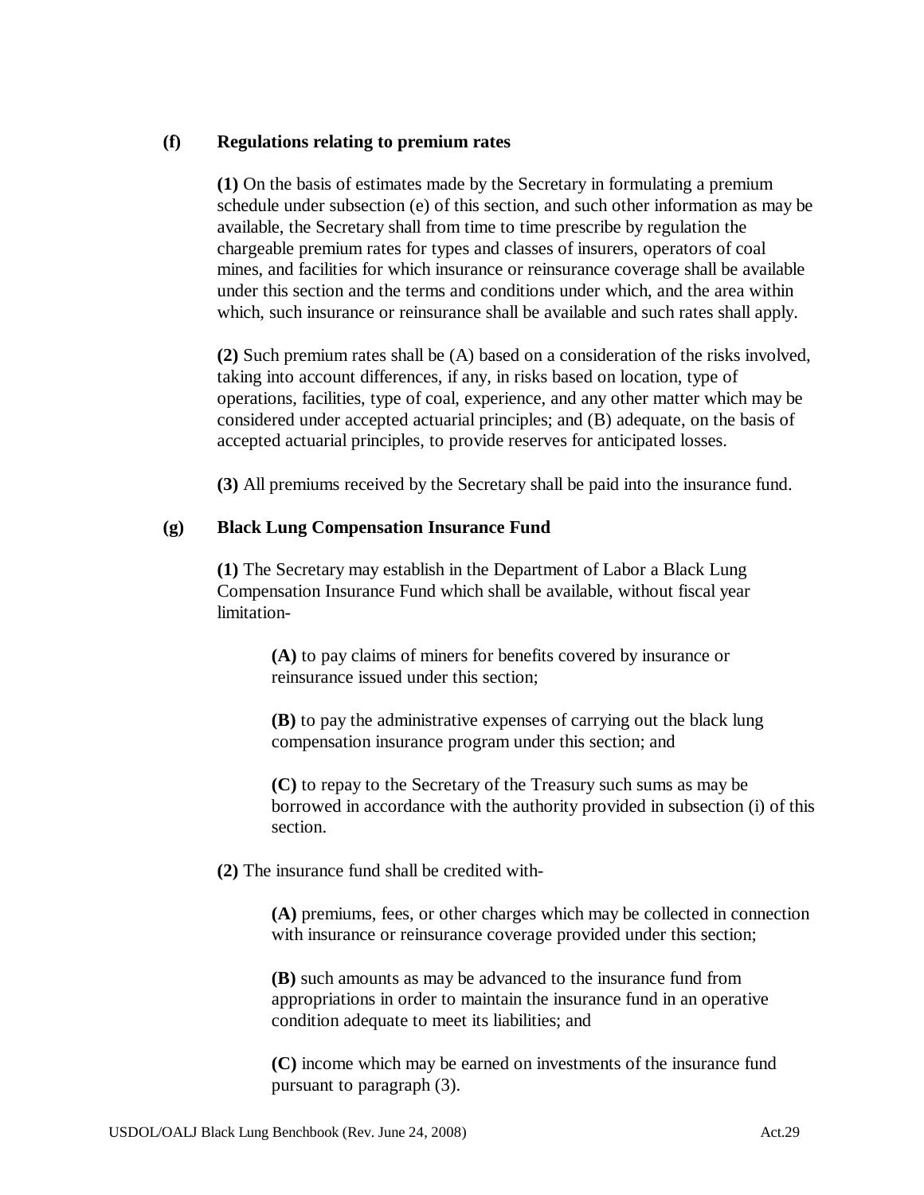**(f) Regulations relating to premium rates**

**(1)** On the basis of estimates made by the Secretary in formulating a premium schedule under subsection (e) of this section, and such other information as may be available, the Secretary shall from time to time prescribe by regulation the chargeable premium rates for types and classes of insurers, operators of coal mines, and facilities for which insurance or reinsurance coverage shall be available under this section and the terms and conditions under which, and the area within which, such insurance or reinsurance shall be available and such rates shall apply.

**(2)** Such premium rates shall be (A) based on a consideration of the risks involved, taking into account differences, if any, in risks based on location, type of operations, facilities, type of coal, experience, and any other matter which may be considered under accepted actuarial principles; and (B) adequate, on the basis of accepted actuarial principles, to provide reserves for anticipated losses.

**(3)** All premiums received by the Secretary shall be paid into the insurance fund.

**(g) Black Lung Compensation Insurance Fund**

**(1)** The Secretary may establish in the Department of Labor a Black Lung Compensation Insurance Fund which shall be available, without fiscal year limitation-

**(A)** to pay claims of miners for benefits covered by insurance or reinsurance issued under this section;

**(B)** to pay the administrative expenses of carrying out the black lung compensation insurance program under this section; and

**(C)** to repay to the Secretary of the Treasury such sums as may be borrowed in accordance with the authority provided in subsection (i) of this section.

**(2)** The insurance fund shall be credited with-

**(A)** premiums, fees, or other charges which may be collected in connection with insurance or reinsurance coverage provided under this section;

**(B)** such amounts as may be advanced to the insurance fund from appropriations in order to maintain the insurance fund in an operative condition adequate to meet its liabilities; and

**(C)** income which may be earned on investments of the insurance fund pursuant to paragraph (3).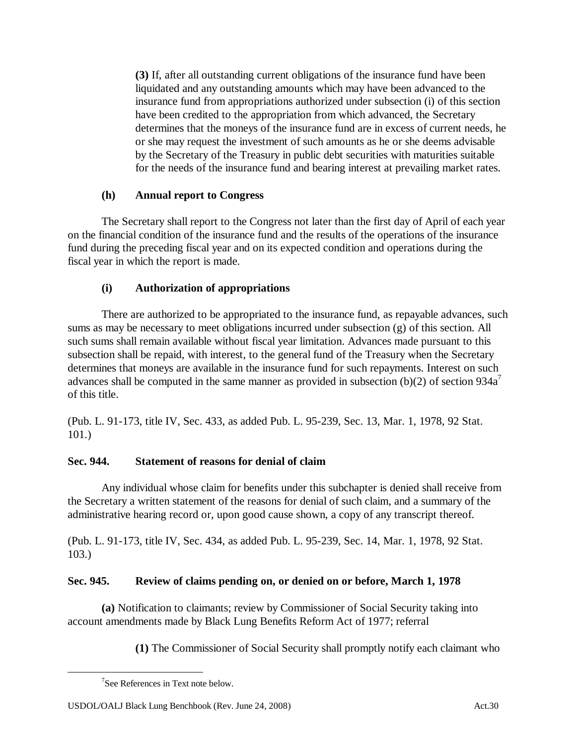**(3)** If, after all outstanding current obligations of the insurance fund have been liquidated and any outstanding amounts which may have been advanced to the insurance fund from appropriations authorized under subsection (i) of this section have been credited to the appropriation from which advanced, the Secretary determines that the moneys of the insurance fund are in excess of current needs, he or she may request the investment of such amounts as he or she deems advisable by the Secretary of the Treasury in public debt securities with maturities suitable for the needs of the insurance fund and bearing interest at prevailing market rates.

### (h) Annual report to Congress

The Secretary shall report to the Congress not later than the first day of April of each year on the financial condition of the insurance fund and the results of the operations of the insurance fund during the preceding fiscal year and on its expected condition and operations during the fiscal year in which the report is made.

### (i) Authorization of appropriations

There are authorized to be appropriated to the insurance fund, as repayable advances, such sums as may be necessary to meet obligations incurred under subsection (g) of this section. All such sums shall remain available without fiscal year limitation. Advances made pursuant to this subsection shall be repaid, with interest, to the general fund of the Treasury when the Secretary determines that moneys are available in the insurance fund for such repayments. Interest on such advances shall be computed in the same manner as provided in subsection (b)(2) of section 934a[7] of this title.

(Pub. L. 91-173, title IV, Sec. 433, as added Pub. L. 95-239, Sec. 13, Mar. 1, 1978, 92 Stat. 101.)

## Sec. 944. Statement of reasons for denial of claim

Any individual whose claim for benefits under this subchapter is denied shall receive from the Secretary a written statement of the reasons for denial of such claim, and a summary of the administrative hearing record or, upon good cause shown, a copy of any transcript thereof.

(Pub. L. 91-173, title IV, Sec. 434, as added Pub. L. 95-239, Sec. 14, Mar. 1, 1978, 92 Stat. 103.)

## Sec. 945. Review of claims pending on, or denied on or before, March 1, 1978

**(a)** Notification to claimants; review by Commissioner of Social Security taking into account amendments made by Black Lung Benefits Reform Act of 1977; referral

**(1)** The Commissioner of Social Security shall promptly notify each claimant who

[7] See References in Text note below.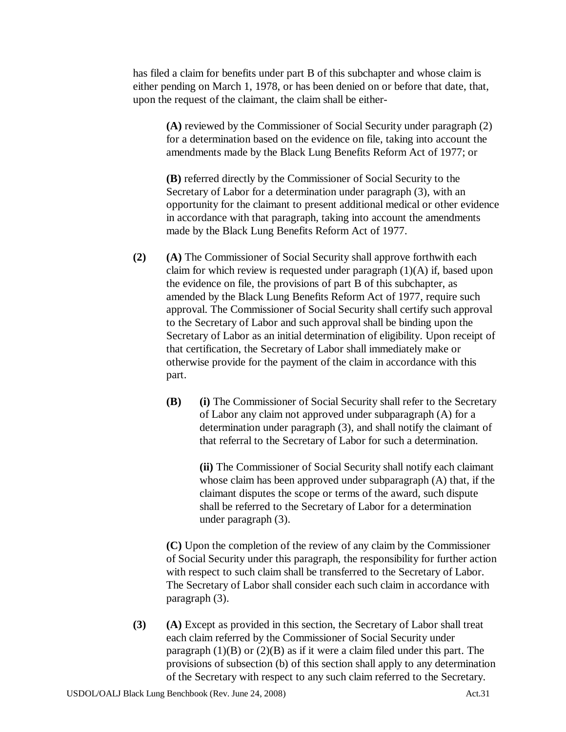has filed a claim for benefits under part B of this subchapter and whose claim is either pending on March 1, 1978, or has been denied on or before that date, that, upon the request of the claimant, the claim shall be either-

**(A)** reviewed by the Commissioner of Social Security under paragraph (2) for a determination based on the evidence on file, taking into account the amendments made by the Black Lung Benefits Reform Act of 1977; or

**(B)** referred directly by the Commissioner of Social Security to the Secretary of Labor for a determination under paragraph (3), with an opportunity for the claimant to present additional medical or other evidence in accordance with that paragraph, taking into account the amendments made by the Black Lung Benefits Reform Act of 1977.

**(2)** **(A)** The Commissioner of Social Security shall approve forthwith each claim for which review is requested under paragraph (1)(A) if, based upon the evidence on file, the provisions of part B of this subchapter, as amended by the Black Lung Benefits Reform Act of 1977, require such approval. The Commissioner of Social Security shall certify such approval to the Secretary of Labor and such approval shall be binding upon the Secretary of Labor as an initial determination of eligibility. Upon receipt of that certification, the Secretary of Labor shall immediately make or otherwise provide for the payment of the claim in accordance with this part.

**(B)** **(i)** The Commissioner of Social Security shall refer to the Secretary of Labor any claim not approved under subparagraph (A) for a determination under paragraph (3), and shall notify the claimant of that referral to the Secretary of Labor for such a determination.

**(ii)** The Commissioner of Social Security shall notify each claimant whose claim has been approved under subparagraph (A) that, if the claimant disputes the scope or terms of the award, such dispute shall be referred to the Secretary of Labor for a determination under paragraph (3).

**(C)** Upon the completion of the review of any claim by the Commissioner of Social Security under this paragraph, the responsibility for further action with respect to such claim shall be transferred to the Secretary of Labor. The Secretary of Labor shall consider each such claim in accordance with paragraph (3).

**(3)** **(A)** Except as provided in this section, the Secretary of Labor shall treat each claim referred by the Commissioner of Social Security under paragraph (1)(B) or (2)(B) as if it were a claim filed under this part. The provisions of subsection (b) of this section shall apply to any determination of the Secretary with respect to any such claim referred to the Secretary.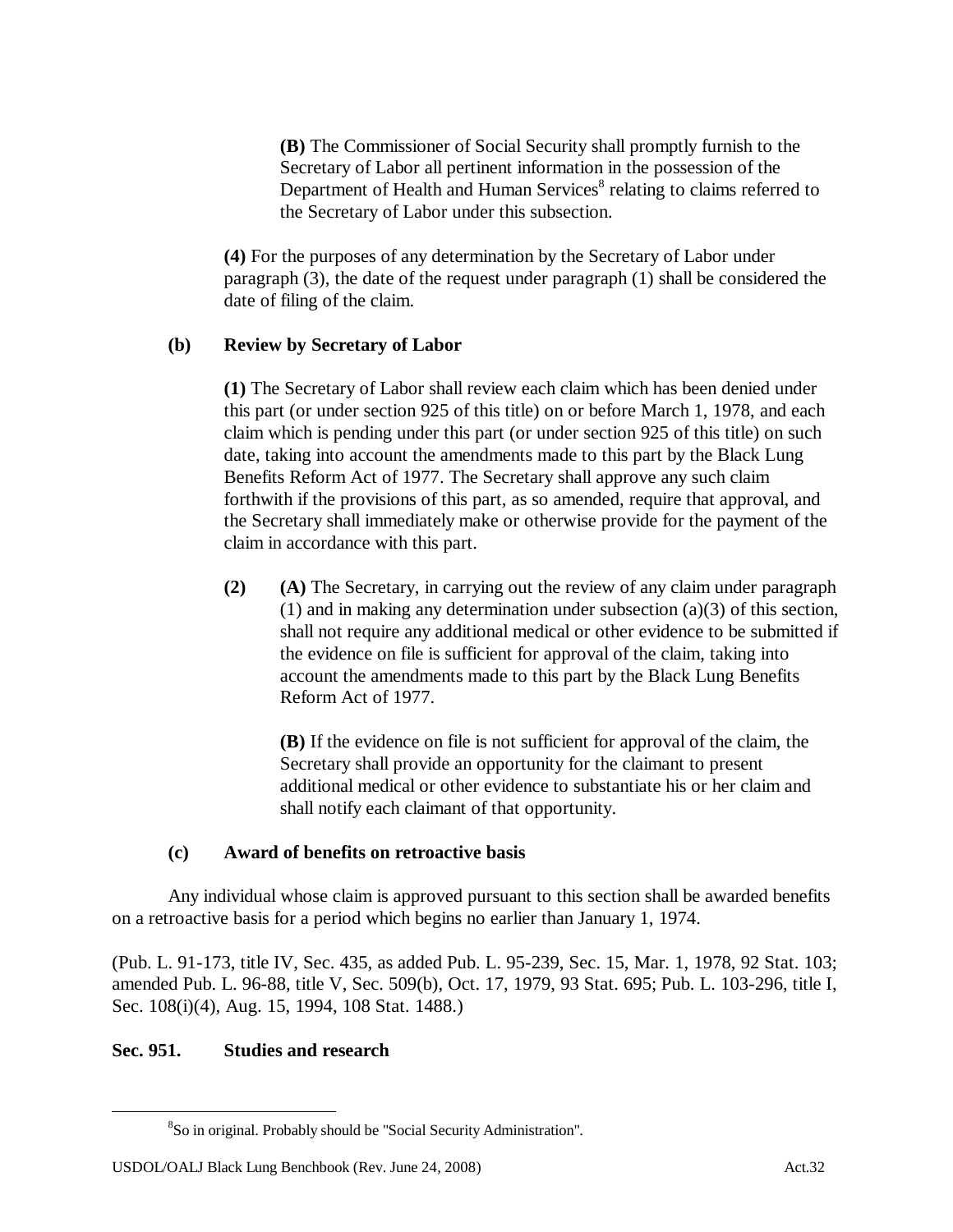**(B)** The Commissioner of Social Security shall promptly furnish to the Secretary of Labor all pertinent information in the possession of the Department of Health and Human Services[8] relating to claims referred to the Secretary of Labor under this subsection.

**(4)** For the purposes of any determination by the Secretary of Labor under paragraph (3), the date of the request under paragraph (1) shall be considered the date of filing of the claim.

**(b) Review by Secretary of Labor**

**(1)** The Secretary of Labor shall review each claim which has been denied under this part (or under section 925 of this title) on or before March 1, 1978, and each claim which is pending under this part (or under section 925 of this title) on such date, taking into account the amendments made to this part by the Black Lung Benefits Reform Act of 1977. The Secretary shall approve any such claim forthwith if the provisions of this part, as so amended, require that approval, and the Secretary shall immediately make or otherwise provide for the payment of the claim in accordance with this part.

**(2)** **(A)** The Secretary, in carrying out the review of any claim under paragraph (1) and in making any determination under subsection (a)(3) of this section, shall not require any additional medical or other evidence to be submitted if the evidence on file is sufficient for approval of the claim, taking into account the amendments made to this part by the Black Lung Benefits Reform Act of 1977.

**(B)** If the evidence on file is not sufficient for approval of the claim, the Secretary shall provide an opportunity for the claimant to present additional medical or other evidence to substantiate his or her claim and shall notify each claimant of that opportunity.

**(c) Award of benefits on retroactive basis**

Any individual whose claim is approved pursuant to this section shall be awarded benefits on a retroactive basis for a period which begins no earlier than January 1, 1974.

(Pub. L. 91-173, title IV, Sec. 435, as added Pub. L. 95-239, Sec. 15, Mar. 1, 1978, 92 Stat. 103; amended Pub. L. 96-88, title V, Sec. 509(b), Oct. 17, 1979, 93 Stat. 695; Pub. L. 103-296, title I, Sec. 108(i)(4), Aug. 15, 1994, 108 Stat. 1488.)

**Sec. 951. Studies and research**

[8] So in original. Probably should be "Social Security Administration".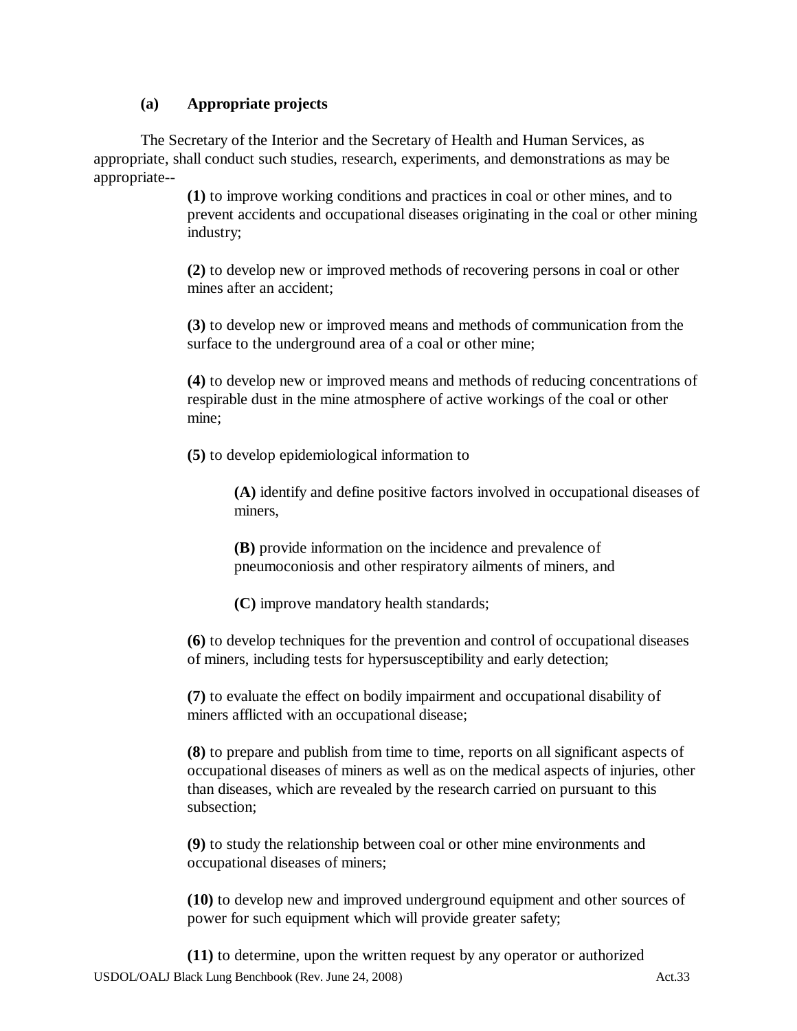**(a) Appropriate projects**

The Secretary of the Interior and the Secretary of Health and Human Services, as appropriate, shall conduct such studies, research, experiments, and demonstrations as may be appropriate--

**(1)** to improve working conditions and practices in coal or other mines, and to prevent accidents and occupational diseases originating in the coal or other mining industry;

**(2)** to develop new or improved methods of recovering persons in coal or other mines after an accident;

**(3)** to develop new or improved means and methods of communication from the surface to the underground area of a coal or other mine;

**(4)** to develop new or improved means and methods of reducing concentrations of respirable dust in the mine atmosphere of active workings of the coal or other mine;

**(5)** to develop epidemiological information to

> **(A)** identify and define positive factors involved in occupational diseases of miners,
>
> **(B)** provide information on the incidence and prevalence of pneumoconiosis and other respiratory ailments of miners, and
>
> **(C)** improve mandatory health standards;

**(6)** to develop techniques for the prevention and control of occupational diseases of miners, including tests for hypersusceptibility and early detection;

**(7)** to evaluate the effect on bodily impairment and occupational disability of miners afflicted with an occupational disease;

**(8)** to prepare and publish from time to time, reports on all significant aspects of occupational diseases of miners as well as on the medical aspects of injuries, other than diseases, which are revealed by the research carried on pursuant to this subsection;

**(9)** to study the relationship between coal or other mine environments and occupational diseases of miners;

**(10)** to develop new and improved underground equipment and other sources of power for such equipment which will provide greater safety;

**(11)** to determine, upon the written request by any operator or authorized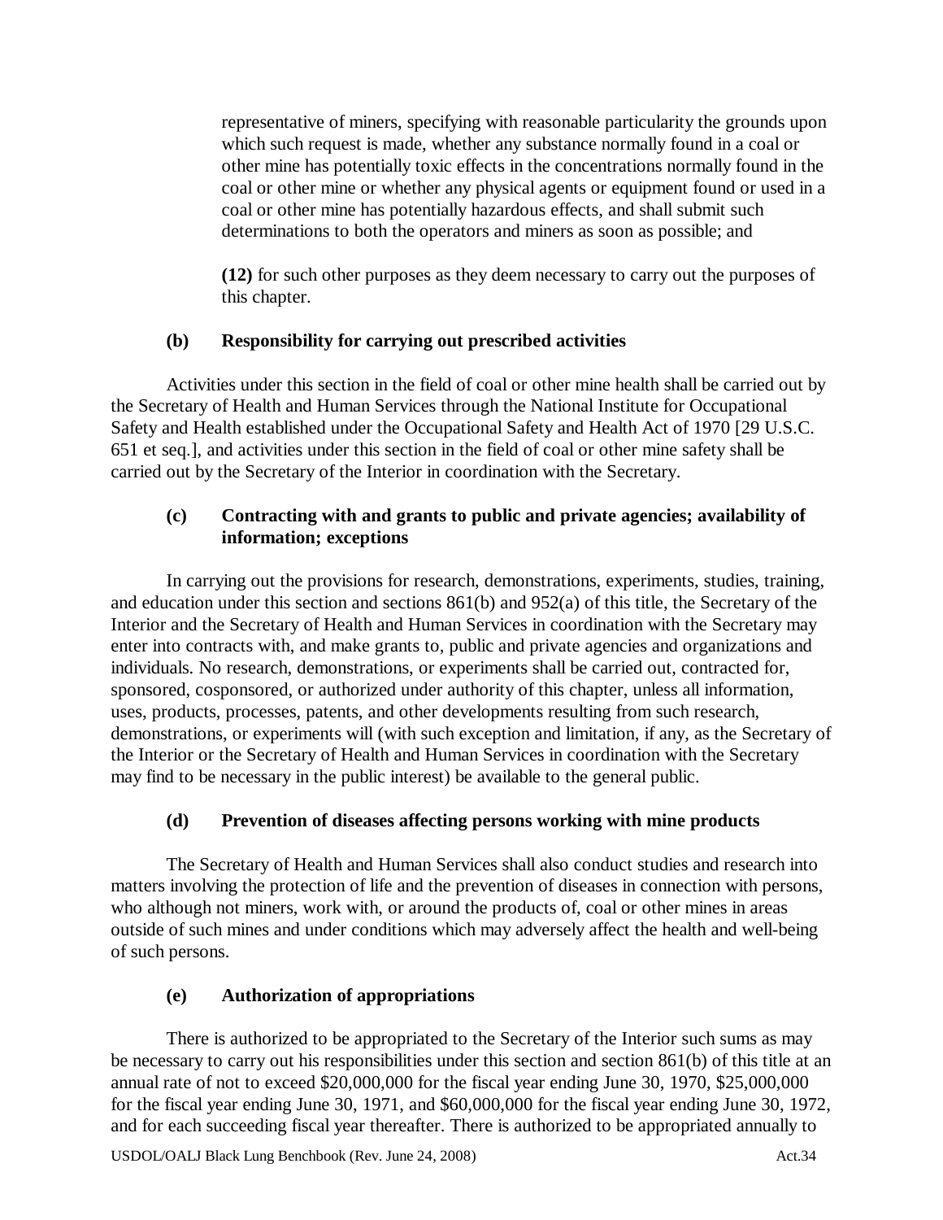representative of miners, specifying with reasonable particularity the grounds upon which such request is made, whether any substance normally found in a coal or other mine has potentially toxic effects in the concentrations normally found in the coal or other mine or whether any physical agents or equipment found or used in a coal or other mine has potentially hazardous effects, and shall submit such determinations to both the operators and miners as soon as possible; and

**(12)** for such other purposes as they deem necessary to carry out the purposes of this chapter.

### (b) Responsibility for carrying out prescribed activities

Activities under this section in the field of coal or other mine health shall be carried out by the Secretary of Health and Human Services through the National Institute for Occupational Safety and Health established under the Occupational Safety and Health Act of 1970 [29 U.S.C. 651 et seq.], and activities under this section in the field of coal or other mine safety shall be carried out by the Secretary of the Interior in coordination with the Secretary.

### (c) Contracting with and grants to public and private agencies; availability of information; exceptions

In carrying out the provisions for research, demonstrations, experiments, studies, training, and education under this section and sections 861(b) and 952(a) of this title, the Secretary of the Interior and the Secretary of Health and Human Services in coordination with the Secretary may enter into contracts with, and make grants to, public and private agencies and organizations and individuals. No research, demonstrations, or experiments shall be carried out, contracted for, sponsored, cosponsored, or authorized under authority of this chapter, unless all information, uses, products, processes, patents, and other developments resulting from such research, demonstrations, or experiments will (with such exception and limitation, if any, as the Secretary of the Interior or the Secretary of Health and Human Services in coordination with the Secretary may find to be necessary in the public interest) be available to the general public.

### (d) Prevention of diseases affecting persons working with mine products

The Secretary of Health and Human Services shall also conduct studies and research into matters involving the protection of life and the prevention of diseases in connection with persons, who although not miners, work with, or around the products of, coal or other mines in areas outside of such mines and under conditions which may adversely affect the health and well-being of such persons.

### (e) Authorization of appropriations

There is authorized to be appropriated to the Secretary of the Interior such sums as may be necessary to carry out his responsibilities under this section and section 861(b) of this title at an annual rate of not to exceed $20,000,000 for the fiscal year ending June 30, 1970, $25,000,000 for the fiscal year ending June 30, 1971, and $60,000,000 for the fiscal year ending June 30, 1972, and for each succeeding fiscal year thereafter. There is authorized to be appropriated annually to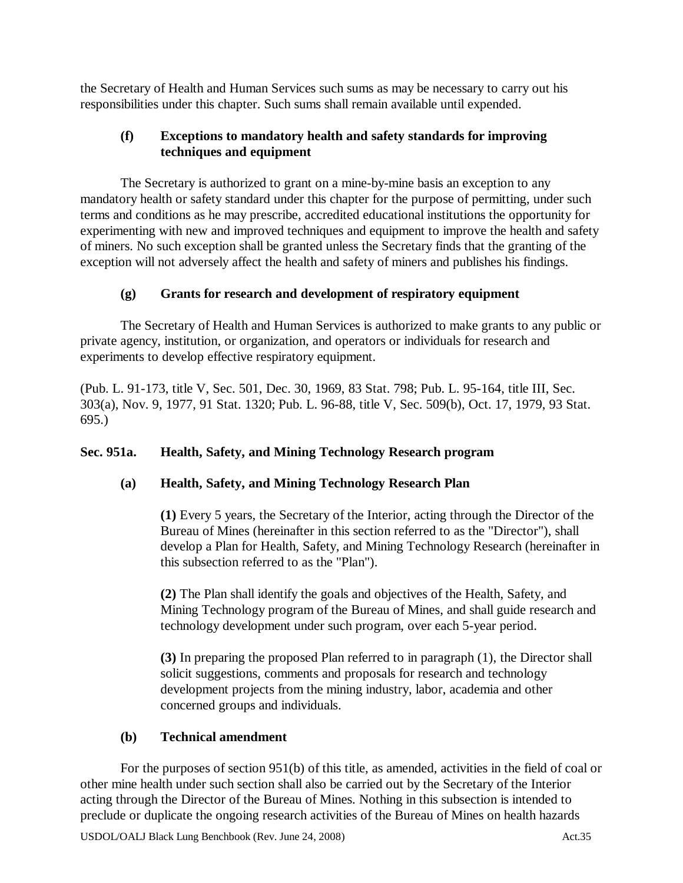the Secretary of Health and Human Services such sums as may be necessary to carry out his responsibilities under this chapter. Such sums shall remain available until expended.

### (f) Exceptions to mandatory health and safety standards for improving techniques and equipment

The Secretary is authorized to grant on a mine-by-mine basis an exception to any mandatory health or safety standard under this chapter for the purpose of permitting, under such terms and conditions as he may prescribe, accredited educational institutions the opportunity for experimenting with new and improved techniques and equipment to improve the health and safety of miners. No such exception shall be granted unless the Secretary finds that the granting of the exception will not adversely affect the health and safety of miners and publishes his findings.

### (g) Grants for research and development of respiratory equipment

The Secretary of Health and Human Services is authorized to make grants to any public or private agency, institution, or organization, and operators or individuals for research and experiments to develop effective respiratory equipment.

(Pub. L. 91-173, title V, Sec. 501, Dec. 30, 1969, 83 Stat. 798; Pub. L. 95-164, title III, Sec. 303(a), Nov. 9, 1977, 91 Stat. 1320; Pub. L. 96-88, title V, Sec. 509(b), Oct. 17, 1979, 93 Stat. 695.)

## Sec. 951a. Health, Safety, and Mining Technology Research program

### (a) Health, Safety, and Mining Technology Research Plan

**(1)** Every 5 years, the Secretary of the Interior, acting through the Director of the Bureau of Mines (hereinafter in this section referred to as the "Director"), shall develop a Plan for Health, Safety, and Mining Technology Research (hereinafter in this subsection referred to as the "Plan").

**(2)** The Plan shall identify the goals and objectives of the Health, Safety, and Mining Technology program of the Bureau of Mines, and shall guide research and technology development under such program, over each 5-year period.

**(3)** In preparing the proposed Plan referred to in paragraph (1), the Director shall solicit suggestions, comments and proposals for research and technology development projects from the mining industry, labor, academia and other concerned groups and individuals.

### (b) Technical amendment

For the purposes of section 951(b) of this title, as amended, activities in the field of coal or other mine health under such section shall also be carried out by the Secretary of the Interior acting through the Director of the Bureau of Mines. Nothing in this subsection is intended to preclude or duplicate the ongoing research activities of the Bureau of Mines on health hazards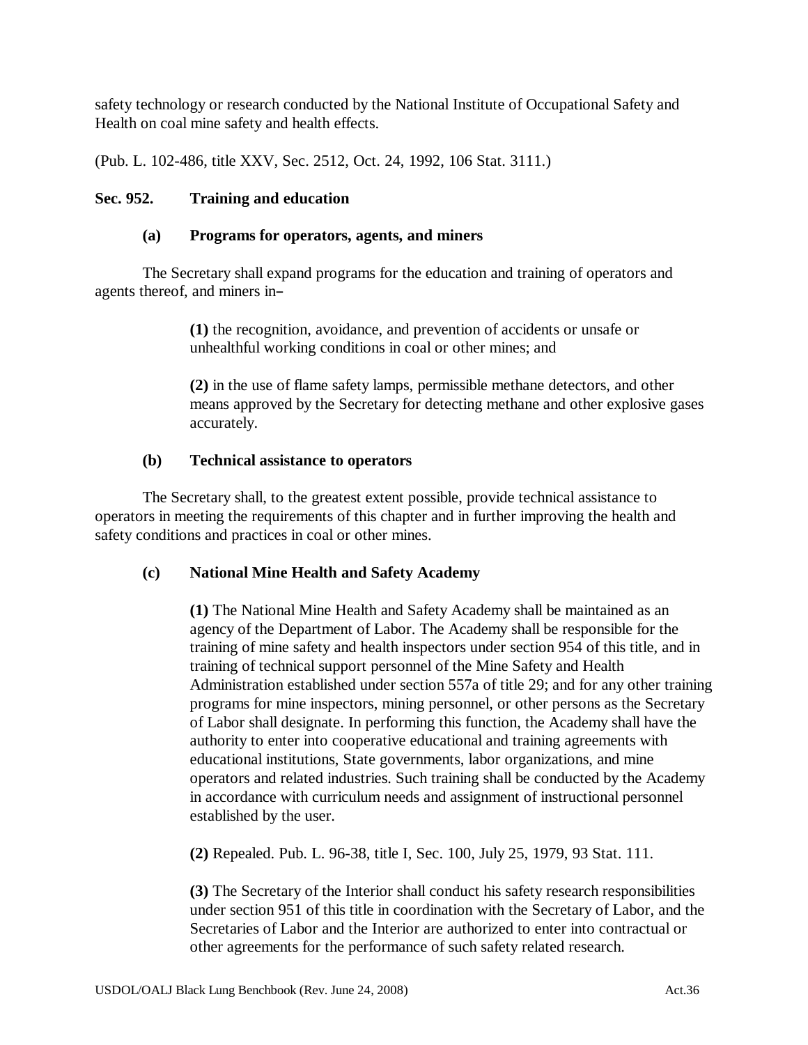safety technology or research conducted by the National Institute of Occupational Safety and Health on coal mine safety and health effects.

(Pub. L. 102-486, title XXV, Sec. 2512, Oct. 24, 1992, 106 Stat. 3111.)

### Sec. 952. Training and education

#### (a) Programs for operators, agents, and miners

The Secretary shall expand programs for the education and training of operators and agents thereof, and miners in–

> **(1)** the recognition, avoidance, and prevention of accidents or unsafe or unhealthful working conditions in coal or other mines; and
>
> **(2)** in the use of flame safety lamps, permissible methane detectors, and other means approved by the Secretary for detecting methane and other explosive gases accurately.

#### (b) Technical assistance to operators

The Secretary shall, to the greatest extent possible, provide technical assistance to operators in meeting the requirements of this chapter and in further improving the health and safety conditions and practices in coal or other mines.

#### (c) National Mine Health and Safety Academy

> **(1)** The National Mine Health and Safety Academy shall be maintained as an agency of the Department of Labor. The Academy shall be responsible for the training of mine safety and health inspectors under section 954 of this title, and in training of technical support personnel of the Mine Safety and Health Administration established under section 557a of title 29; and for any other training programs for mine inspectors, mining personnel, or other persons as the Secretary of Labor shall designate. In performing this function, the Academy shall have the authority to enter into cooperative educational and training agreements with educational institutions, State governments, labor organizations, and mine operators and related industries. Such training shall be conducted by the Academy in accordance with curriculum needs and assignment of instructional personnel established by the user.
>
> **(2)** Repealed. Pub. L. 96-38, title I, Sec. 100, July 25, 1979, 93 Stat. 111.
>
> **(3)** The Secretary of the Interior shall conduct his safety research responsibilities under section 951 of this title in coordination with the Secretary of Labor, and the Secretaries of Labor and the Interior are authorized to enter into contractual or other agreements for the performance of such safety related research.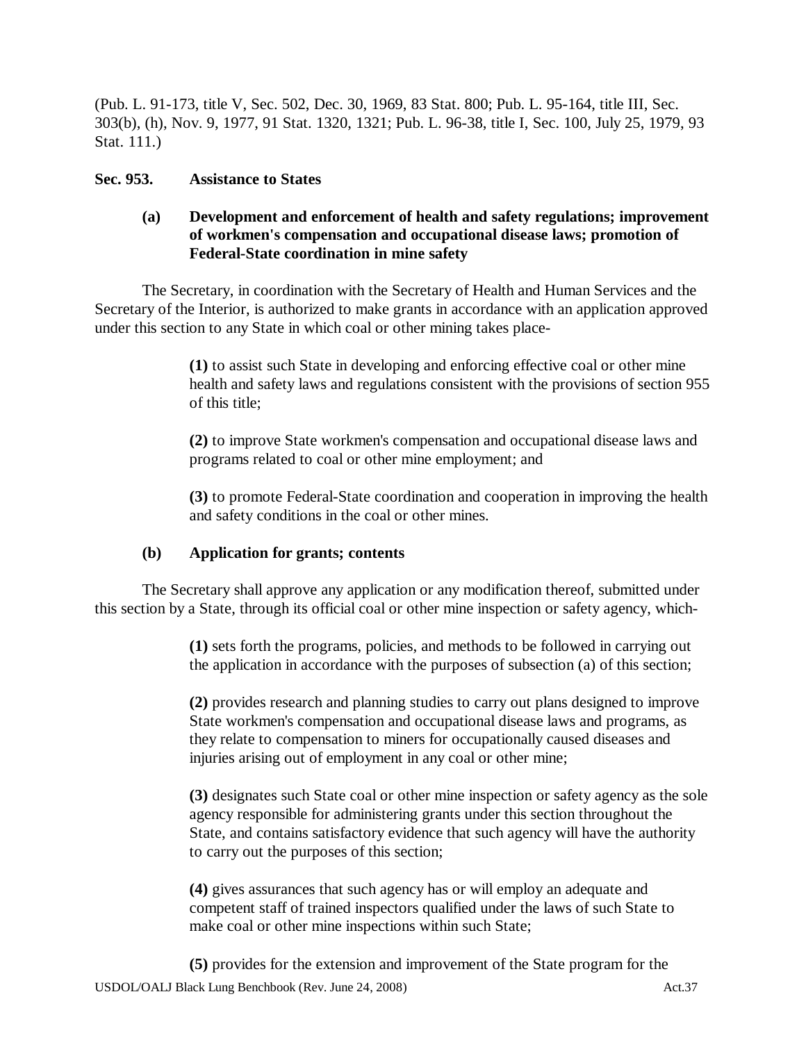(Pub. L. 91-173, title V, Sec. 502, Dec. 30, 1969, 83 Stat. 800; Pub. L. 95-164, title III, Sec. 303(b), (h), Nov. 9, 1977, 91 Stat. 1320, 1321; Pub. L. 96-38, title I, Sec. 100, July 25, 1979, 93 Stat. 111.)

**Sec. 953. Assistance to States**

**(a) Development and enforcement of health and safety regulations; improvement of workmen's compensation and occupational disease laws; promotion of Federal-State coordination in mine safety**

The Secretary, in coordination with the Secretary of Health and Human Services and the Secretary of the Interior, is authorized to make grants in accordance with an application approved under this section to any State in which coal or other mining takes place-

**(1)** to assist such State in developing and enforcing effective coal or other mine health and safety laws and regulations consistent with the provisions of section 955 of this title;

**(2)** to improve State workmen's compensation and occupational disease laws and programs related to coal or other mine employment; and

**(3)** to promote Federal-State coordination and cooperation in improving the health and safety conditions in the coal or other mines.

**(b) Application for grants; contents**

The Secretary shall approve any application or any modification thereof, submitted under this section by a State, through its official coal or other mine inspection or safety agency, which-

**(1)** sets forth the programs, policies, and methods to be followed in carrying out the application in accordance with the purposes of subsection (a) of this section;

**(2)** provides research and planning studies to carry out plans designed to improve State workmen's compensation and occupational disease laws and programs, as they relate to compensation to miners for occupationally caused diseases and injuries arising out of employment in any coal or other mine;

**(3)** designates such State coal or other mine inspection or safety agency as the sole agency responsible for administering grants under this section throughout the State, and contains satisfactory evidence that such agency will have the authority to carry out the purposes of this section;

**(4)** gives assurances that such agency has or will employ an adequate and competent staff of trained inspectors qualified under the laws of such State to make coal or other mine inspections within such State;

**(5)** provides for the extension and improvement of the State program for the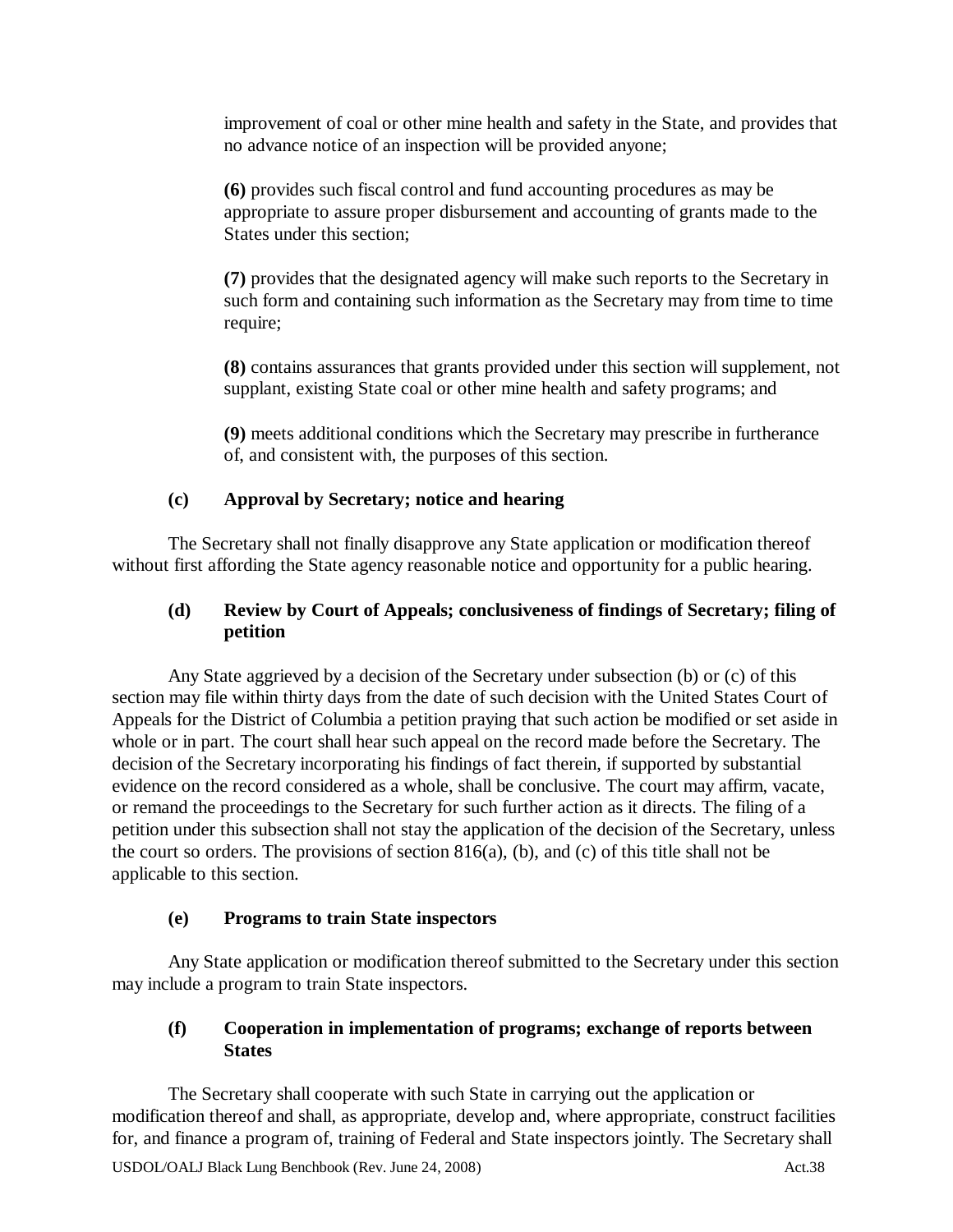improvement of coal or other mine health and safety in the State, and provides that no advance notice of an inspection will be provided anyone;

**(6)** provides such fiscal control and fund accounting procedures as may be appropriate to assure proper disbursement and accounting of grants made to the States under this section;

**(7)** provides that the designated agency will make such reports to the Secretary in such form and containing such information as the Secretary may from time to time require;

**(8)** contains assurances that grants provided under this section will supplement, not supplant, existing State coal or other mine health and safety programs; and

**(9)** meets additional conditions which the Secretary may prescribe in furtherance of, and consistent with, the purposes of this section.

### (c) Approval by Secretary; notice and hearing

The Secretary shall not finally disapprove any State application or modification thereof without first affording the State agency reasonable notice and opportunity for a public hearing.

### (d) Review by Court of Appeals; conclusiveness of findings of Secretary; filing of petition

Any State aggrieved by a decision of the Secretary under subsection (b) or (c) of this section may file within thirty days from the date of such decision with the United States Court of Appeals for the District of Columbia a petition praying that such action be modified or set aside in whole or in part. The court shall hear such appeal on the record made before the Secretary. The decision of the Secretary incorporating his findings of fact therein, if supported by substantial evidence on the record considered as a whole, shall be conclusive. The court may affirm, vacate, or remand the proceedings to the Secretary for such further action as it directs. The filing of a petition under this subsection shall not stay the application of the decision of the Secretary, unless the court so orders. The provisions of section 816(a), (b), and (c) of this title shall not be applicable to this section.

### (e) Programs to train State inspectors

Any State application or modification thereof submitted to the Secretary under this section may include a program to train State inspectors.

### (f) Cooperation in implementation of programs; exchange of reports between States

The Secretary shall cooperate with such State in carrying out the application or modification thereof and shall, as appropriate, develop and, where appropriate, construct facilities for, and finance a program of, training of Federal and State inspectors jointly. The Secretary shall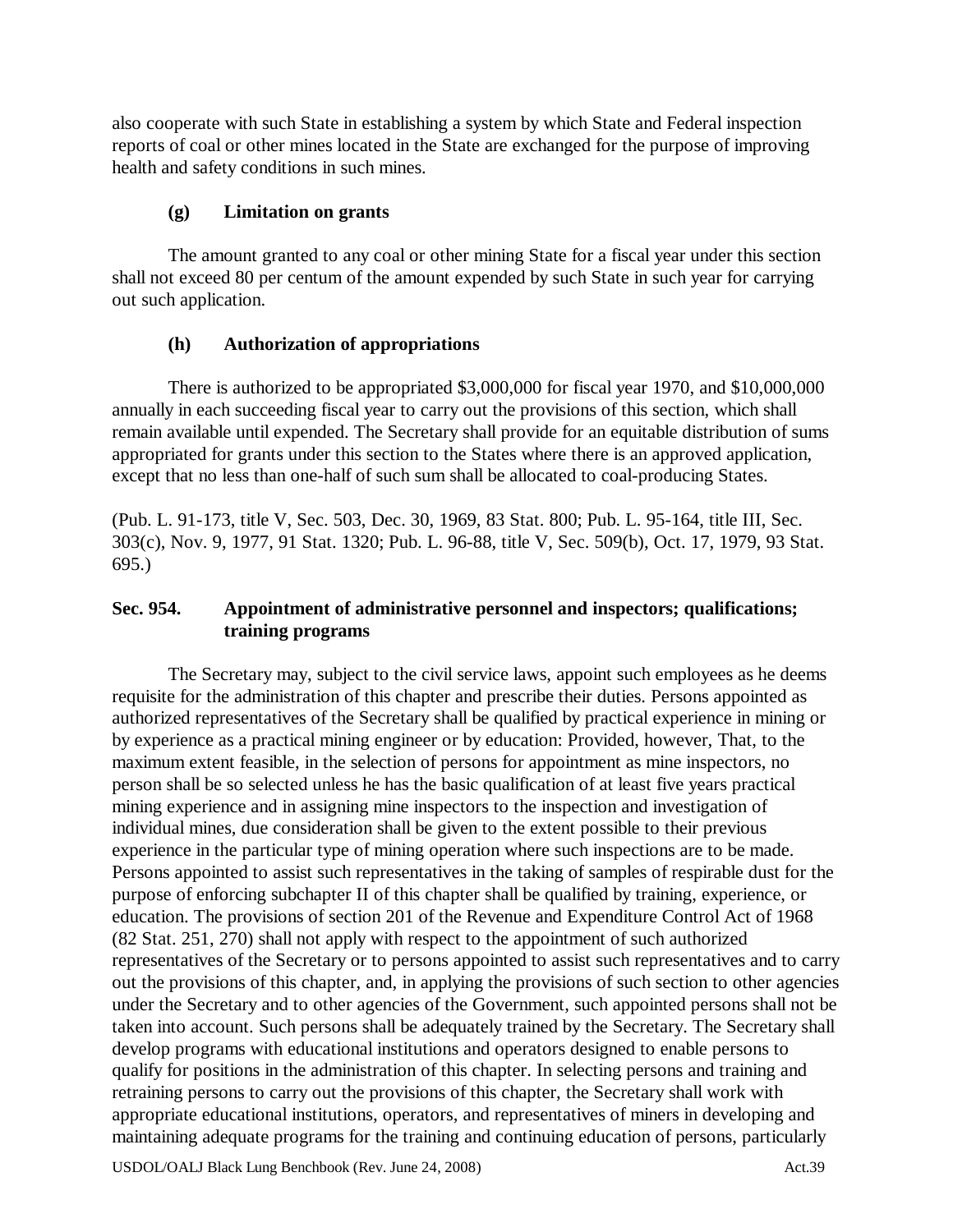also cooperate with such State in establishing a system by which State and Federal inspection reports of coal or other mines located in the State are exchanged for the purpose of improving health and safety conditions in such mines.

**(g) Limitation on grants**

The amount granted to any coal or other mining State for a fiscal year under this section shall not exceed 80 per centum of the amount expended by such State in such year for carrying out such application.

**(h) Authorization of appropriations**

There is authorized to be appropriated $3,000,000 for fiscal year 1970, and $10,000,000 annually in each succeeding fiscal year to carry out the provisions of this section, which shall remain available until expended. The Secretary shall provide for an equitable distribution of sums appropriated for grants under this section to the States where there is an approved application, except that no less than one-half of such sum shall be allocated to coal-producing States.

(Pub. L. 91-173, title V, Sec. 503, Dec. 30, 1969, 83 Stat. 800; Pub. L. 95-164, title III, Sec. 303(c), Nov. 9, 1977, 91 Stat. 1320; Pub. L. 96-88, title V, Sec. 509(b), Oct. 17, 1979, 93 Stat. 695.)

### Sec. 954. Appointment of administrative personnel and inspectors; qualifications; training programs

The Secretary may, subject to the civil service laws, appoint such employees as he deems requisite for the administration of this chapter and prescribe their duties. Persons appointed as authorized representatives of the Secretary shall be qualified by practical experience in mining or by experience as a practical mining engineer or by education: Provided, however, That, to the maximum extent feasible, in the selection of persons for appointment as mine inspectors, no person shall be so selected unless he has the basic qualification of at least five years practical mining experience and in assigning mine inspectors to the inspection and investigation of individual mines, due consideration shall be given to the extent possible to their previous experience in the particular type of mining operation where such inspections are to be made. Persons appointed to assist such representatives in the taking of samples of respirable dust for the purpose of enforcing subchapter II of this chapter shall be qualified by training, experience, or education. The provisions of section 201 of the Revenue and Expenditure Control Act of 1968 (82 Stat. 251, 270) shall not apply with respect to the appointment of such authorized representatives of the Secretary or to persons appointed to assist such representatives and to carry out the provisions of this chapter, and, in applying the provisions of such section to other agencies under the Secretary and to other agencies of the Government, such appointed persons shall not be taken into account. Such persons shall be adequately trained by the Secretary. The Secretary shall develop programs with educational institutions and operators designed to enable persons to qualify for positions in the administration of this chapter. In selecting persons and training and retraining persons to carry out the provisions of this chapter, the Secretary shall work with appropriate educational institutions, operators, and representatives of miners in developing and maintaining adequate programs for the training and continuing education of persons, particularly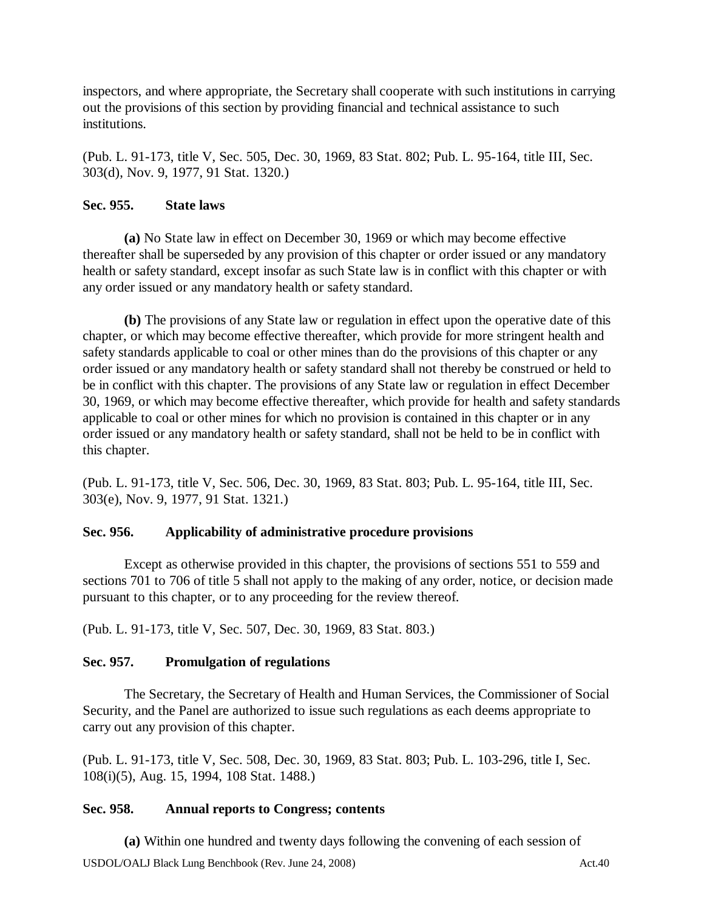inspectors, and where appropriate, the Secretary shall cooperate with such institutions in carrying out the provisions of this section by providing financial and technical assistance to such institutions.

(Pub. L. 91-173, title V, Sec. 505, Dec. 30, 1969, 83 Stat. 802; Pub. L. 95-164, title III, Sec. 303(d), Nov. 9, 1977, 91 Stat. 1320.)

**Sec. 955. State laws**

**(a)** No State law in effect on December 30, 1969 or which may become effective thereafter shall be superseded by any provision of this chapter or order issued or any mandatory health or safety standard, except insofar as such State law is in conflict with this chapter or with any order issued or any mandatory health or safety standard.

**(b)** The provisions of any State law or regulation in effect upon the operative date of this chapter, or which may become effective thereafter, which provide for more stringent health and safety standards applicable to coal or other mines than do the provisions of this chapter or any order issued or any mandatory health or safety standard shall not thereby be construed or held to be in conflict with this chapter. The provisions of any State law or regulation in effect December 30, 1969, or which may become effective thereafter, which provide for health and safety standards applicable to coal or other mines for which no provision is contained in this chapter or in any order issued or any mandatory health or safety standard, shall not be held to be in conflict with this chapter.

(Pub. L. 91-173, title V, Sec. 506, Dec. 30, 1969, 83 Stat. 803; Pub. L. 95-164, title III, Sec. 303(e), Nov. 9, 1977, 91 Stat. 1321.)

**Sec. 956. Applicability of administrative procedure provisions**

Except as otherwise provided in this chapter, the provisions of sections 551 to 559 and sections 701 to 706 of title 5 shall not apply to the making of any order, notice, or decision made pursuant to this chapter, or to any proceeding for the review thereof.

(Pub. L. 91-173, title V, Sec. 507, Dec. 30, 1969, 83 Stat. 803.)

**Sec. 957. Promulgation of regulations**

The Secretary, the Secretary of Health and Human Services, the Commissioner of Social Security, and the Panel are authorized to issue such regulations as each deems appropriate to carry out any provision of this chapter.

(Pub. L. 91-173, title V, Sec. 508, Dec. 30, 1969, 83 Stat. 803; Pub. L. 103-296, title I, Sec. 108(i)(5), Aug. 15, 1994, 108 Stat. 1488.)

**Sec. 958. Annual reports to Congress; contents**

**(a)** Within one hundred and twenty days following the convening of each session of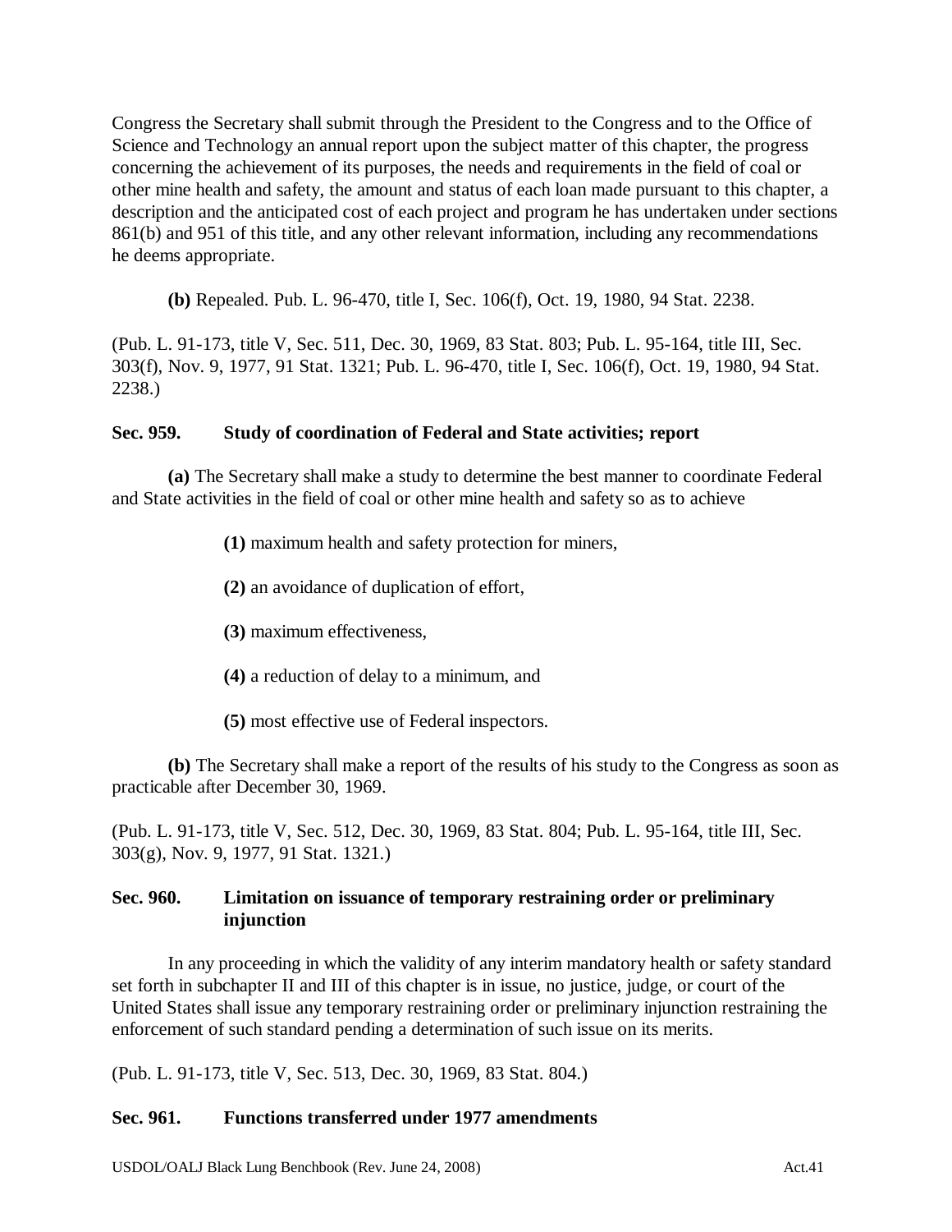Congress the Secretary shall submit through the President to the Congress and to the Office of Science and Technology an annual report upon the subject matter of this chapter, the progress concerning the achievement of its purposes, the needs and requirements in the field of coal or other mine health and safety, the amount and status of each loan made pursuant to this chapter, a description and the anticipated cost of each project and program he has undertaken under sections 861(b) and 951 of this title, and any other relevant information, including any recommendations he deems appropriate.

**(b)** Repealed. Pub. L. 96-470, title I, Sec. 106(f), Oct. 19, 1980, 94 Stat. 2238.

(Pub. L. 91-173, title V, Sec. 511, Dec. 30, 1969, 83 Stat. 803; Pub. L. 95-164, title III, Sec. 303(f), Nov. 9, 1977, 91 Stat. 1321; Pub. L. 96-470, title I, Sec. 106(f), Oct. 19, 1980, 94 Stat. 2238.)

### Sec. 959. Study of coordination of Federal and State activities; report

**(a)** The Secretary shall make a study to determine the best manner to coordinate Federal and State activities in the field of coal or other mine health and safety so as to achieve

**(1)** maximum health and safety protection for miners,

**(2)** an avoidance of duplication of effort,

**(3)** maximum effectiveness,

**(4)** a reduction of delay to a minimum, and

**(5)** most effective use of Federal inspectors.

**(b)** The Secretary shall make a report of the results of his study to the Congress as soon as practicable after December 30, 1969.

(Pub. L. 91-173, title V, Sec. 512, Dec. 30, 1969, 83 Stat. 804; Pub. L. 95-164, title III, Sec. 303(g), Nov. 9, 1977, 91 Stat. 1321.)

### Sec. 960. Limitation on issuance of temporary restraining order or preliminary injunction

In any proceeding in which the validity of any interim mandatory health or safety standard set forth in subchapter II and III of this chapter is in issue, no justice, judge, or court of the United States shall issue any temporary restraining order or preliminary injunction restraining the enforcement of such standard pending a determination of such issue on its merits.

(Pub. L. 91-173, title V, Sec. 513, Dec. 30, 1969, 83 Stat. 804.)

### Sec. 961. Functions transferred under 1977 amendments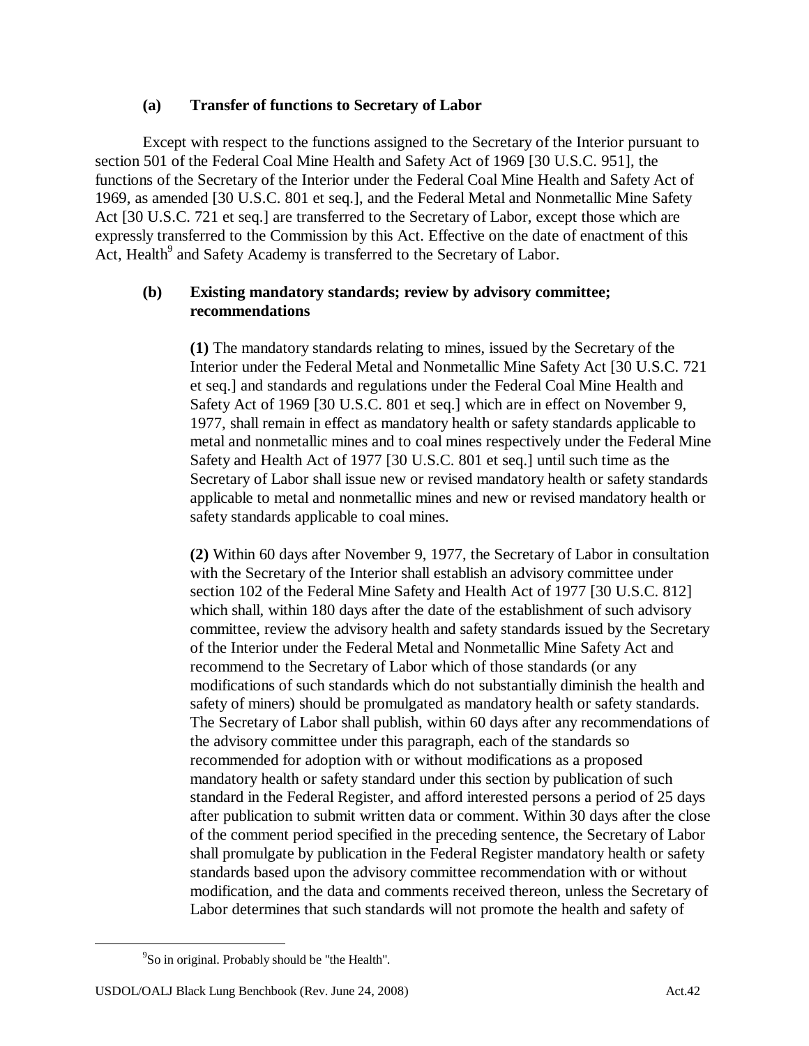### (a) Transfer of functions to Secretary of Labor

Except with respect to the functions assigned to the Secretary of the Interior pursuant to section 501 of the Federal Coal Mine Health and Safety Act of 1969 [30 U.S.C. 951], the functions of the Secretary of the Interior under the Federal Coal Mine Health and Safety Act of 1969, as amended [30 U.S.C. 801 et seq.], and the Federal Metal and Nonmetallic Mine Safety Act [30 U.S.C. 721 et seq.] are transferred to the Secretary of Labor, except those which are expressly transferred to the Commission by this Act. Effective on the date of enactment of this Act, Health[9] and Safety Academy is transferred to the Secretary of Labor.

### (b) Existing mandatory standards; review by advisory committee; recommendations

**(1)** The mandatory standards relating to mines, issued by the Secretary of the Interior under the Federal Metal and Nonmetallic Mine Safety Act [30 U.S.C. 721 et seq.] and standards and regulations under the Federal Coal Mine Health and Safety Act of 1969 [30 U.S.C. 801 et seq.] which are in effect on November 9, 1977, shall remain in effect as mandatory health or safety standards applicable to metal and nonmetallic mines and to coal mines respectively under the Federal Mine Safety and Health Act of 1977 [30 U.S.C. 801 et seq.] until such time as the Secretary of Labor shall issue new or revised mandatory health or safety standards applicable to metal and nonmetallic mines and new or revised mandatory health or safety standards applicable to coal mines.

**(2)** Within 60 days after November 9, 1977, the Secretary of Labor in consultation with the Secretary of the Interior shall establish an advisory committee under section 102 of the Federal Mine Safety and Health Act of 1977 [30 U.S.C. 812] which shall, within 180 days after the date of the establishment of such advisory committee, review the advisory health and safety standards issued by the Secretary of the Interior under the Federal Metal and Nonmetallic Mine Safety Act and recommend to the Secretary of Labor which of those standards (or any modifications of such standards which do not substantially diminish the health and safety of miners) should be promulgated as mandatory health or safety standards. The Secretary of Labor shall publish, within 60 days after any recommendations of the advisory committee under this paragraph, each of the standards so recommended for adoption with or without modifications as a proposed mandatory health or safety standard under this section by publication of such standard in the Federal Register, and afford interested persons a period of 25 days after publication to submit written data or comment. Within 30 days after the close of the comment period specified in the preceding sentence, the Secretary of Labor shall promulgate by publication in the Federal Register mandatory health or safety standards based upon the advisory committee recommendation with or without modification, and the data and comments received thereon, unless the Secretary of Labor determines that such standards will not promote the health and safety of

---

[9] So in original. Probably should be "the Health".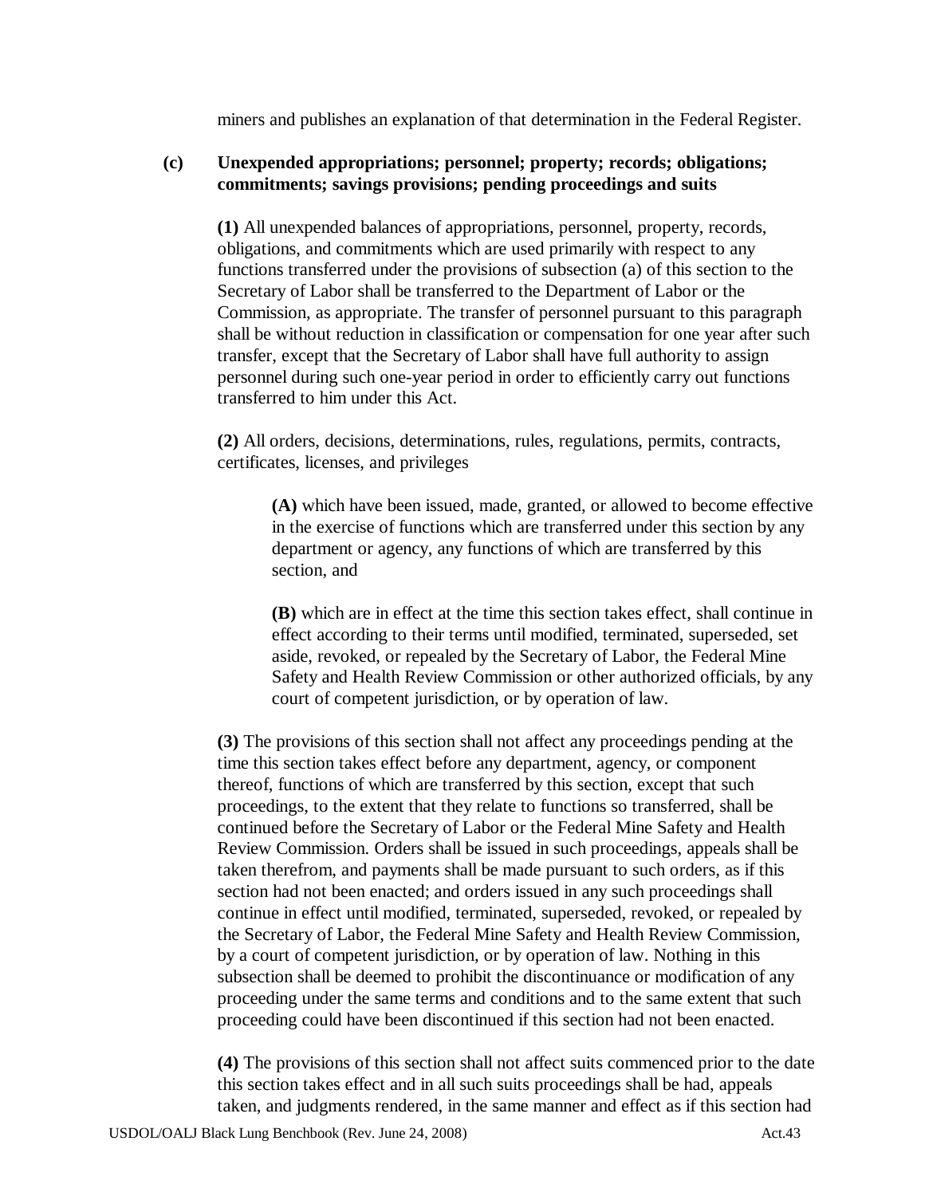miners and publishes an explanation of that determination in the Federal Register.

**(c) Unexpended appropriations; personnel; property; records; obligations; commitments; savings provisions; pending proceedings and suits**

**(1)** All unexpended balances of appropriations, personnel, property, records, obligations, and commitments which are used primarily with respect to any functions transferred under the provisions of subsection (a) of this section to the Secretary of Labor shall be transferred to the Department of Labor or the Commission, as appropriate. The transfer of personnel pursuant to this paragraph shall be without reduction in classification or compensation for one year after such transfer, except that the Secretary of Labor shall have full authority to assign personnel during such one-year period in order to efficiently carry out functions transferred to him under this Act.

**(2)** All orders, decisions, determinations, rules, regulations, permits, contracts, certificates, licenses, and privileges

**(A)** which have been issued, made, granted, or allowed to become effective in the exercise of functions which are transferred under this section by any department or agency, any functions of which are transferred by this section, and

**(B)** which are in effect at the time this section takes effect, shall continue in effect according to their terms until modified, terminated, superseded, set aside, revoked, or repealed by the Secretary of Labor, the Federal Mine Safety and Health Review Commission or other authorized officials, by any court of competent jurisdiction, or by operation of law.

**(3)** The provisions of this section shall not affect any proceedings pending at the time this section takes effect before any department, agency, or component thereof, functions of which are transferred by this section, except that such proceedings, to the extent that they relate to functions so transferred, shall be continued before the Secretary of Labor or the Federal Mine Safety and Health Review Commission. Orders shall be issued in such proceedings, appeals shall be taken therefrom, and payments shall be made pursuant to such orders, as if this section had not been enacted; and orders issued in any such proceedings shall continue in effect until modified, terminated, superseded, revoked, or repealed by the Secretary of Labor, the Federal Mine Safety and Health Review Commission, by a court of competent jurisdiction, or by operation of law. Nothing in this subsection shall be deemed to prohibit the discontinuance or modification of any proceeding under the same terms and conditions and to the same extent that such proceeding could have been discontinued if this section had not been enacted.

**(4)** The provisions of this section shall not affect suits commenced prior to the date this section takes effect and in all such suits proceedings shall be had, appeals taken, and judgments rendered, in the same manner and effect as if this section had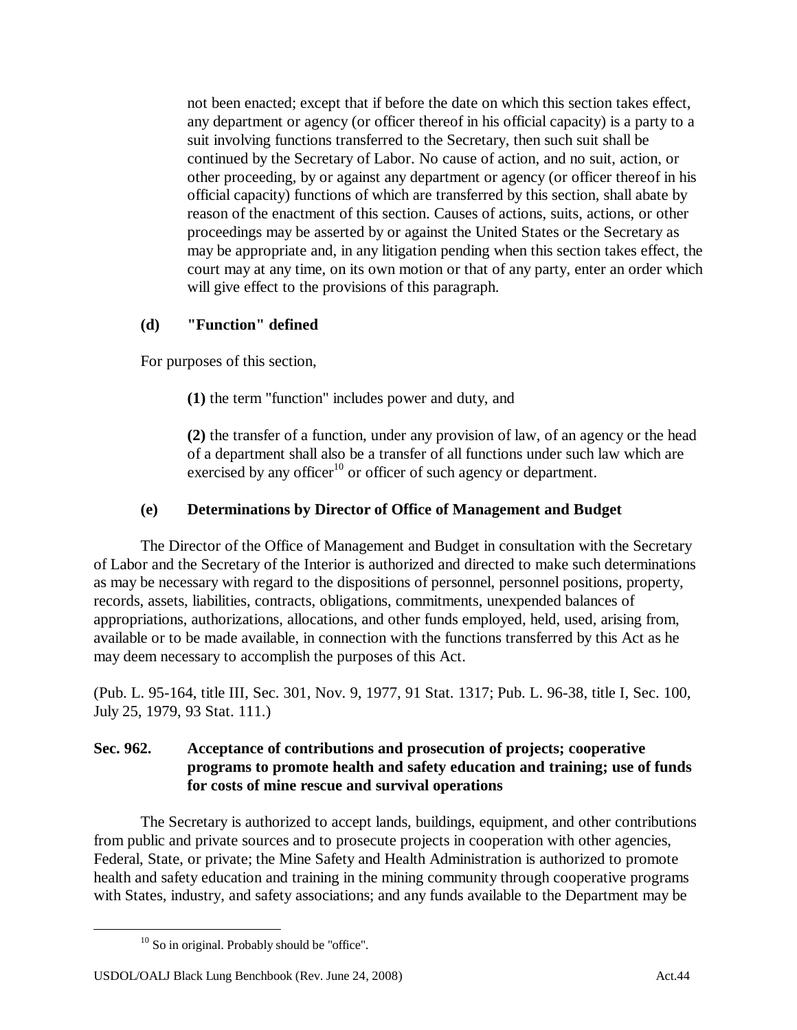not been enacted; except that if before the date on which this section takes effect, any department or agency (or officer thereof in his official capacity) is a party to a suit involving functions transferred to the Secretary, then such suit shall be continued by the Secretary of Labor. No cause of action, and no suit, action, or other proceeding, by or against any department or agency (or officer thereof in his official capacity) functions of which are transferred by this section, shall abate by reason of the enactment of this section. Causes of actions, suits, actions, or other proceedings may be asserted by or against the United States or the Secretary as may be appropriate and, in any litigation pending when this section takes effect, the court may at any time, on its own motion or that of any party, enter an order which will give effect to the provisions of this paragraph.

**(d) "Function" defined**

For purposes of this section,

**(1)** the term "function" includes power and duty, and

**(2)** the transfer of a function, under any provision of law, of an agency or the head of a department shall also be a transfer of all functions under such law which are exercised by any officer[10] or officer of such agency or department.

**(e) Determinations by Director of Office of Management and Budget**

The Director of the Office of Management and Budget in consultation with the Secretary of Labor and the Secretary of the Interior is authorized and directed to make such determinations as may be necessary with regard to the dispositions of personnel, personnel positions, property, records, assets, liabilities, contracts, obligations, commitments, unexpended balances of appropriations, authorizations, allocations, and other funds employed, held, used, arising from, available or to be made available, in connection with the functions transferred by this Act as he may deem necessary to accomplish the purposes of this Act.

(Pub. L. 95-164, title III, Sec. 301, Nov. 9, 1977, 91 Stat. 1317; Pub. L. 96-38, title I, Sec. 100, July 25, 1979, 93 Stat. 111.)

### Sec. 962. Acceptance of contributions and prosecution of projects; cooperative programs to promote health and safety education and training; use of funds for costs of mine rescue and survival operations

The Secretary is authorized to accept lands, buildings, equipment, and other contributions from public and private sources and to prosecute projects in cooperation with other agencies, Federal, State, or private; the Mine Safety and Health Administration is authorized to promote health and safety education and training in the mining community through cooperative programs with States, industry, and safety associations; and any funds available to the Department may be

[10] So in original. Probably should be "office".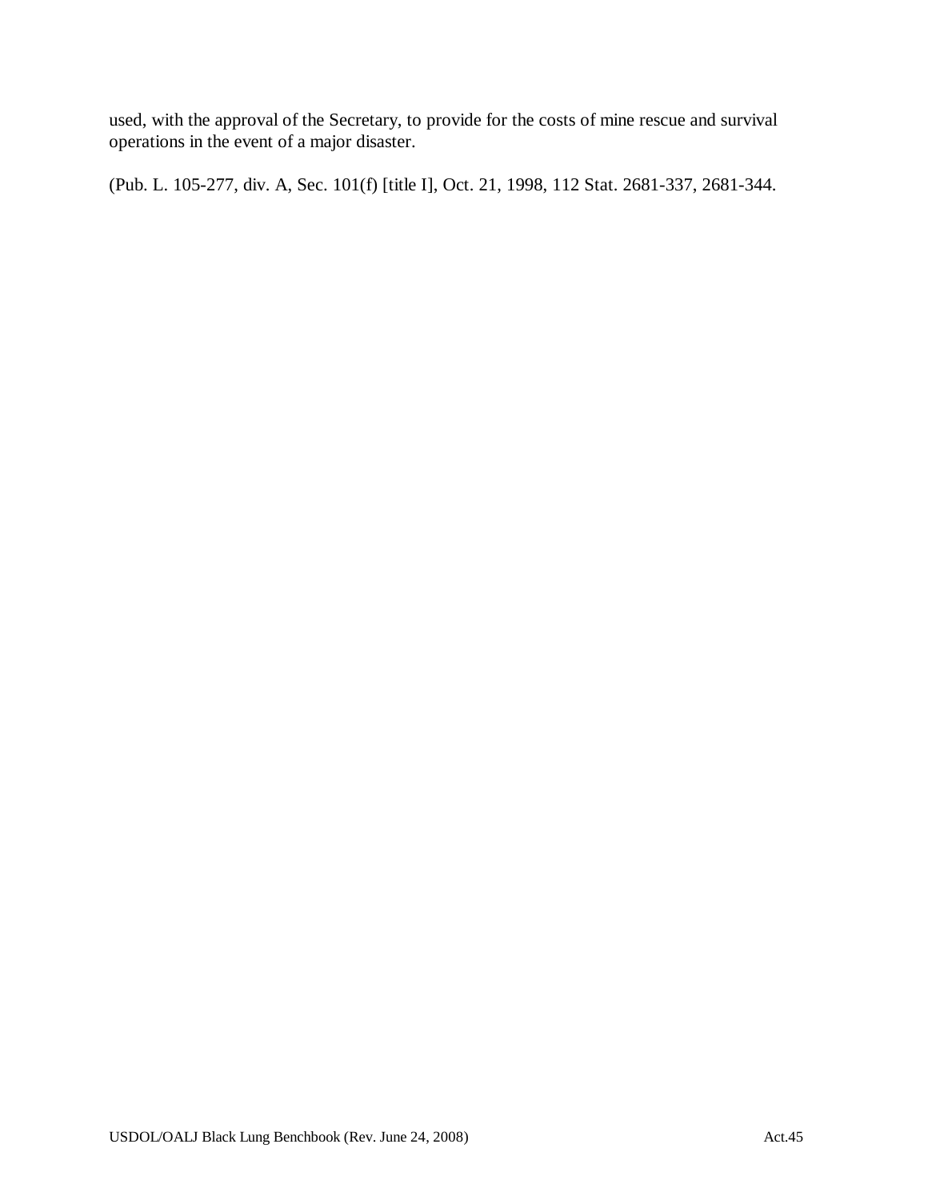used, with the approval of the Secretary, to provide for the costs of mine rescue and survival operations in the event of a major disaster.

(Pub. L. 105-277, div. A, Sec. 101(f) [title I], Oct. 21, 1998, 112 Stat. 2681-337, 2681-344.